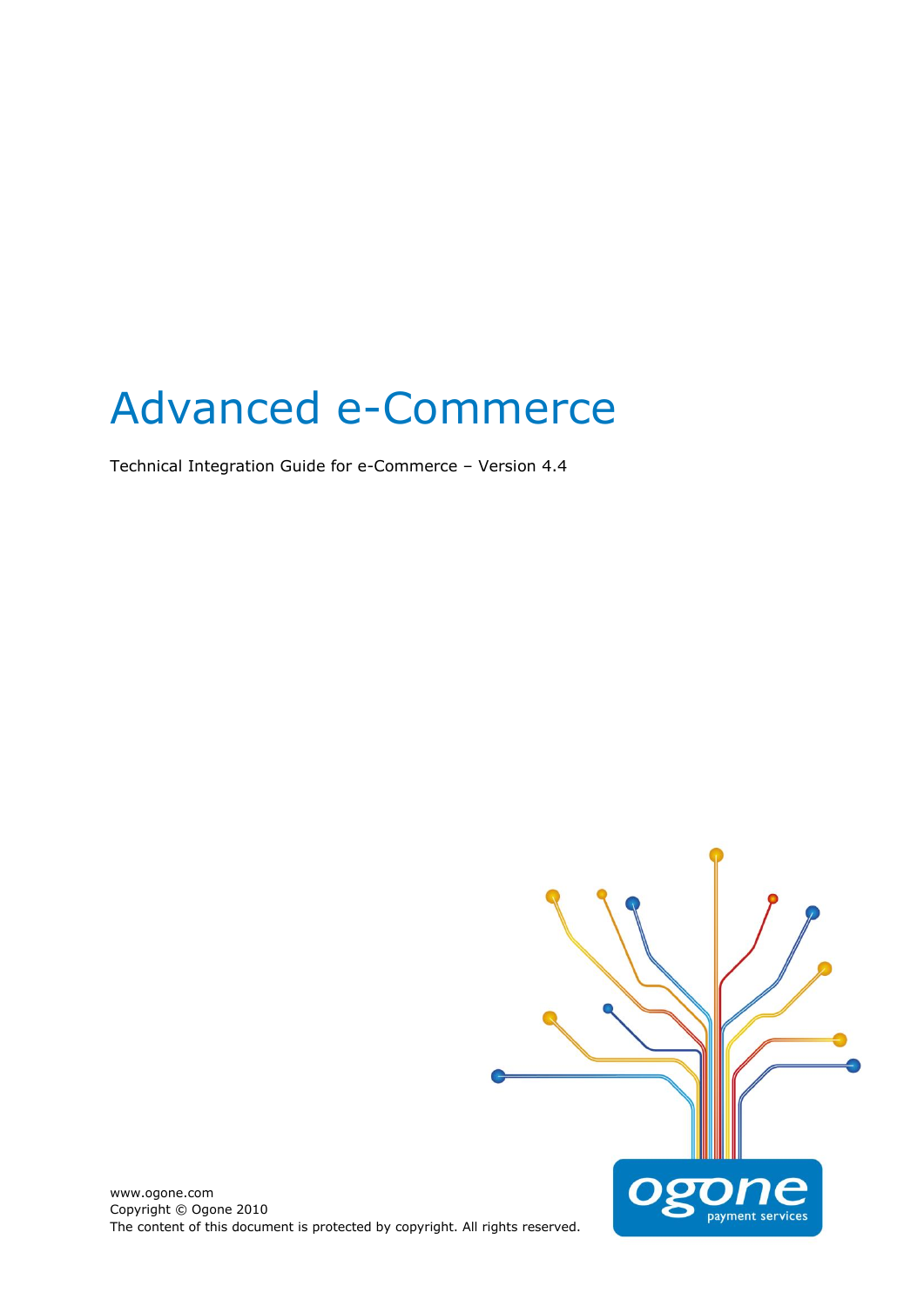# Advanced e-Commerce

Technical Integration Guide for e-Commerce – Version 4.4

www.ogone.com
Copyright © Ogone 2010
The content of this document is protected by copyright. All rights reserved.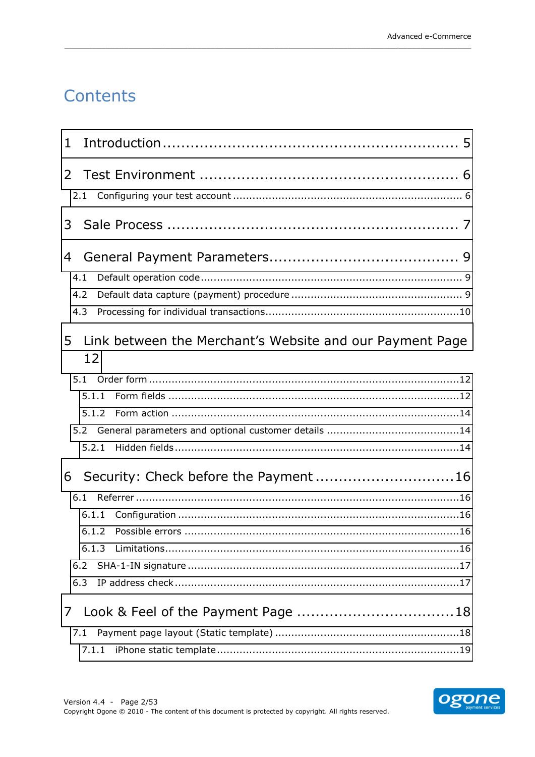# Contents

1 Introduction ........................................................... 5

2 Test Environment ..................................................... 6

- 2.1 Configuring your test account ........................................................ 6

3 Sale Process ........................................................... 7

4 General Payment Parameters....................................... 9

- 4.1 Default operation code........................................................................ 9
- 4.2 Default data capture (payment) procedure ......................................... 9
- 4.3 Processing for individual transactions...............................................10

5 Link between the Merchant's Website and our Payment Page 12

- 5.1 Order form ..........................................................................................12
  - 5.1.1 Form fields .....................................................................................12
  - 5.1.2 Form action ....................................................................................14
- 5.2 General parameters and optional customer details ..........................14
  - 5.2.1 Hidden fields...................................................................................14

6 Security: Check before the Payment ............................16

- 6.1 Referrer ...............................................................................................16
  - 6.1.1 Configuration ..................................................................................16
  - 6.1.2 Possible errors ...............................................................................16
  - 6.1.3 Limitations......................................................................................16
- 6.2 SHA-1-IN signature ............................................................................17
- 6.3 IP address check .................................................................................17

7 Look & Feel of the Payment Page ................................18

- 7.1 Payment page layout (Static template) .............................................18
  - 7.1.1 iPhone static template....................................................................19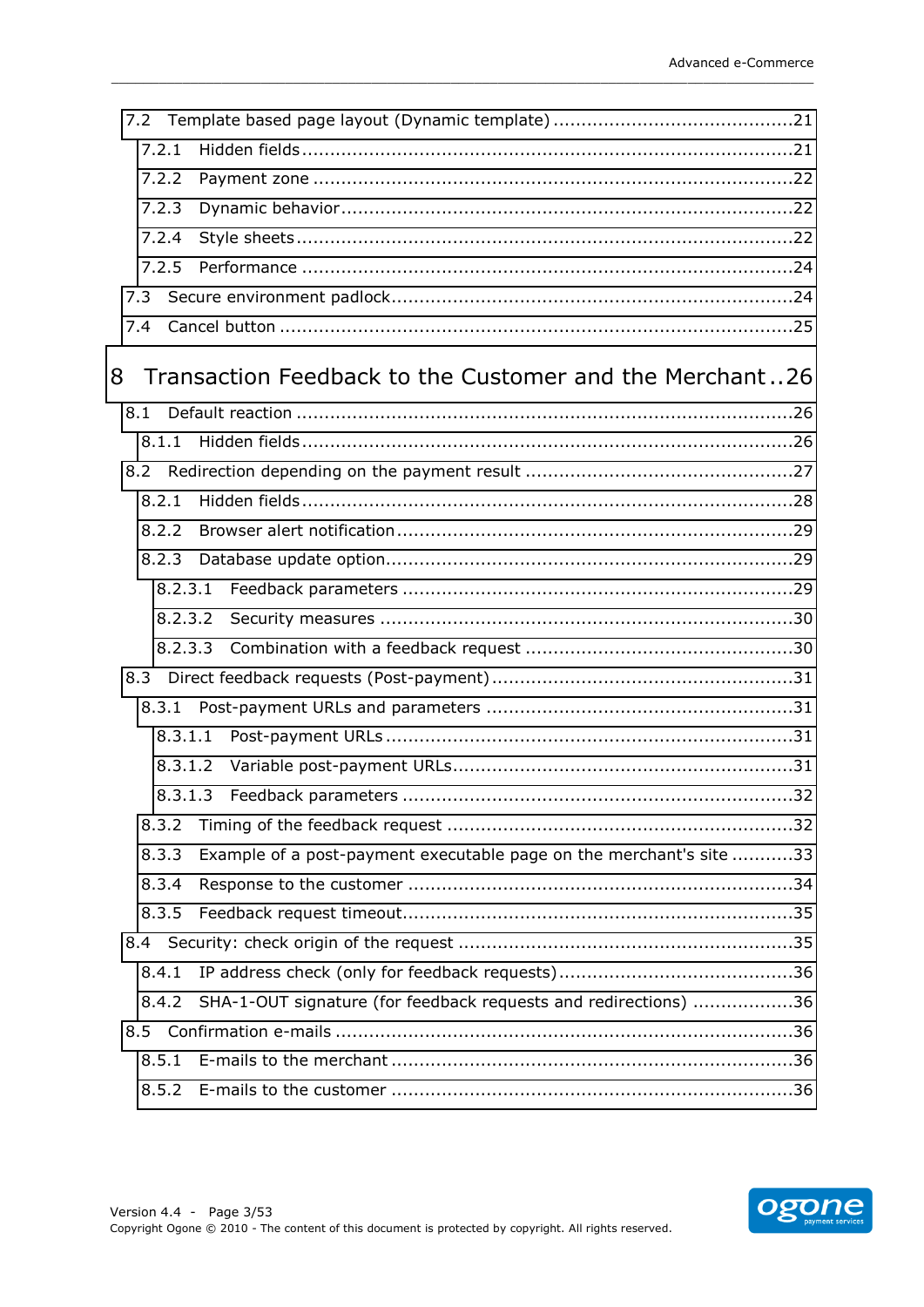7.2 Template based page layout (Dynamic template) ..........................................21
- 7.2.1 Hidden fields .......................................................................................21
- 7.2.2 Payment zone ......................................................................................22
- 7.2.3 Dynamic behavior .................................................................................22
- 7.2.4 Style sheets ........................................................................................22
- 7.2.5 Performance ........................................................................................24

7.3 Secure environment padlock.........................................................................24

7.4 Cancel button ...........................................................................................25

8 Transaction Feedback to the Customer and the Merchant..26

8.1 Default reaction ........................................................................................26
- 8.1.1 Hidden fields .......................................................................................26

8.2 Redirection depending on the payment result ...............................................27
- 8.2.1 Hidden fields .......................................................................................28
- 8.2.2 Browser alert notification ......................................................................29
- 8.2.3 Database update option.........................................................................29
  - 8.2.3.1 Feedback parameters .....................................................................29
  - 8.2.3.2 Security measures .........................................................................30
  - 8.2.3.3 Combination with a feedback request ................................................30

8.3 Direct feedback requests (Post-payment) .....................................................31
- 8.3.1 Post-payment URLs and parameters .......................................................31
  - 8.3.1.1 Post-payment URLs .........................................................................31
  - 8.3.1.2 Variable post-payment URLs.............................................................31
  - 8.3.1.3 Feedback parameters .....................................................................32
- 8.3.2 Timing of the feedback request .............................................................32
- 8.3.3 Example of a post-payment executable page on the merchant's site ...........33
- 8.3.4 Response to the customer .....................................................................34
- 8.3.5 Feedback request timeout.....................................................................35

8.4 Security: check origin of the request ...........................................................35
- 8.4.1 IP address check (only for feedback requests)..........................................36
- 8.4.2 SHA-1-OUT signature (for feedback requests and redirections) ..................36

8.5 Confirmation e-mails .................................................................................36
- 8.5.1 E-mails to the merchant .......................................................................36
- 8.5.2 E-mails to the customer .......................................................................36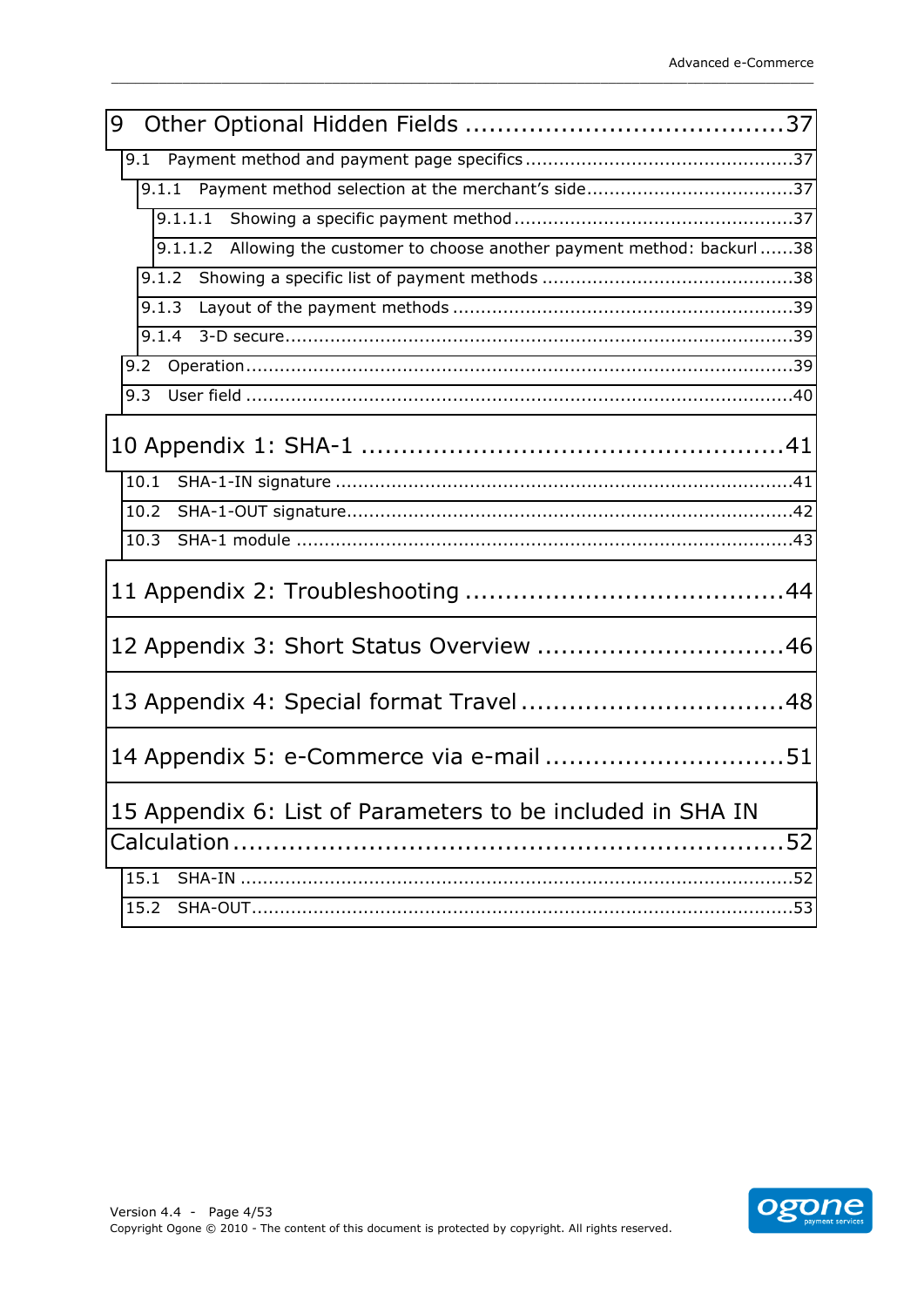9 Other Optional Hidden Fields .......................................37

- 9.1 Payment method and payment page specifics ....................................37
  - 9.1.1 Payment method selection at the merchant's side.....................................37
    - 9.1.1.1 Showing a specific payment method ..................................................37
    - 9.1.1.2 Allowing the customer to choose another payment method: backurl ......38
  - 9.1.2 Showing a specific list of payment methods ............................................38
  - 9.1.3 Layout of the payment methods ............................................................39
  - 9.1.4 3-D secure.........................................................................................39
- 9.2 Operation..................................................................................................39
- 9.3 User field ...................................................................................................40

10 Appendix 1: SHA-1 ....................................................41

- 10.1 SHA-1-IN signature ..................................................................................41
- 10.2 SHA-1-OUT signature................................................................................42
- 10.3 SHA-1 module ........................................................................................43

11 Appendix 2: Troubleshooting .......................................44

12 Appendix 3: Short Status Overview ...............................46

13 Appendix 4: Special format Travel .................................48

14 Appendix 5: e-Commerce via e-mail ..............................51

15 Appendix 6: List of Parameters to be included in SHA IN Calculation....................................................................52

- 15.1 SHA-IN ...................................................................................................52
- 15.2 SHA-OUT..................................................................................................53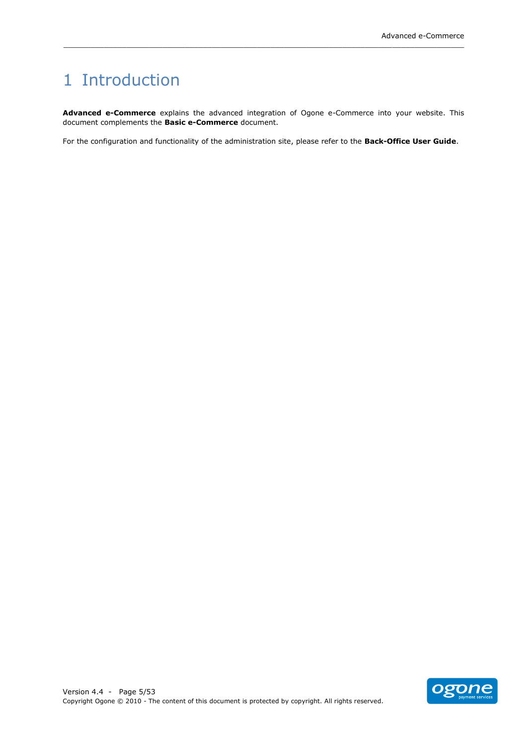# 1 Introduction

**Advanced e-Commerce** explains the advanced integration of Ogone e-Commerce into your website. This document complements the **Basic e-Commerce** document.

For the configuration and functionality of the administration site, please refer to the **Back-Office User Guide**.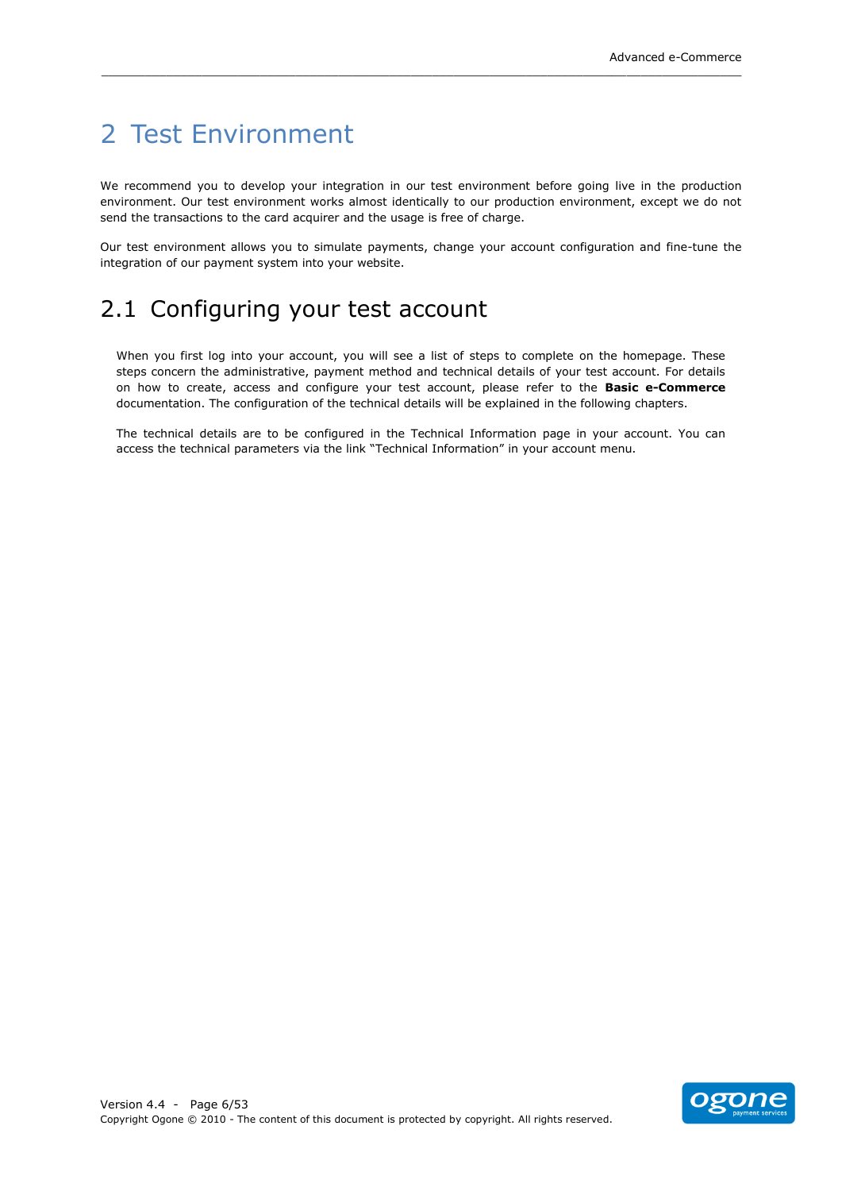# 2 Test Environment

We recommend you to develop your integration in our test environment before going live in the production environment. Our test environment works almost identically to our production environment, except we do not send the transactions to the card acquirer and the usage is free of charge.

Our test environment allows you to simulate payments, change your account configuration and fine-tune the integration of our payment system into your website.

## 2.1 Configuring your test account

When you first log into your account, you will see a list of steps to complete on the homepage. These steps concern the administrative, payment method and technical details of your test account. For details on how to create, access and configure your test account, please refer to the **Basic e-Commerce** documentation. The configuration of the technical details will be explained in the following chapters.

The technical details are to be configured in the Technical Information page in your account. You can access the technical parameters via the link "Technical Information" in your account menu.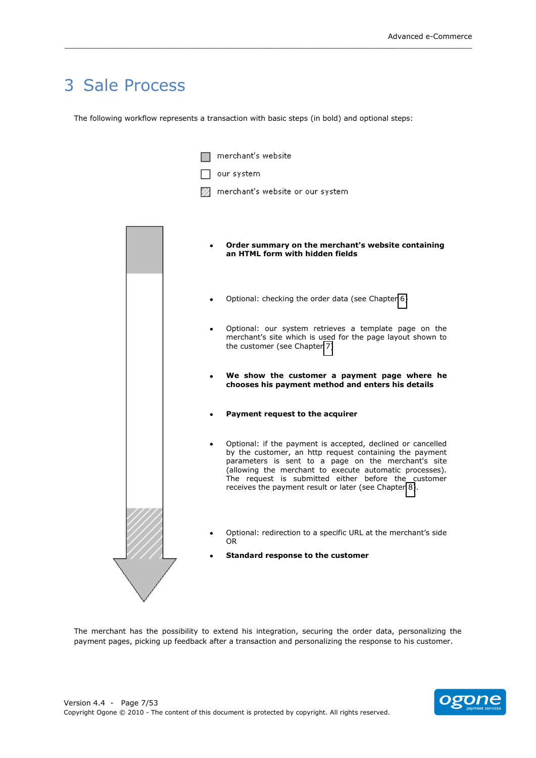# 3 Sale Process

The following workflow represents a transaction with basic steps (in bold) and optional steps:

merchant's website

our system

merchant's website or our system

- **Order summary on the merchant's website containing an HTML form with hidden fields**
- Optional: checking the order data (see Chapter 6)
- Optional: our system retrieves a template page on the merchant's site which is used for the page layout shown to the customer (see Chapter 7)
- **We show the customer a payment page where he chooses his payment method and enters his details**
- **Payment request to the acquirer**
- Optional: if the payment is accepted, declined or cancelled by the customer, an http request containing the payment parameters is sent to a page on the merchant's site (allowing the merchant to execute automatic processes). The request is submitted either before the customer receives the payment result or later (see Chapter 8).
- Optional: redirection to a specific URL at the merchant's side OR
- **Standard response to the customer**

The merchant has the possibility to extend his integration, securing the order data, personalizing the payment pages, picking up feedback after a transaction and personalizing the response to his customer.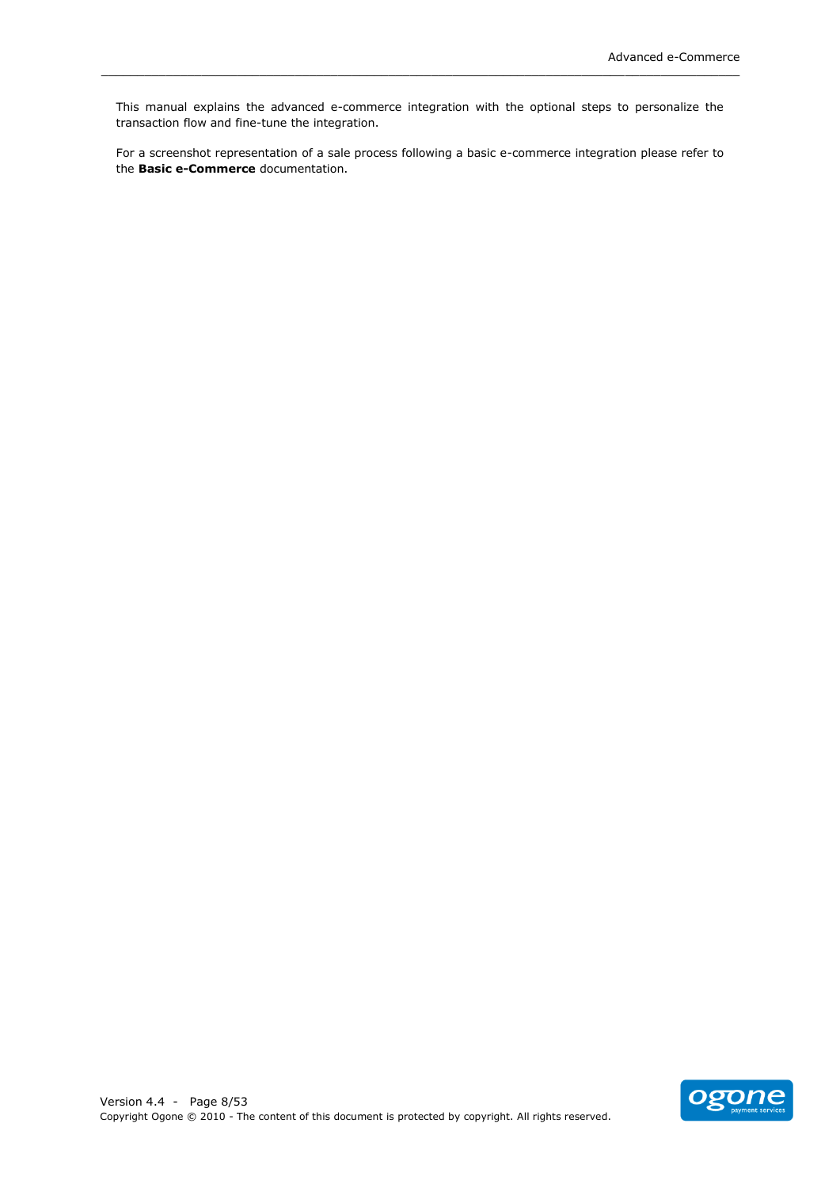This manual explains the advanced e-commerce integration with the optional steps to personalize the transaction flow and fine-tune the integration.

For a screenshot representation of a sale process following a basic e-commerce integration please refer to the **Basic e-Commerce** documentation.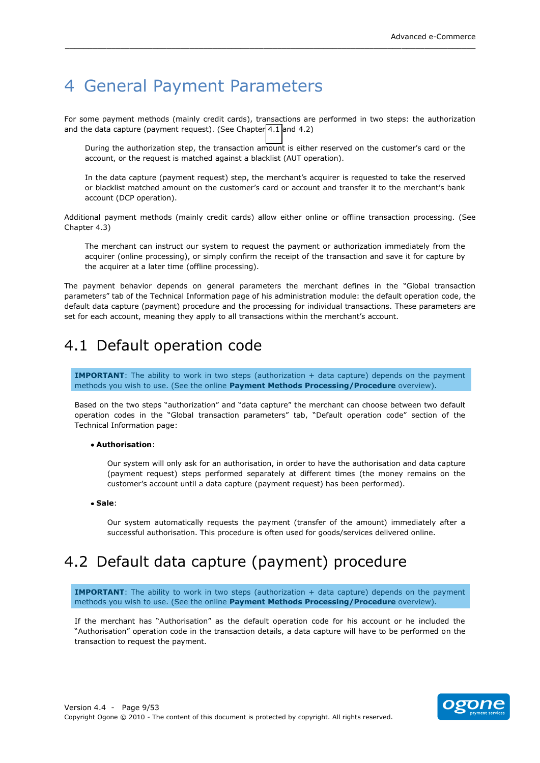# 4 General Payment Parameters

For some payment methods (mainly credit cards), transactions are performed in two steps: the authorization and the data capture (payment request). (See Chapter 4.1 and 4.2)

> During the authorization step, the transaction amount is either reserved on the customer's card or the account, or the request is matched against a blacklist (AUT operation).
>
> In the data capture (payment request) step, the merchant's acquirer is requested to take the reserved or blacklist matched amount on the customer's card or account and transfer it to the merchant's bank account (DCP operation).

Additional payment methods (mainly credit cards) allow either online or offline transaction processing. (See Chapter 4.3)

> The merchant can instruct our system to request the payment or authorization immediately from the acquirer (online processing), or simply confirm the receipt of the transaction and save it for capture by the acquirer at a later time (offline processing).

The payment behavior depends on general parameters the merchant defines in the "Global transaction parameters" tab of the Technical Information page of his administration module: the default operation code, the default data capture (payment) procedure and the processing for individual transactions. These parameters are set for each account, meaning they apply to all transactions within the merchant's account.

## 4.1 Default operation code

> **IMPORTANT**: The ability to work in two steps (authorization + data capture) depends on the payment methods you wish to use. (See the online **Payment Methods Processing/Procedure** overview).

Based on the two steps "authorization" and "data capture" the merchant can choose between two default operation codes in the "Global transaction parameters" tab, "Default operation code" section of the Technical Information page:

- **Authorisation**:

  Our system will only ask for an authorisation, in order to have the authorisation and data capture (payment request) steps performed separately at different times (the money remains on the customer's account until a data capture (payment request) has been performed).

- **Sale**:

  Our system automatically requests the payment (transfer of the amount) immediately after a successful authorisation. This procedure is often used for goods/services delivered online.

## 4.2 Default data capture (payment) procedure

> **IMPORTANT**: The ability to work in two steps (authorization + data capture) depends on the payment methods you wish to use. (See the online **Payment Methods Processing/Procedure** overview).

If the merchant has "Authorisation" as the default operation code for his account or he included the "Authorisation" operation code in the transaction details, a data capture will have to be performed on the transaction to request the payment.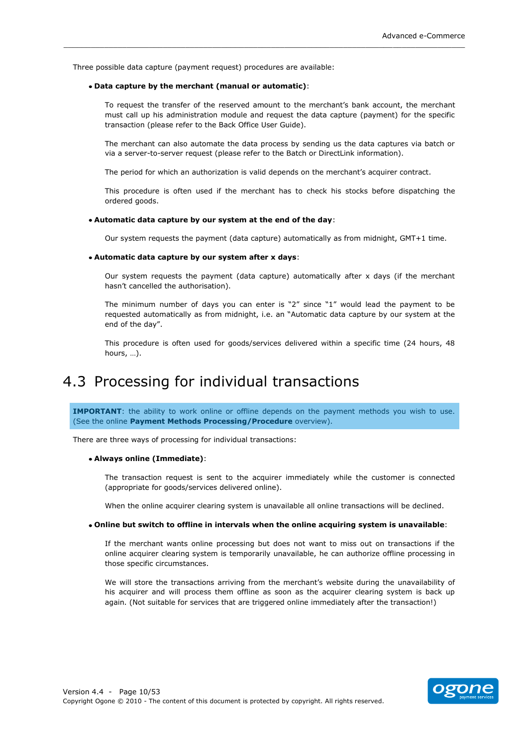Three possible data capture (payment request) procedures are available:

- **Data capture by the merchant (manual or automatic)**:

  To request the transfer of the reserved amount to the merchant's bank account, the merchant must call up his administration module and request the data capture (payment) for the specific transaction (please refer to the Back Office User Guide).

  The merchant can also automate the data process by sending us the data captures via batch or via a server-to-server request (please refer to the Batch or DirectLink information).

  The period for which an authorization is valid depends on the merchant's acquirer contract.

  This procedure is often used if the merchant has to check his stocks before dispatching the ordered goods.

- **Automatic data capture by our system at the end of the day**:

  Our system requests the payment (data capture) automatically as from midnight, GMT+1 time.

- **Automatic data capture by our system after x days**:

  Our system requests the payment (data capture) automatically after x days (if the merchant hasn't cancelled the authorisation).

  The minimum number of days you can enter is "2" since "1" would lead the payment to be requested automatically as from midnight, i.e. an "Automatic data capture by our system at the end of the day".

  This procedure is often used for goods/services delivered within a specific time (24 hours, 48 hours, …).

## 4.3 Processing for individual transactions

**IMPORTANT**: the ability to work online or offline depends on the payment methods you wish to use. (See the online **Payment Methods Processing/Procedure** overview).

There are three ways of processing for individual transactions:

- **Always online (Immediate)**:

  The transaction request is sent to the acquirer immediately while the customer is connected (appropriate for goods/services delivered online).

  When the online acquirer clearing system is unavailable all online transactions will be declined.

- **Online but switch to offline in intervals when the online acquiring system is unavailable**:

  If the merchant wants online processing but does not want to miss out on transactions if the online acquirer clearing system is temporarily unavailable, he can authorize offline processing in those specific circumstances.

  We will store the transactions arriving from the merchant's website during the unavailability of his acquirer and will process them offline as soon as the acquirer clearing system is back up again. (Not suitable for services that are triggered online immediately after the transaction!)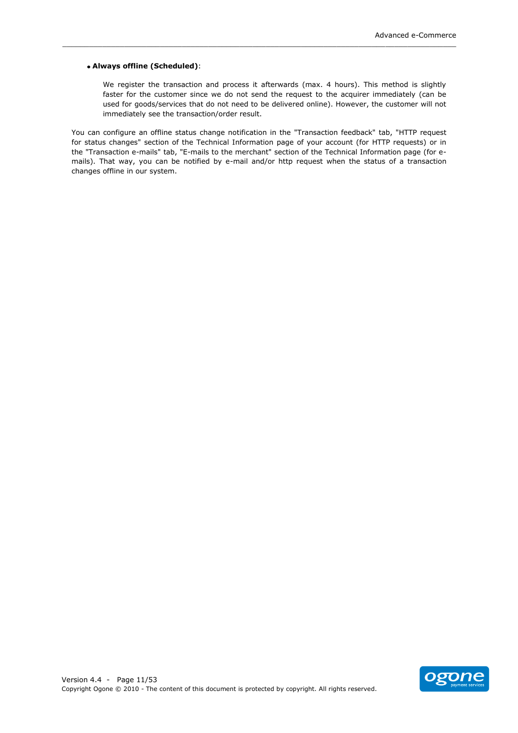- **Always offline (Scheduled)**:

  We register the transaction and process it afterwards (max. 4 hours). This method is slightly faster for the customer since we do not send the request to the acquirer immediately (can be used for goods/services that do not need to be delivered online). However, the customer will not immediately see the transaction/order result.

You can configure an offline status change notification in the "Transaction feedback" tab, "HTTP request for status changes" section of the Technical Information page of your account (for HTTP requests) or in the "Transaction e-mails" tab, "E-mails to the merchant" section of the Technical Information page (for e-mails). That way, you can be notified by e-mail and/or http request when the status of a transaction changes offline in our system.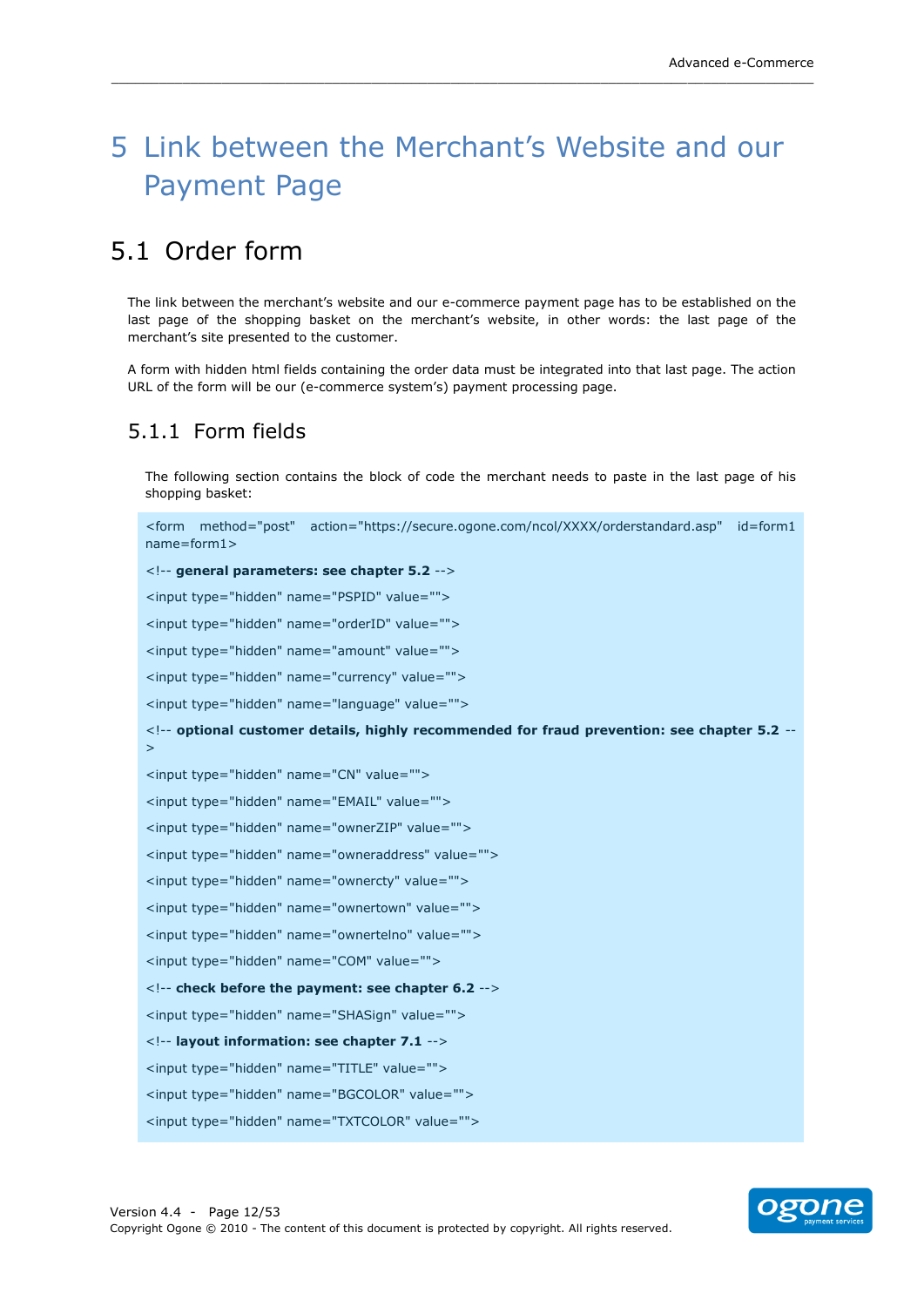# 5 Link between the Merchant’s Website and our Payment Page

## 5.1 Order form

The link between the merchant’s website and our e-commerce payment page has to be established on the last page of the shopping basket on the merchant’s website, in other words: the last page of the merchant’s site presented to the customer.

A form with hidden html fields containing the order data must be integrated into that last page. The action URL of the form will be our (e-commerce system’s) payment processing page.

### 5.1.1 Form fields

The following section contains the block of code the merchant needs to paste in the last page of his shopping basket:

```
<form method="post" action="https://secure.ogone.com/ncol/XXXX/orderstandard.asp" id=form1 name=form1>
<!-- general parameters: see chapter 5.2 -->
<input type="hidden" name="PSPID" value="">
<input type="hidden" name="orderID" value="">
<input type="hidden" name="amount" value="">
<input type="hidden" name="currency" value="">
<input type="hidden" name="language" value="">
<!-- optional customer details, highly recommended for fraud prevention: see chapter 5.2 -->
<input type="hidden" name="CN" value="">
<input type="hidden" name="EMAIL" value="">
<input type="hidden" name="ownerZIP" value="">
<input type="hidden" name="owneraddress" value="">
<input type="hidden" name="ownercty" value="">
<input type="hidden" name="ownertown" value="">
<input type="hidden" name="ownertelno" value="">
<input type="hidden" name="COM" value="">
<!-- check before the payment: see chapter 6.2 -->
<input type="hidden" name="SHASign" value="">
<!-- layout information: see chapter 7.1 -->
<input type="hidden" name="TITLE" value="">
<input type="hidden" name="BGCOLOR" value="">
<input type="hidden" name="TXTCOLOR" value="">
```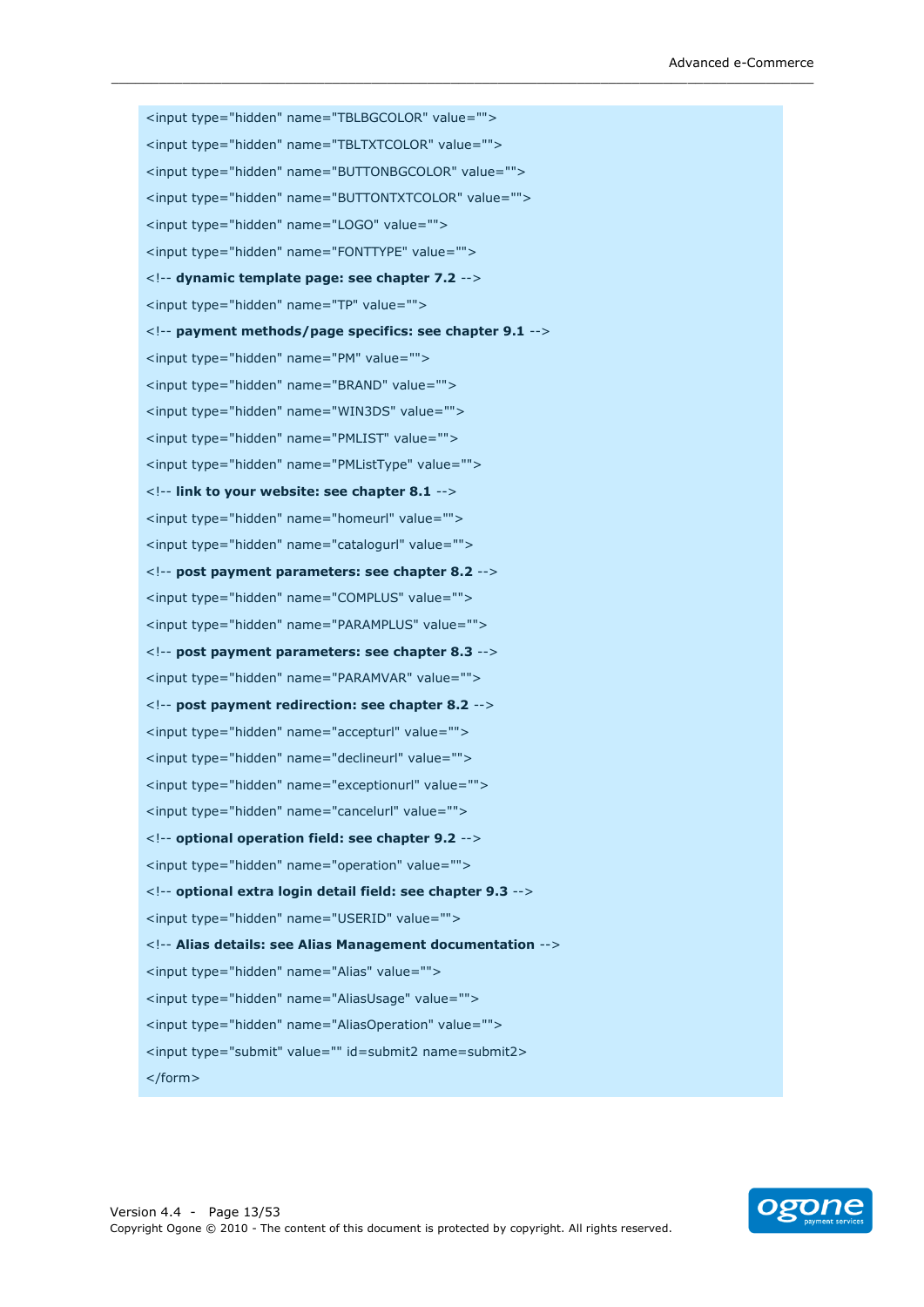```
<input type="hidden" name="TBLBGCOLOR" value="">
<input type="hidden" name="TBLTXTCOLOR" value="">
<input type="hidden" name="BUTTONBGCOLOR" value="">
<input type="hidden" name="BUTTONTXTCOLOR" value="">
<input type="hidden" name="LOGO" value="">
<input type="hidden" name="FONTTYPE" value="">
<!-- dynamic template page: see chapter 7.2 -->
<input type="hidden" name="TP" value="">
<!-- payment methods/page specifics: see chapter 9.1 -->
<input type="hidden" name="PM" value="">
<input type="hidden" name="BRAND" value="">
<input type="hidden" name="WIN3DS" value="">
<input type="hidden" name="PMLIST" value="">
<input type="hidden" name="PMListType" value="">
<!-- link to your website: see chapter 8.1 -->
<input type="hidden" name="homeurl" value="">
<input type="hidden" name="catalogurl" value="">
<!-- post payment parameters: see chapter 8.2 -->
<input type="hidden" name="COMPLUS" value="">
<input type="hidden" name="PARAMPLUS" value="">
<!-- post payment parameters: see chapter 8.3 -->
<input type="hidden" name="PARAMVAR" value="">
<!-- post payment redirection: see chapter 8.2 -->
<input type="hidden" name="accepturl" value="">
<input type="hidden" name="declineurl" value="">
<input type="hidden" name="exceptionurl" value="">
<input type="hidden" name="cancelurl" value="">
<!-- optional operation field: see chapter 9.2 -->
<input type="hidden" name="operation" value="">
<!-- optional extra login detail field: see chapter 9.3 -->
<input type="hidden" name="USERID" value="">
<!-- Alias details: see Alias Management documentation -->
<input type="hidden" name="Alias" value="">
<input type="hidden" name="AliasUsage" value="">
<input type="hidden" name="AliasOperation" value="">
<input type="submit" value="" id=submit2 name=submit2>
</form>
```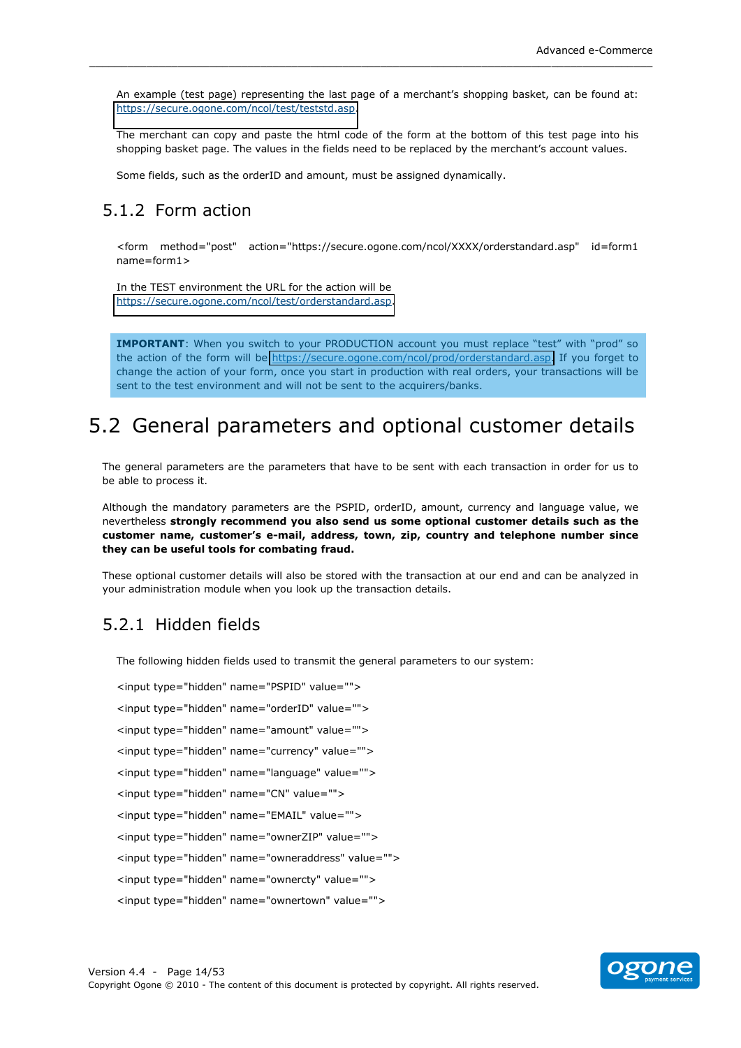An example (test page) representing the last page of a merchant's shopping basket, can be found at: https://secure.ogone.com/ncol/test/teststd.asp.

The merchant can copy and paste the html code of the form at the bottom of this test page into his shopping basket page. The values in the fields need to be replaced by the merchant's account values.

Some fields, such as the orderID and amount, must be assigned dynamically.

### 5.1.2 Form action

```
<form method="post" action="https://secure.ogone.com/ncol/XXXX/orderstandard.asp" id=form1 name=form1>
```

In the TEST environment the URL for the action will be https://secure.ogone.com/ncol/test/orderstandard.asp.

**IMPORTANT**: When you switch to your PRODUCTION account you must replace "test" with "prod" so the action of the form will be https://secure.ogone.com/ncol/prod/orderstandard.asp. If you forget to change the action of your form, once you start in production with real orders, your transactions will be sent to the test environment and will not be sent to the acquirers/banks.

## 5.2 General parameters and optional customer details

The general parameters are the parameters that have to be sent with each transaction in order for us to be able to process it.

Although the mandatory parameters are the PSPID, orderID, amount, currency and language value, we nevertheless **strongly recommend you also send us some optional customer details such as the customer name, customer's e-mail, address, town, zip, country and telephone number since they can be useful tools for combating fraud.**

These optional customer details will also be stored with the transaction at our end and can be analyzed in your administration module when you look up the transaction details.

### 5.2.1 Hidden fields

The following hidden fields used to transmit the general parameters to our system:

```
<input type="hidden" name="PSPID" value="">
<input type="hidden" name="orderID" value="">
<input type="hidden" name="amount" value="">
<input type="hidden" name="currency" value="">
<input type="hidden" name="language" value="">
<input type="hidden" name="CN" value="">
<input type="hidden" name="EMAIL" value="">
<input type="hidden" name="ownerZIP" value="">
<input type="hidden" name="owneraddress" value="">
<input type="hidden" name="ownercty" value="">
<input type="hidden" name="ownertown" value="">
```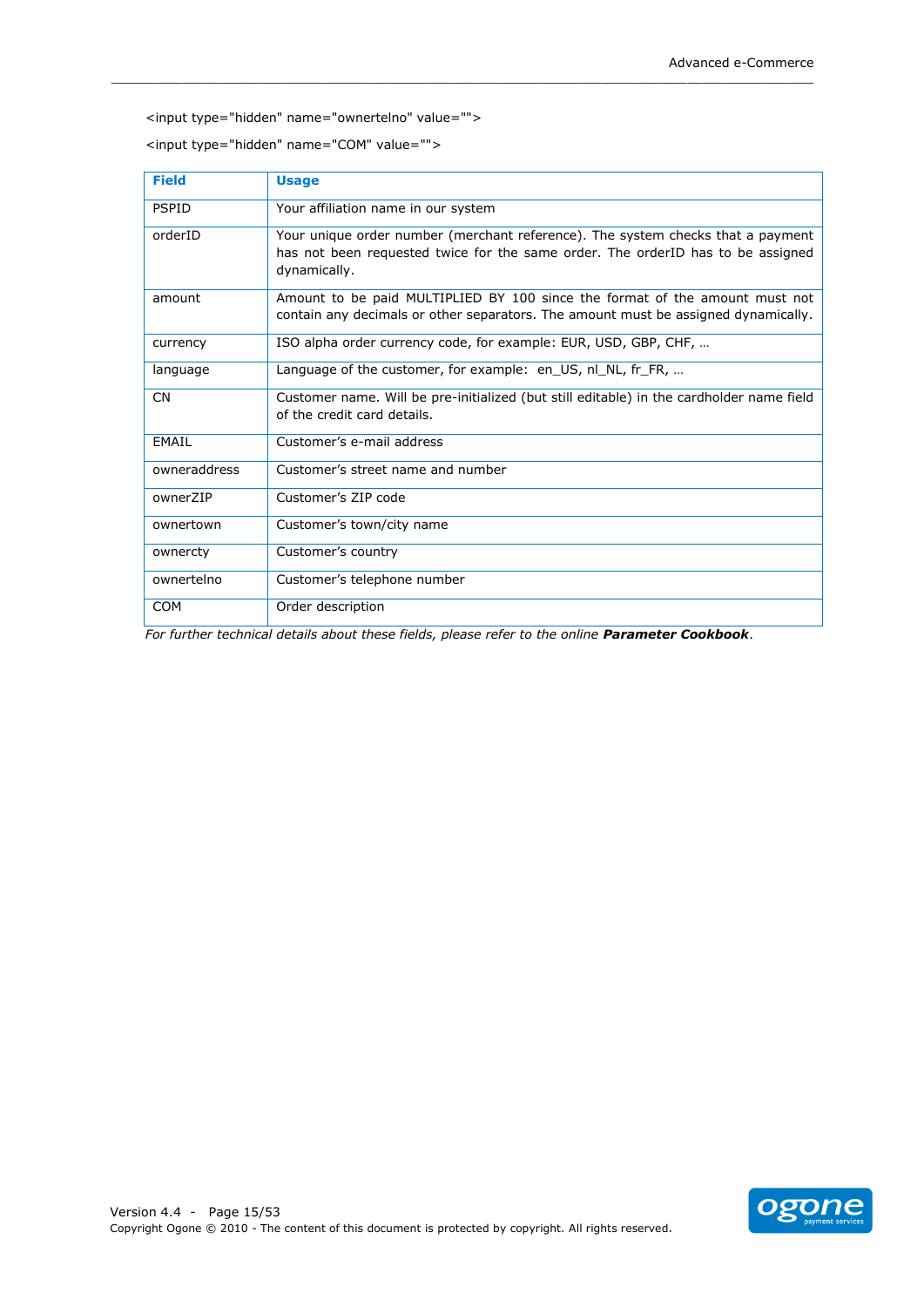```
<input type="hidden" name="ownertelno" value="">
<input type="hidden" name="COM" value="">
```

| Field | Usage |
|---|---|
| PSPID | Your affiliation name in our system |
| orderID | Your unique order number (merchant reference). The system checks that a payment has not been requested twice for the same order. The orderID has to be assigned dynamically. |
| amount | Amount to be paid MULTIPLIED BY 100 since the format of the amount must not contain any decimals or other separators. The amount must be assigned dynamically. |
| currency | ISO alpha order currency code, for example: EUR, USD, GBP, CHF, … |
| language | Language of the customer, for example: en_US, nl_NL, fr_FR, … |
| CN | Customer name. Will be pre-initialized (but still editable) in the cardholder name field of the credit card details. |
| EMAIL | Customer's e-mail address |
| owneraddress | Customer's street name and number |
| ownerZIP | Customer's ZIP code |
| ownertown | Customer's town/city name |
| ownercty | Customer's country |
| ownertelno | Customer's telephone number |
| COM | Order description |

*For further technical details about these fields, please refer to the online* ***Parameter Cookbook****.*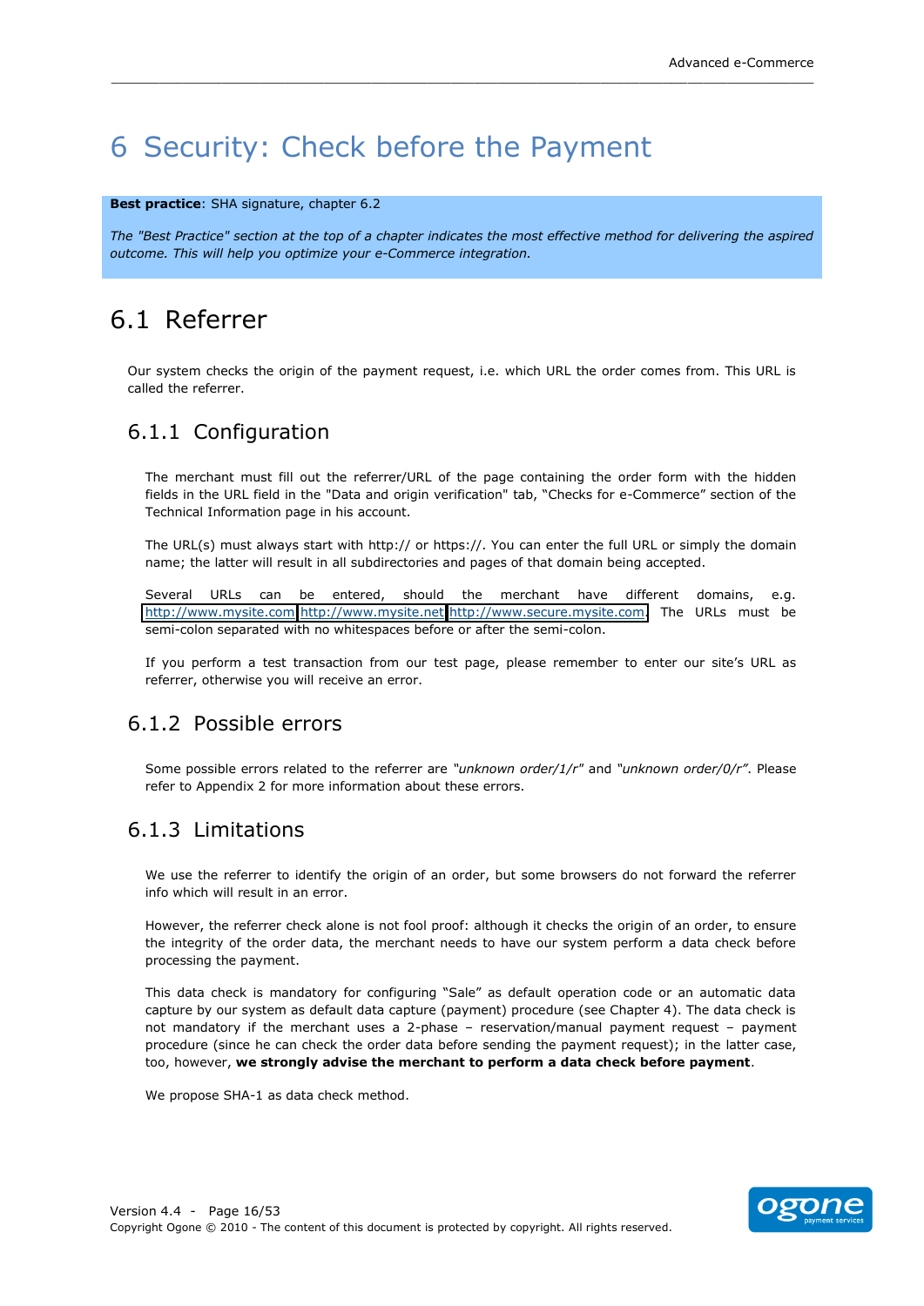# 6 Security: Check before the Payment

**Best practice**: SHA signature, chapter 6.2

*The "Best Practice" section at the top of a chapter indicates the most effective method for delivering the aspired outcome. This will help you optimize your e-Commerce integration.*

## 6.1 Referrer

Our system checks the origin of the payment request, i.e. which URL the order comes from. This URL is called the referrer.

### 6.1.1 Configuration

The merchant must fill out the referrer/URL of the page containing the order form with the hidden fields in the URL field in the "Data and origin verification" tab, "Checks for e-Commerce" section of the Technical Information page in his account.

The URL(s) must always start with http:// or https://. You can enter the full URL or simply the domain name; the latter will result in all subdirectories and pages of that domain being accepted.

Several URLs can be entered, should the merchant have different domains, e.g. http://www.mysite.com;http://www.mysite.net;http://www.secure.mysite.com. The URLs must be semi-colon separated with no whitespaces before or after the semi-colon.

If you perform a test transaction from our test page, please remember to enter our site's URL as referrer, otherwise you will receive an error.

### 6.1.2 Possible errors

Some possible errors related to the referrer are *"unknown order/1/r"* and *"unknown order/0/r"*. Please refer to Appendix 2 for more information about these errors.

### 6.1.3 Limitations

We use the referrer to identify the origin of an order, but some browsers do not forward the referrer info which will result in an error.

However, the referrer check alone is not fool proof: although it checks the origin of an order, to ensure the integrity of the order data, the merchant needs to have our system perform a data check before processing the payment.

This data check is mandatory for configuring "Sale" as default operation code or an automatic data capture by our system as default data capture (payment) procedure (see Chapter 4). The data check is not mandatory if the merchant uses a 2-phase – reservation/manual payment request – payment procedure (since he can check the order data before sending the payment request); in the latter case, too, however, **we strongly advise the merchant to perform a data check before payment**.

We propose SHA-1 as data check method.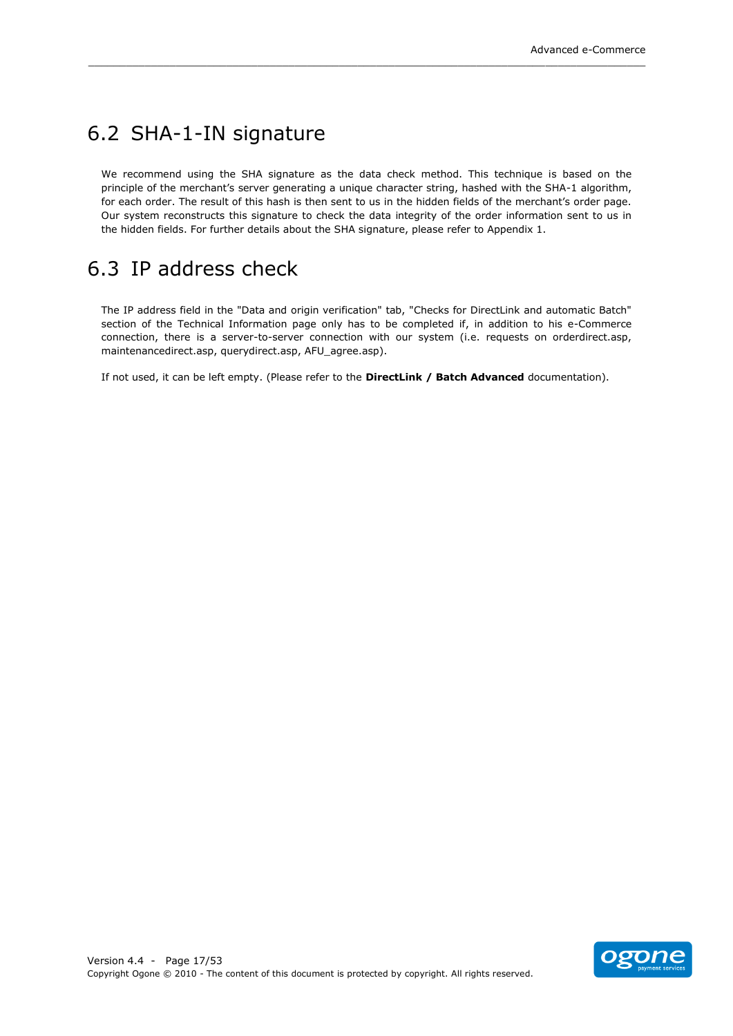## 6.2 SHA-1-IN signature

We recommend using the SHA signature as the data check method. This technique is based on the principle of the merchant's server generating a unique character string, hashed with the SHA-1 algorithm, for each order. The result of this hash is then sent to us in the hidden fields of the merchant's order page. Our system reconstructs this signature to check the data integrity of the order information sent to us in the hidden fields. For further details about the SHA signature, please refer to Appendix 1.

## 6.3 IP address check

The IP address field in the "Data and origin verification" tab, "Checks for DirectLink and automatic Batch" section of the Technical Information page only has to be completed if, in addition to his e-Commerce connection, there is a server-to-server connection with our system (i.e. requests on orderdirect.asp, maintenancedirect.asp, querydirect.asp, AFU_agree.asp).

If not used, it can be left empty. (Please refer to the **DirectLink / Batch Advanced** documentation).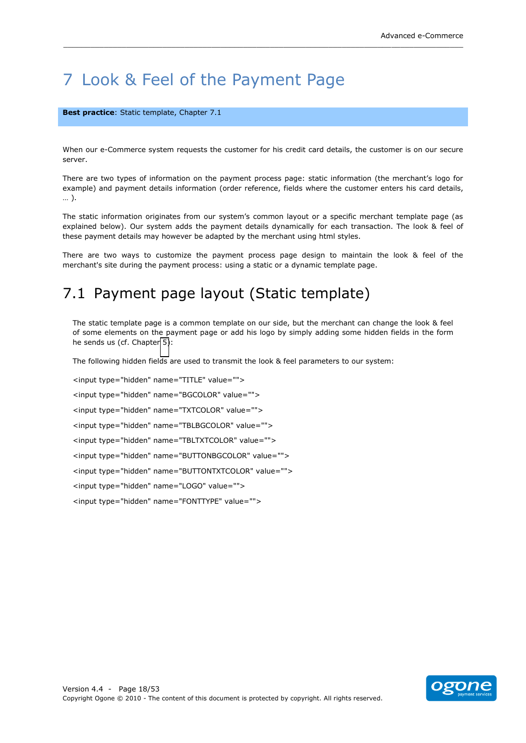# 7 Look & Feel of the Payment Page

**Best practice**: Static template, Chapter 7.1

When our e-Commerce system requests the customer for his credit card details, the customer is on our secure server.

There are two types of information on the payment process page: static information (the merchant's logo for example) and payment details information (order reference, fields where the customer enters his card details, … ).

The static information originates from our system's common layout or a specific merchant template page (as explained below). Our system adds the payment details dynamically for each transaction. The look & feel of these payment details may however be adapted by the merchant using html styles.

There are two ways to customize the payment process page design to maintain the look & feel of the merchant's site during the payment process: using a static or a dynamic template page.

## 7.1 Payment page layout (Static template)

The static template page is a common template on our side, but the merchant can change the look & feel of some elements on the payment page or add his logo by simply adding some hidden fields in the form he sends us (cf. Chapter 5):

The following hidden fields are used to transmit the look & feel parameters to our system:

```
<input type="hidden" name="TITLE" value="">
<input type="hidden" name="BGCOLOR" value="">
<input type="hidden" name="TXTCOLOR" value="">
<input type="hidden" name="TBLBGCOLOR" value="">
<input type="hidden" name="TBLTXTCOLOR" value="">
<input type="hidden" name="BUTTONBGCOLOR" value="">
<input type="hidden" name="BUTTONTXTCOLOR" value="">
<input type="hidden" name="LOGO" value="">
<input type="hidden" name="FONTTYPE" value="">
```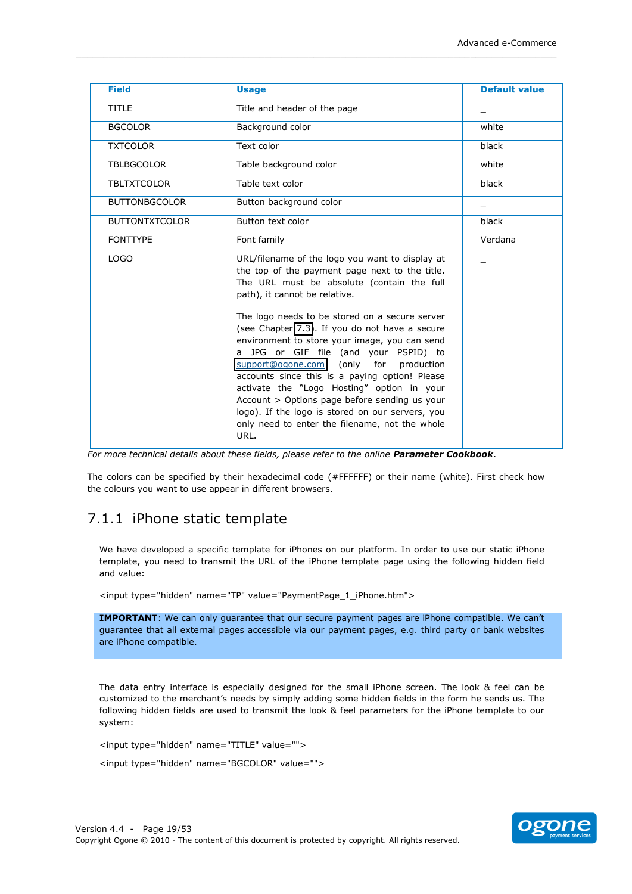| Field | Usage | Default value |
|---|---|---|
| TITLE | Title and header of the page | _ |
| BGCOLOR | Background color | white |
| TXTCOLOR | Text color | black |
| TBLBGCOLOR | Table background color | white |
| TBLTXTCOLOR | Table text color | black |
| BUTTONBGCOLOR | Button background color | _ |
| BUTTONTXTCOLOR | Button text color | black |
| FONTTYPE | Font family | Verdana |
| LOGO | URL/filename of the logo you want to display at the top of the payment page next to the title. The URL must be absolute (contain the full path), it cannot be relative.<br><br>The logo needs to be stored on a secure server (see Chapter 7.3). If you do not have a secure environment to store your image, you can send a JPG or GIF file (and your PSPID) to support@ogone.com (only for production accounts since this is a paying option! Please activate the "Logo Hosting" option in your Account > Options page before sending us your logo). If the logo is stored on our servers, you only need to enter the filename, not the whole URL. | _ |

*For more technical details about these fields, please refer to the online **Parameter Cookbook**.*

The colors can be specified by their hexadecimal code (#FFFFFF) or their name (white). First check how the colours you want to use appear in different browsers.

### 7.1.1 iPhone static template

We have developed a specific template for iPhones on our platform. In order to use our static iPhone template, you need to transmit the URL of the iPhone template page using the following hidden field and value:

```
<input type="hidden" name="TP" value="PaymentPage_1_iPhone.htm">
```

**IMPORTANT**: We can only guarantee that our secure payment pages are iPhone compatible. We can't guarantee that all external pages accessible via our payment pages, e.g. third party or bank websites are iPhone compatible.

The data entry interface is especially designed for the small iPhone screen. The look & feel can be customized to the merchant's needs by simply adding some hidden fields in the form he sends us. The following hidden fields are used to transmit the look & feel parameters for the iPhone template to our system:

```
<input type="hidden" name="TITLE" value="">
<input type="hidden" name="BGCOLOR" value="">
```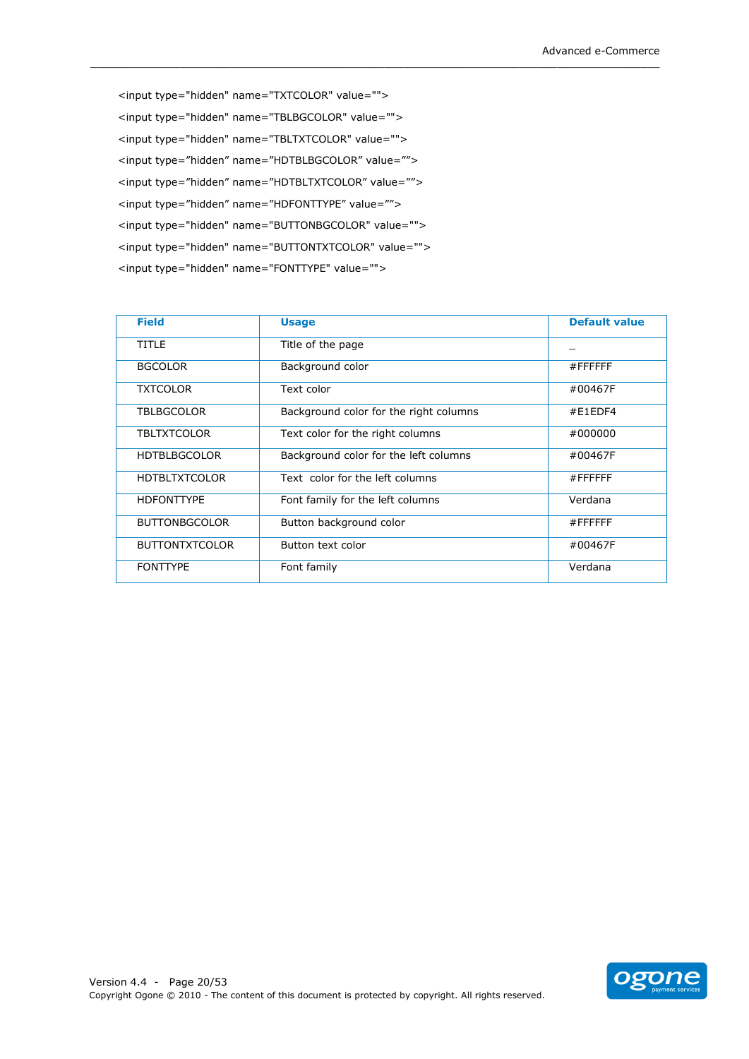```
<input type="hidden" name="TXTCOLOR" value="">
<input type="hidden" name="TBLBGCOLOR" value="">
<input type="hidden" name="TBLTXTCOLOR" value="">
<input type="hidden" name="HDTBLBGCOLOR" value="">
<input type="hidden" name="HDTBLTXTCOLOR" value="">
<input type="hidden" name="HDFONTTYPE" value="">
<input type="hidden" name="BUTTONBGCOLOR" value="">
<input type="hidden" name="BUTTONTXTCOLOR" value="">
<input type="hidden" name="FONTTYPE" value="">
```

| Field | Usage | Default value |
|---|---|---|
| TITLE | Title of the page | _ |
| BGCOLOR | Background color | #FFFFFF |
| TXTCOLOR | Text color | #00467F |
| TBLBGCOLOR | Background color for the right columns | #E1EDF4 |
| TBLTXTCOLOR | Text color for the right columns | #000000 |
| HDTBLBGCOLOR | Background color for the left columns | #00467F |
| HDTBLTXTCOLOR | Text color for the left columns | #FFFFFF |
| HDFONTTYPE | Font family for the left columns | Verdana |
| BUTTONBGCOLOR | Button background color | #FFFFFF |
| BUTTONTXTCOLOR | Button text color | #00467F |
| FONTTYPE | Font family | Verdana |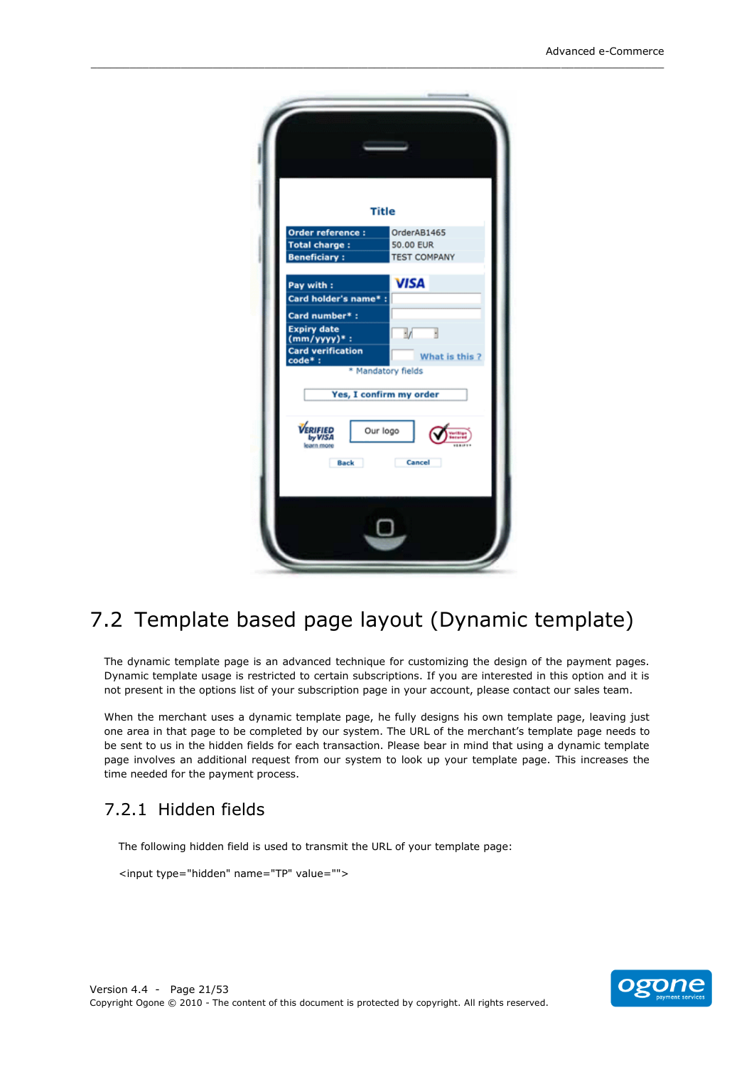## 7.2 Template based page layout (Dynamic template)

The dynamic template page is an advanced technique for customizing the design of the payment pages. Dynamic template usage is restricted to certain subscriptions. If you are interested in this option and it is not present in the options list of your subscription page in your account, please contact our sales team.

When the merchant uses a dynamic template page, he fully designs his own template page, leaving just one area in that page to be completed by our system. The URL of the merchant's template page needs to be sent to us in the hidden fields for each transaction. Please bear in mind that using a dynamic template page involves an additional request from our system to look up your template page. This increases the time needed for the payment process.

### 7.2.1 Hidden fields

The following hidden field is used to transmit the URL of your template page:

```
<input type="hidden" name="TP" value="">
```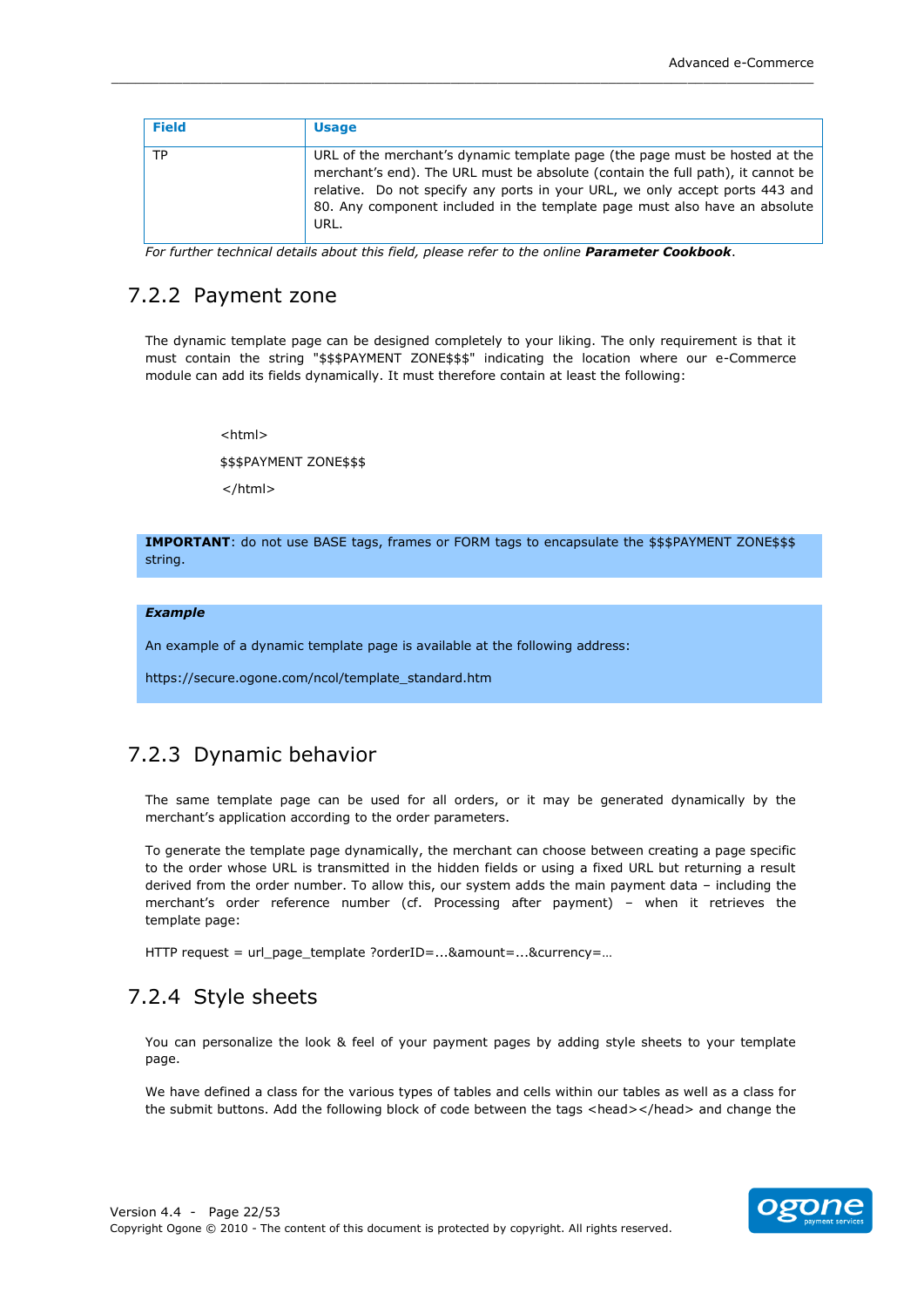| Field | Usage |
|---|---|
| TP | URL of the merchant's dynamic template page (the page must be hosted at the merchant's end). The URL must be absolute (contain the full path), it cannot be relative. Do not specify any ports in your URL, we only accept ports 443 and 80. Any component included in the template page must also have an absolute URL. |

*For further technical details about this field, please refer to the online **Parameter Cookbook**.*

### 7.2.2 Payment zone

The dynamic template page can be designed completely to your liking. The only requirement is that it must contain the string "$$$PAYMENT ZONE$$$" indicating the location where our e-Commerce module can add its fields dynamically. It must therefore contain at least the following:

```
<html>
$$$PAYMENT ZONE$$$
</html>
```

**IMPORTANT**: do not use BASE tags, frames or FORM tags to encapsulate the $$$PAYMENT ZONE$$$ string.

***Example***

An example of a dynamic template page is available at the following address:

https://secure.ogone.com/ncol/template_standard.htm

### 7.2.3 Dynamic behavior

The same template page can be used for all orders, or it may be generated dynamically by the merchant's application according to the order parameters.

To generate the template page dynamically, the merchant can choose between creating a page specific to the order whose URL is transmitted in the hidden fields or using a fixed URL but returning a result derived from the order number. To allow this, our system adds the main payment data – including the merchant's order reference number (cf. Processing after payment) – when it retrieves the template page:

HTTP request = url_page_template ?orderID=...&amount=...&currency=…

### 7.2.4 Style sheets

You can personalize the look & feel of your payment pages by adding style sheets to your template page.

We have defined a class for the various types of tables and cells within our tables as well as a class for the submit buttons. Add the following block of code between the tags <head></head> and change the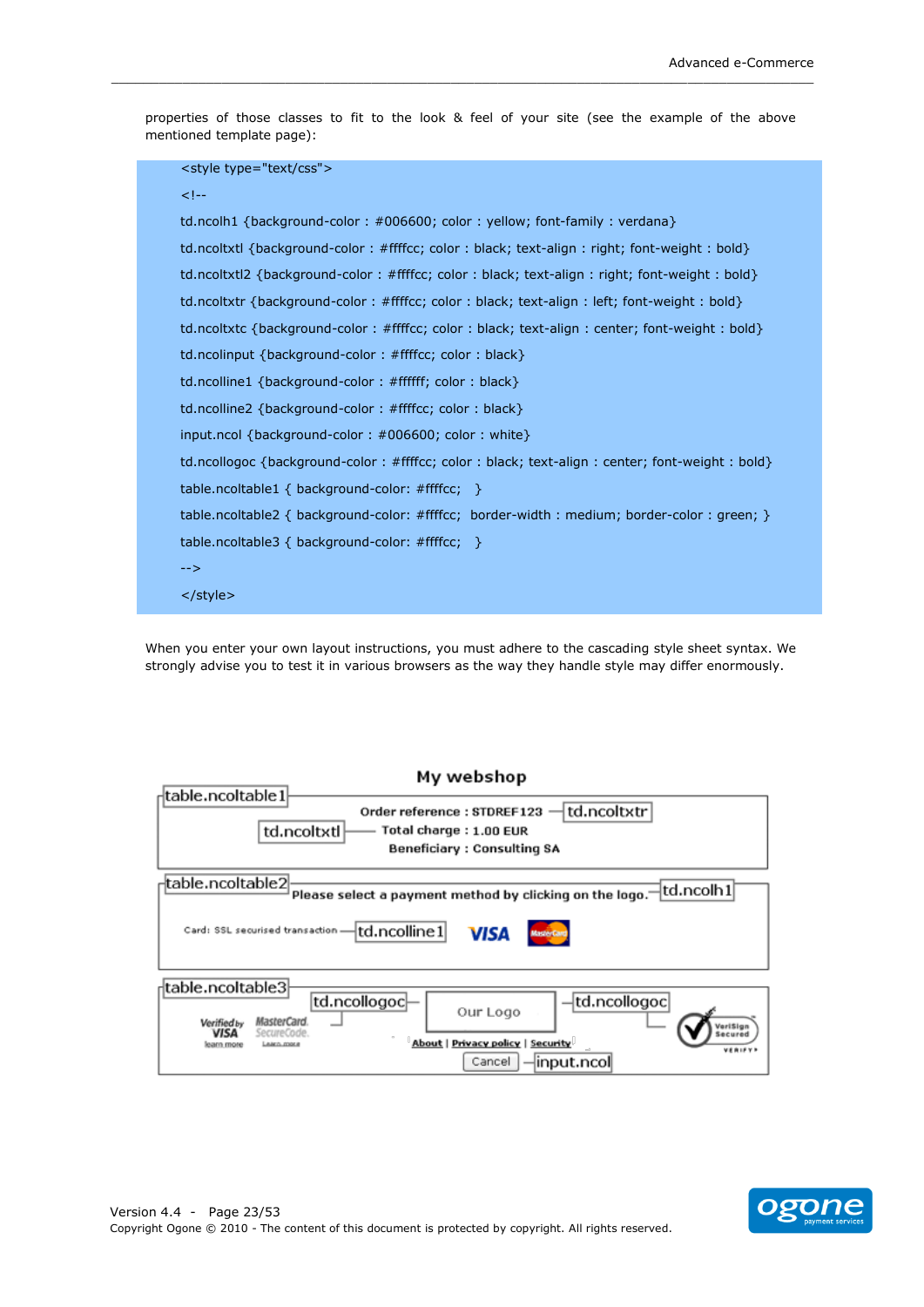properties of those classes to fit to the look & feel of your site (see the example of the above mentioned template page):

```
<style type="text/css">
<!--
td.ncolh1 {background-color : #006600; color : yellow; font-family : verdana}
td.ncoltxtl {background-color : #ffffcc; color : black; text-align : right; font-weight : bold}
td.ncoltxtl2 {background-color : #ffffcc; color : black; text-align : right; font-weight : bold}
td.ncoltxtr {background-color : #ffffcc; color : black; text-align : left; font-weight : bold}
td.ncoltxtc {background-color : #ffffcc; color : black; text-align : center; font-weight : bold}
td.ncolinput {background-color : #ffffcc; color : black}
td.ncolline1 {background-color : #ffffff; color : black}
td.ncolline2 {background-color : #ffffcc; color : black}
input.ncol {background-color : #006600; color : white}
td.ncollogoc {background-color : #ffffcc; color : black; text-align : center; font-weight : bold}
table.ncoltable1 { background-color: #ffffcc;  }
table.ncoltable2 { background-color: #ffffcc;  border-width : medium; border-color : green; }
table.ncoltable3 { background-color: #ffffcc;  }
-->
</style>
```

When you enter your own layout instructions, you must adhere to the cascading style sheet syntax. We strongly advise you to test it in various browsers as the way they handle style may differ enormously.

**My webshop**

table.ncoltable1 — td.ncoltxtl — td.ncoltxtr

Order reference : STDREF123
Total charge : 1.00 EUR
Beneficiary : Consulting SA

table.ncoltable2 — td.ncolh1

Please select a payment method by clicking on the logo.

Card: SSL securised transaction — td.ncolline1 — VISA — MasterCard

table.ncoltable3 — td.ncollogoc — td.ncollogoc

Verified by VISA (learn more) — MasterCard SecureCode (Learn more) — Our Logo — VeriSign Secured

About | Privacy policy | Security

Cancel — input.ncol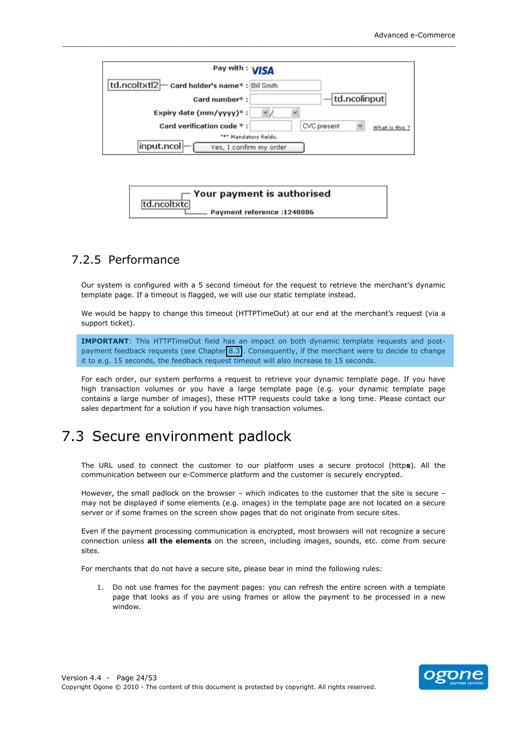Pay with : VISA

td.ncoltxtl2 — Card holder's name* : Bill Smith

Card number* : — td.ncolinput

Expiry date (mm/yyyy)* :

Card verification code * : CVC present What is this ?

"*" Mandatory fields.

input.ncol — Yes, I confirm my order

td.ncoltxtc — Your payment is authorised

Payment reference :1248886

### 7.2.5 Performance

Our system is configured with a 5 second timeout for the request to retrieve the merchant's dynamic template page. If a timeout is flagged, we will use our static template instead.

We would be happy to change this timeout (HTTPTimeOut) at our end at the merchant's request (via a support ticket).

**IMPORTANT**: This HTTPTimeOut field has an impact on both dynamic template requests and post-payment feedback requests (see Chapter 8.3). Consequently, if the merchant were to decide to change it to e.g. 15 seconds, the feedback request timeout will also increase to 15 seconds.

For each order, our system performs a request to retrieve your dynamic template page. If you have high transaction volumes or you have a large template page (e.g. your dynamic template page contains a large number of images), these HTTP requests could take a long time. Please contact our sales department for a solution if you have high transaction volumes.

## 7.3 Secure environment padlock

The URL used to connect the customer to our platform uses a secure protocol (http**s**). All the communication between our e-Commerce platform and the customer is securely encrypted.

However, the small padlock on the browser – which indicates to the customer that the site is secure – may not be displayed if some elements (e.g. images) in the template page are not located on a secure server or if some frames on the screen show pages that do not originate from secure sites.

Even if the payment processing communication is encrypted, most browsers will not recognize a secure connection unless **all the elements** on the screen, including images, sounds, etc. come from secure sites.

For merchants that do not have a secure site, please bear in mind the following rules:

1. Do not use frames for the payment pages: you can refresh the entire screen with a template page that looks as if you are using frames or allow the payment to be processed in a new window.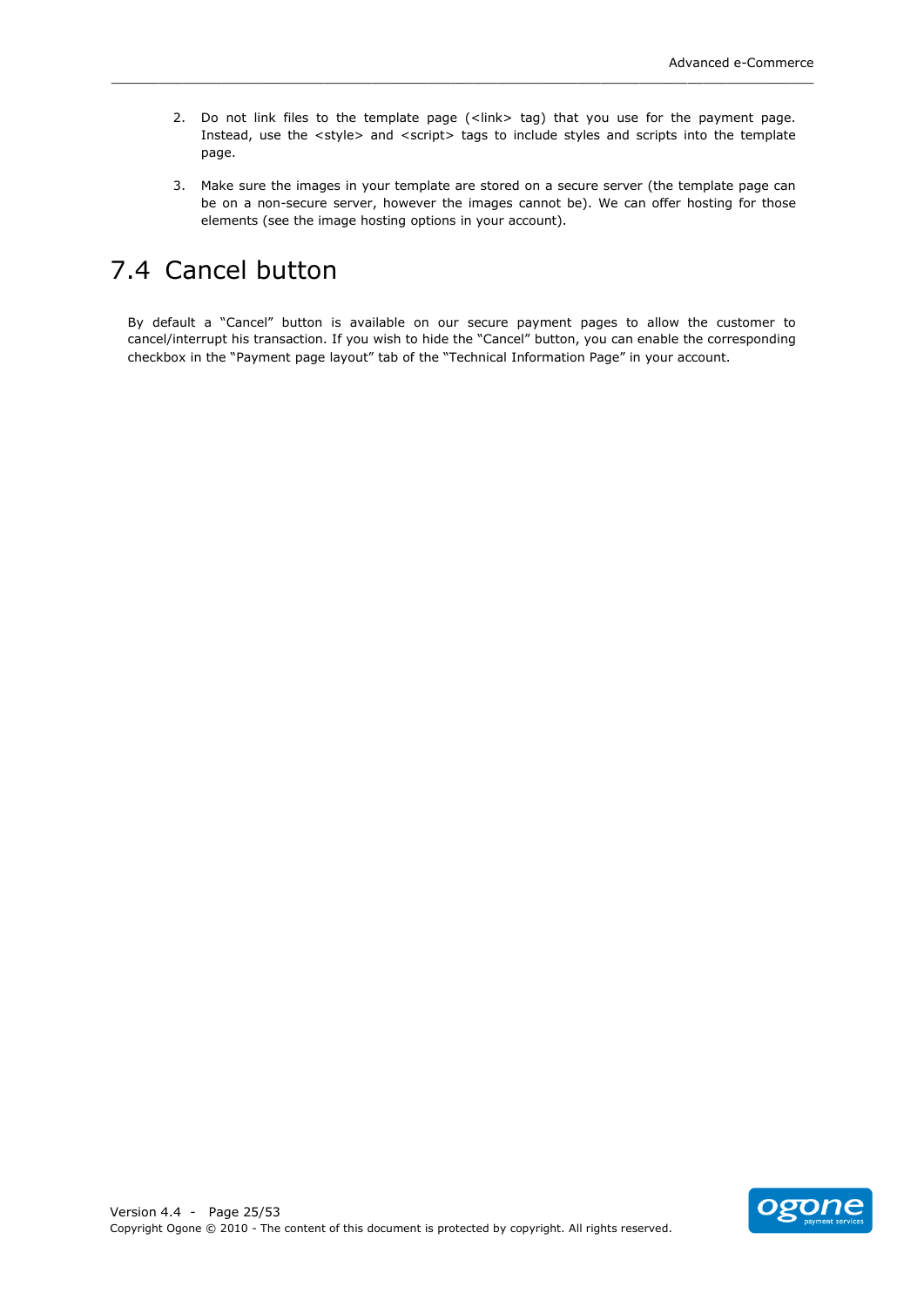2. Do not link files to the template page (<link> tag) that you use for the payment page. Instead, use the <style> and <script> tags to include styles and scripts into the template page.

3. Make sure the images in your template are stored on a secure server (the template page can be on a non-secure server, however the images cannot be). We can offer hosting for those elements (see the image hosting options in your account).

## 7.4 Cancel button

By default a "Cancel" button is available on our secure payment pages to allow the customer to cancel/interrupt his transaction. If you wish to hide the "Cancel" button, you can enable the corresponding checkbox in the "Payment page layout" tab of the "Technical Information Page" in your account.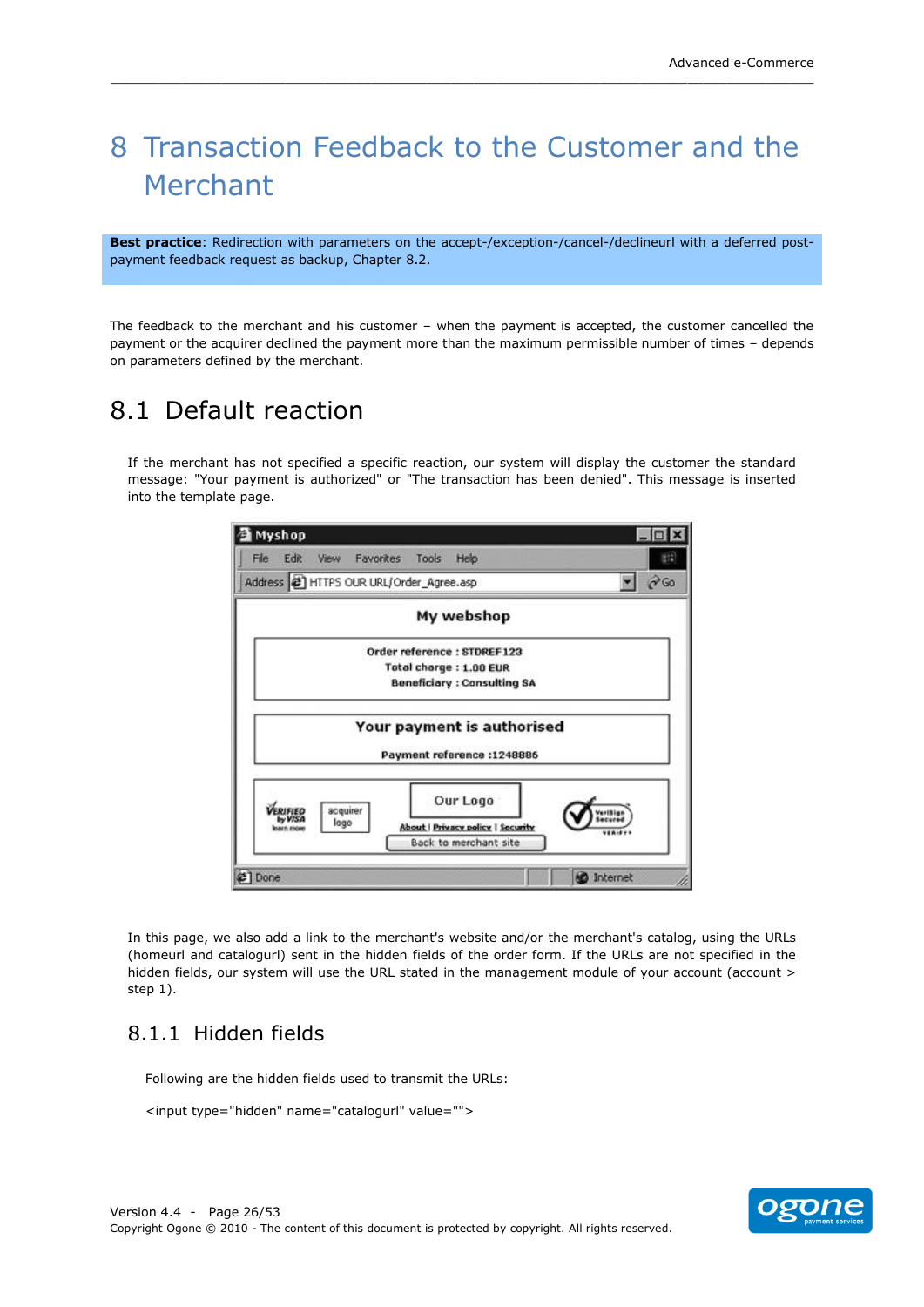# 8 Transaction Feedback to the Customer and the Merchant

**Best practice**: Redirection with parameters on the accept-/exception-/cancel-/declineurl with a deferred post-payment feedback request as backup, Chapter 8.2.

The feedback to the merchant and his customer – when the payment is accepted, the customer cancelled the payment or the acquirer declined the payment more than the maximum permissible number of times – depends on parameters defined by the merchant.

## 8.1 Default reaction

If the merchant has not specified a specific reaction, our system will display the customer the standard message: "Your payment is authorized" or "The transaction has been denied". This message is inserted into the template page.

In this page, we also add a link to the merchant's website and/or the merchant's catalog, using the URLs (homeurl and catalogurl) sent in the hidden fields of the order form. If the URLs are not specified in the hidden fields, our system will use the URL stated in the management module of your account (account > step 1).

### 8.1.1 Hidden fields

Following are the hidden fields used to transmit the URLs:

```
<input type="hidden" name="catalogurl" value="">
```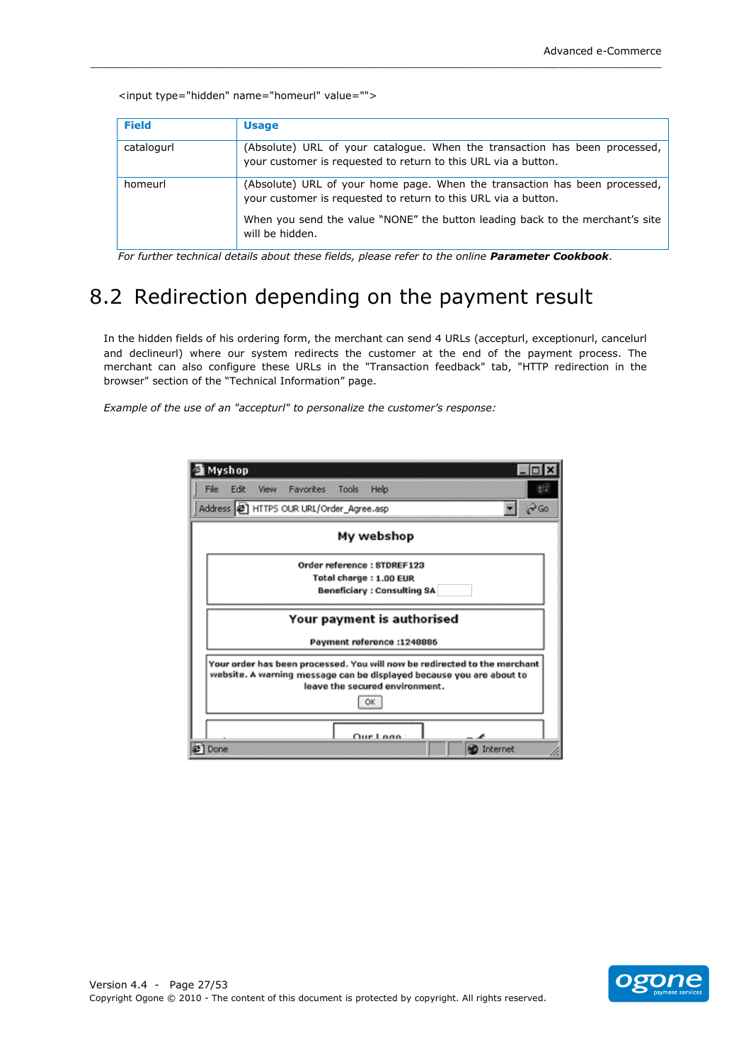```
<input type="hidden" name="homeurl" value="">
```

| Field | Usage |
|---|---|
| catalogurl | (Absolute) URL of your catalogue. When the transaction has been processed, your customer is requested to return to this URL via a button. |
| homeurl | (Absolute) URL of your home page. When the transaction has been processed, your customer is requested to return to this URL via a button.<br><br>When you send the value "NONE" the button leading back to the merchant's site will be hidden. |

*For further technical details about these fields, please refer to the online* ***Parameter Cookbook****.*

## 8.2 Redirection depending on the payment result

In the hidden fields of his ordering form, the merchant can send 4 URLs (accepturl, exceptionurl, cancelurl and declineurl) where our system redirects the customer at the end of the payment process. The merchant can also configure these URLs in the "Transaction feedback" tab, "HTTP redirection in the browser" section of the "Technical Information" page.

*Example of the use of an "accepturl" to personalize the customer's response:*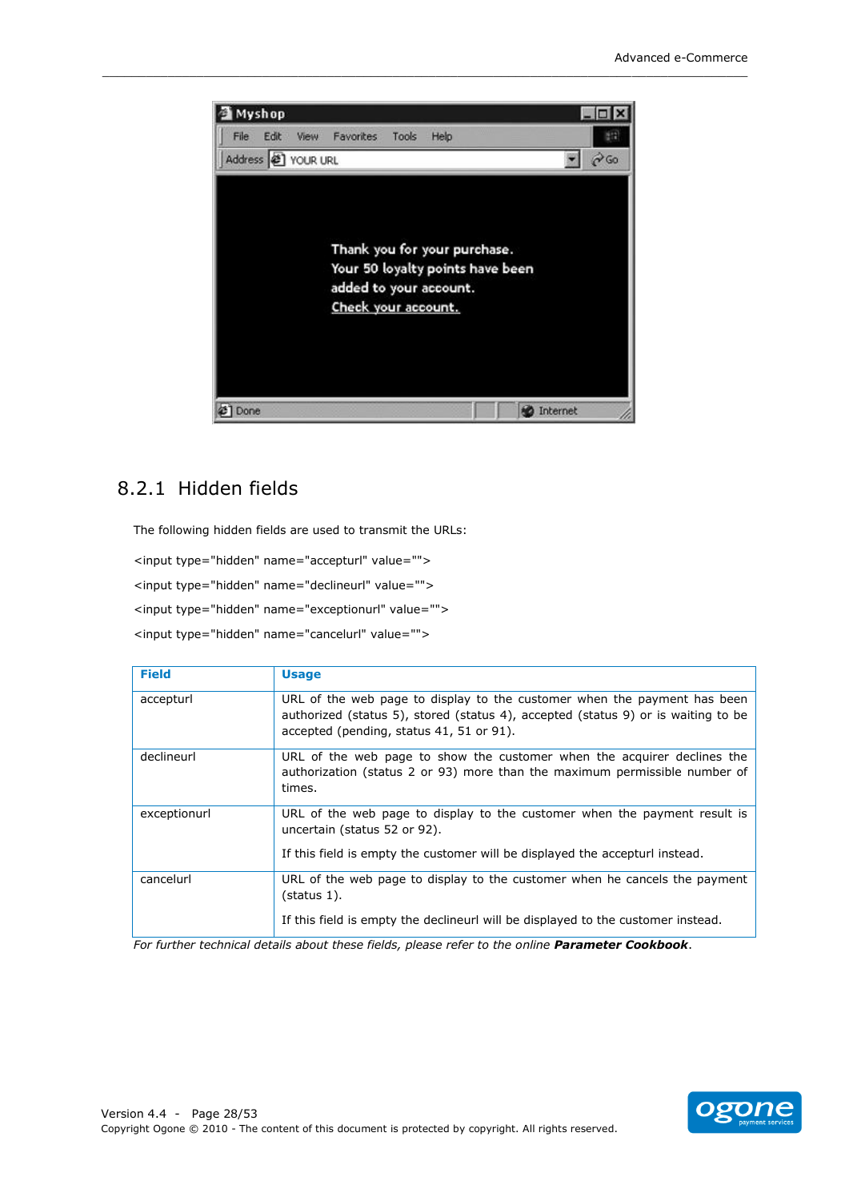## 8.2.1 Hidden fields

The following hidden fields are used to transmit the URLs:

```
<input type="hidden" name="accepturl" value="">
<input type="hidden" name="declineurl" value="">
<input type="hidden" name="exceptionurl" value="">
<input type="hidden" name="cancelurl" value="">
```

| Field | Usage |
|---|---|
| accepturl | URL of the web page to display to the customer when the payment has been authorized (status 5), stored (status 4), accepted (status 9) or is waiting to be accepted (pending, status 41, 51 or 91). |
| declineurl | URL of the web page to show the customer when the acquirer declines the authorization (status 2 or 93) more than the maximum permissible number of times. |
| exceptionurl | URL of the web page to display to the customer when the payment result is uncertain (status 52 or 92).<br><br>If this field is empty the customer will be displayed the accepturl instead. |
| cancelurl | URL of the web page to display to the customer when he cancels the payment (status 1).<br><br>If this field is empty the declineurl will be displayed to the customer instead. |

*For further technical details about these fields, please refer to the online* ***Parameter Cookbook****.*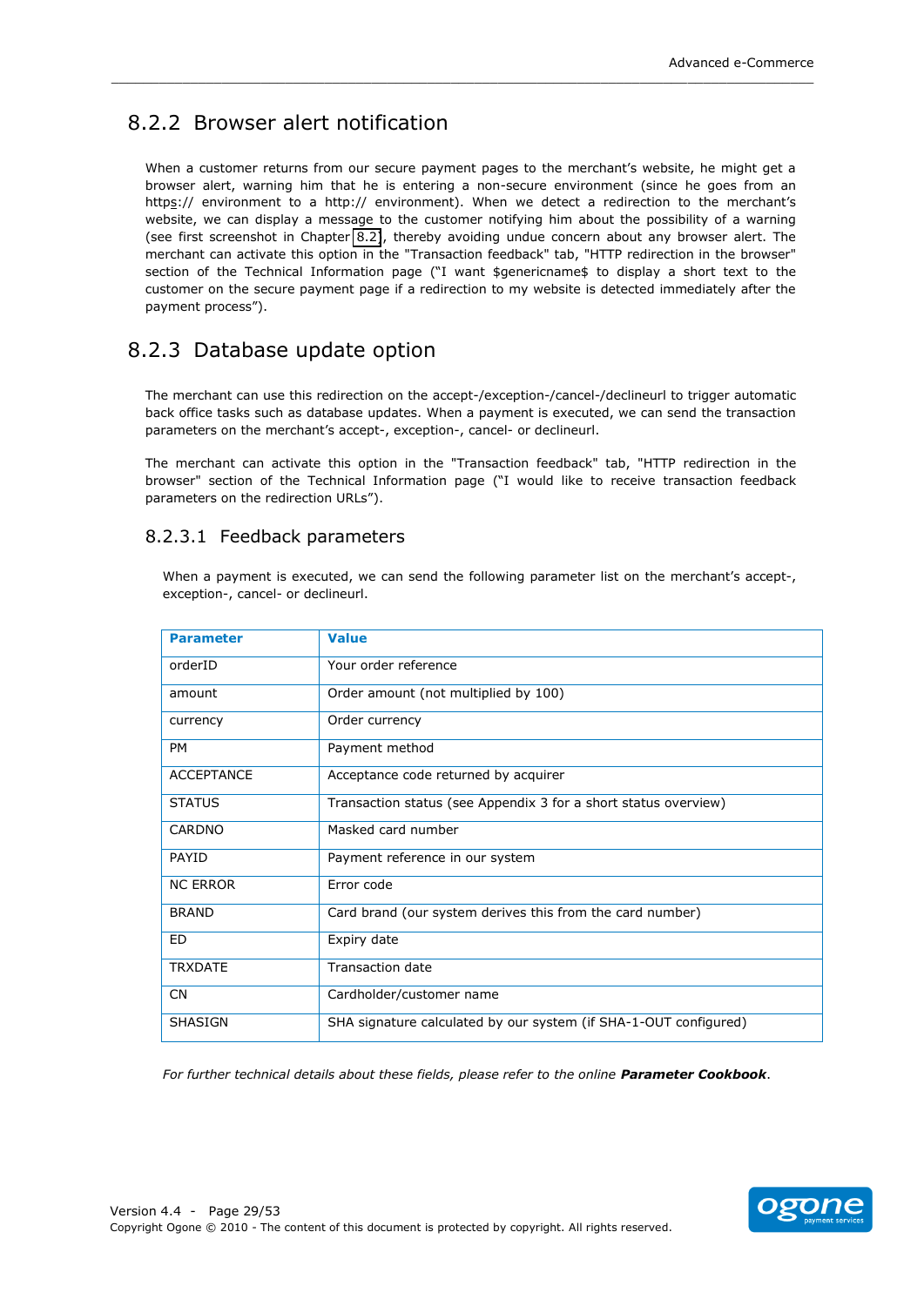## 8.2.2 Browser alert notification

When a customer returns from our secure payment pages to the merchant's website, he might get a browser alert, warning him that he is entering a non-secure environment (since he goes from an https:// environment to a http:// environment). When we detect a redirection to the merchant's website, we can display a message to the customer notifying him about the possibility of a warning (see first screenshot in Chapter 8.2), thereby avoiding undue concern about any browser alert. The merchant can activate this option in the "Transaction feedback" tab, "HTTP redirection in the browser" section of the Technical Information page ("I want $genericname$ to display a short text to the customer on the secure payment page if a redirection to my website is detected immediately after the payment process").

## 8.2.3 Database update option

The merchant can use this redirection on the accept-/exception-/cancel-/declineurl to trigger automatic back office tasks such as database updates. When a payment is executed, we can send the transaction parameters on the merchant's accept-, exception-, cancel- or declineurl.

The merchant can activate this option in the "Transaction feedback" tab, "HTTP redirection in the browser" section of the Technical Information page ("I would like to receive transaction feedback parameters on the redirection URLs").

### 8.2.3.1 Feedback parameters

When a payment is executed, we can send the following parameter list on the merchant's accept-, exception-, cancel- or declineurl.

| Parameter | Value |
| --- | --- |
| orderID | Your order reference |
| amount | Order amount (not multiplied by 100) |
| currency | Order currency |
| PM | Payment method |
| ACCEPTANCE | Acceptance code returned by acquirer |
| STATUS | Transaction status (see Appendix 3 for a short status overview) |
| CARDNO | Masked card number |
| PAYID | Payment reference in our system |
| NC ERROR | Error code |
| BRAND | Card brand (our system derives this from the card number) |
| ED | Expiry date |
| TRXDATE | Transaction date |
| CN | Cardholder/customer name |
| SHASIGN | SHA signature calculated by our system (if SHA-1-OUT configured) |

*For further technical details about these fields, please refer to the online* ***Parameter Cookbook****.*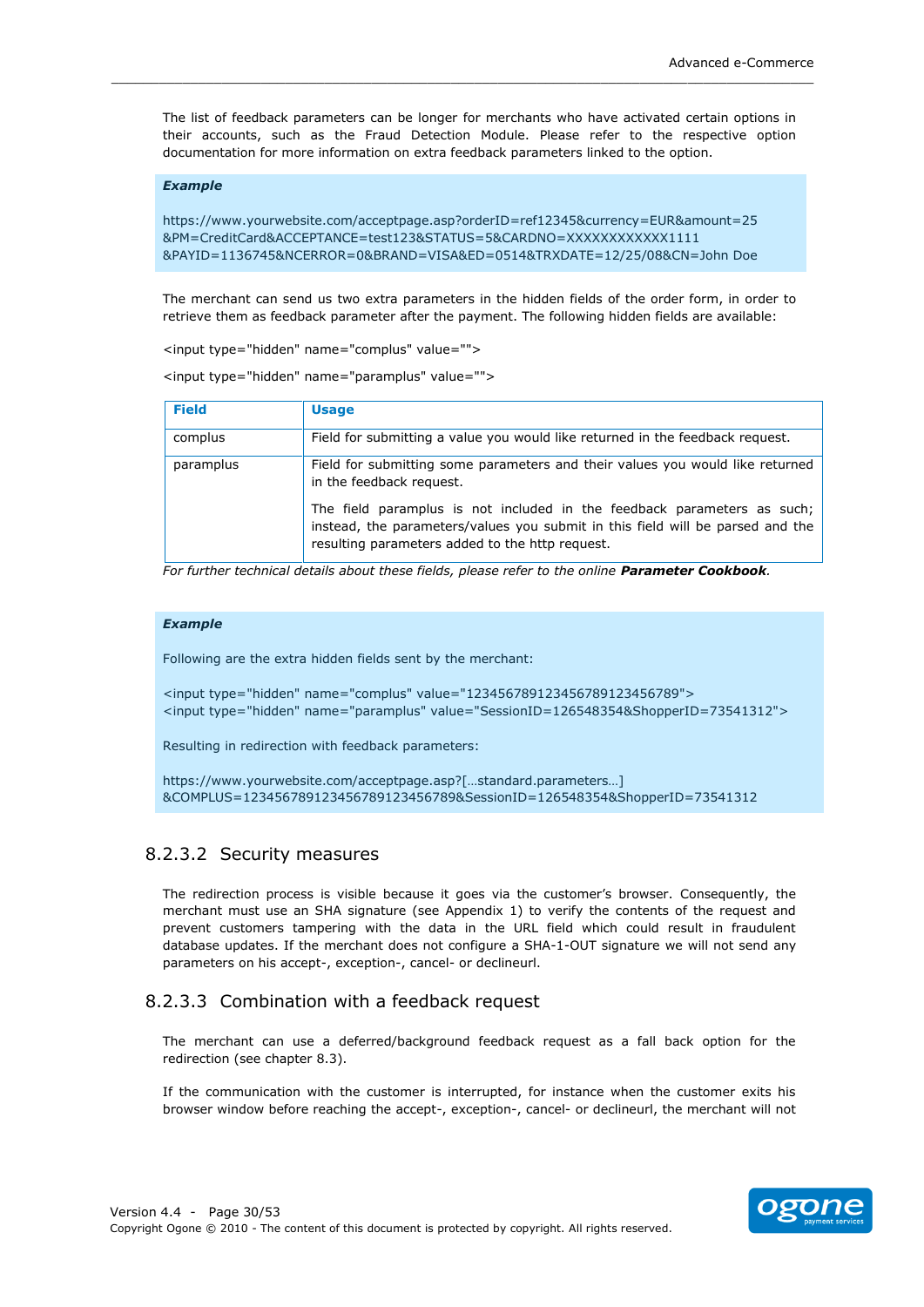The list of feedback parameters can be longer for merchants who have activated certain options in their accounts, such as the Fraud Detection Module. Please refer to the respective option documentation for more information on extra feedback parameters linked to the option.

***Example***

https://www.yourwebsite.com/acceptpage.asp?orderID=ref12345&currency=EUR&amount=25
&PM=CreditCard&ACCEPTANCE=test123&STATUS=5&CARDNO=XXXXXXXXXXXX1111
&PAYID=1136745&NCERROR=0&BRAND=VISA&ED=0514&TRXDATE=12/25/08&CN=John Doe

The merchant can send us two extra parameters in the hidden fields of the order form, in order to retrieve them as feedback parameter after the payment. The following hidden fields are available:

```
<input type="hidden" name="complus" value="">
```

```
<input type="hidden" name="paramplus" value="">
```

| Field | Usage |
|---|---|
| complus | Field for submitting a value you would like returned in the feedback request. |
| paramplus | Field for submitting some parameters and their values you would like returned in the feedback request.<br><br>The field paramplus is not included in the feedback parameters as such; instead, the parameters/values you submit in this field will be parsed and the resulting parameters added to the http request. |

*For further technical details about these fields, please refer to the online* ***Parameter Cookbook****.*

***Example***

Following are the extra hidden fields sent by the merchant:

```
<input type="hidden" name="complus" value="123456789123456789123456789">
<input type="hidden" name="paramplus" value="SessionID=126548354&ShopperID=73541312">
```

Resulting in redirection with feedback parameters:

https://www.yourwebsite.com/acceptpage.asp?[…standard.parameters…]
&COMPLUS=123456789123456789123456789&SessionID=126548354&ShopperID=73541312

#### 8.2.3.2 Security measures

The redirection process is visible because it goes via the customer's browser. Consequently, the merchant must use an SHA signature (see Appendix 1) to verify the contents of the request and prevent customers tampering with the data in the URL field which could result in fraudulent database updates. If the merchant does not configure a SHA-1-OUT signature we will not send any parameters on his accept-, exception-, cancel- or declineurl.

#### 8.2.3.3 Combination with a feedback request

The merchant can use a deferred/background feedback request as a fall back option for the redirection (see chapter 8.3).

If the communication with the customer is interrupted, for instance when the customer exits his browser window before reaching the accept-, exception-, cancel- or declineurl, the merchant will not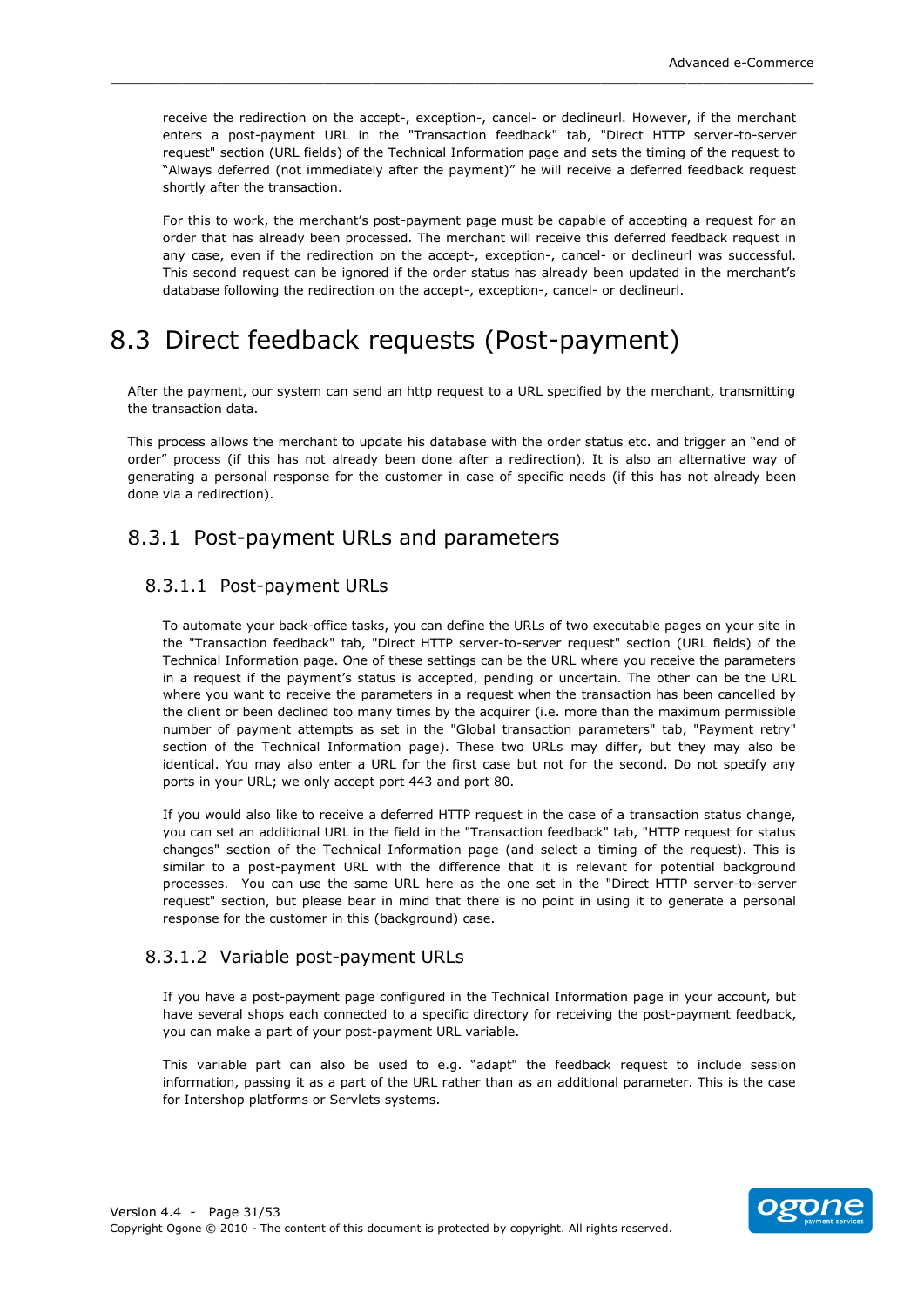receive the redirection on the accept-, exception-, cancel- or declineurl. However, if the merchant enters a post-payment URL in the "Transaction feedback" tab, "Direct HTTP server-to-server request" section (URL fields) of the Technical Information page and sets the timing of the request to "Always deferred (not immediately after the payment)" he will receive a deferred feedback request shortly after the transaction.

For this to work, the merchant's post-payment page must be capable of accepting a request for an order that has already been processed. The merchant will receive this deferred feedback request in any case, even if the redirection on the accept-, exception-, cancel- or declineurl was successful. This second request can be ignored if the order status has already been updated in the merchant's database following the redirection on the accept-, exception-, cancel- or declineurl.

# 8.3 Direct feedback requests (Post-payment)

After the payment, our system can send an http request to a URL specified by the merchant, transmitting the transaction data.

This process allows the merchant to update his database with the order status etc. and trigger an "end of order" process (if this has not already been done after a redirection). It is also an alternative way of generating a personal response for the customer in case of specific needs (if this has not already been done via a redirection).

## 8.3.1 Post-payment URLs and parameters

### 8.3.1.1 Post-payment URLs

To automate your back-office tasks, you can define the URLs of two executable pages on your site in the "Transaction feedback" tab, "Direct HTTP server-to-server request" section (URL fields) of the Technical Information page. One of these settings can be the URL where you receive the parameters in a request if the payment's status is accepted, pending or uncertain. The other can be the URL where you want to receive the parameters in a request when the transaction has been cancelled by the client or been declined too many times by the acquirer (i.e. more than the maximum permissible number of payment attempts as set in the "Global transaction parameters" tab, "Payment retry" section of the Technical Information page). These two URLs may differ, but they may also be identical. You may also enter a URL for the first case but not for the second. Do not specify any ports in your URL; we only accept port 443 and port 80.

If you would also like to receive a deferred HTTP request in the case of a transaction status change, you can set an additional URL in the field in the "Transaction feedback" tab, "HTTP request for status changes" section of the Technical Information page (and select a timing of the request). This is similar to a post-payment URL with the difference that it is relevant for potential background processes. You can use the same URL here as the one set in the "Direct HTTP server-to-server request" section, but please bear in mind that there is no point in using it to generate a personal response for the customer in this (background) case.

### 8.3.1.2 Variable post-payment URLs

If you have a post-payment page configured in the Technical Information page in your account, but have several shops each connected to a specific directory for receiving the post-payment feedback, you can make a part of your post-payment URL variable.

This variable part can also be used to e.g. "adapt" the feedback request to include session information, passing it as a part of the URL rather than as an additional parameter. This is the case for Intershop platforms or Servlets systems.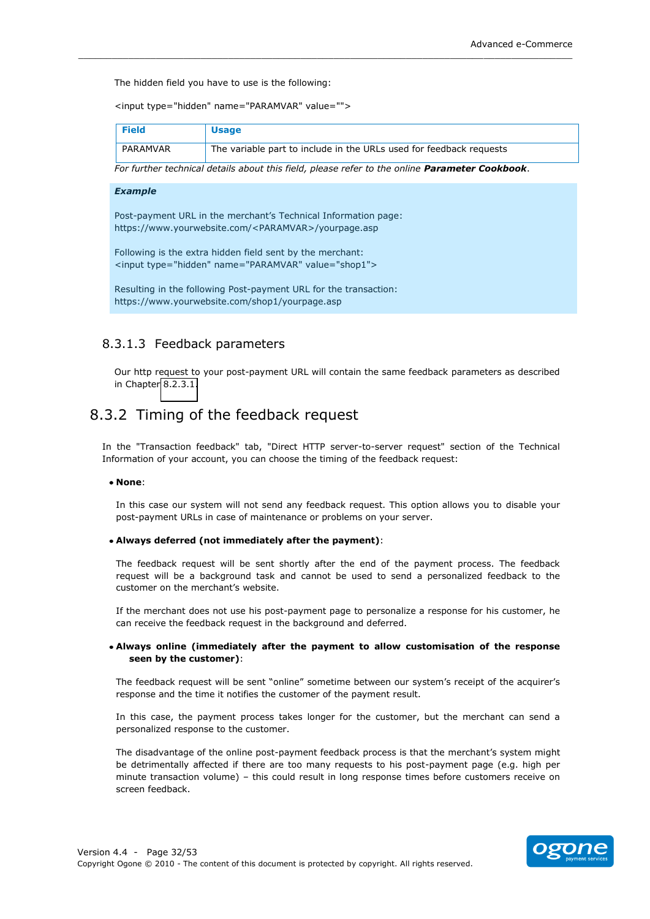The hidden field you have to use is the following:

<input type="hidden" name="PARAMVAR" value="">

| Field | Usage |
| --- | --- |
| PARAMVAR | The variable part to include in the URLs used for feedback requests |

*For further technical details about this field, please refer to the online* ***Parameter Cookbook****.*

***Example***

Post-payment URL in the merchant's Technical Information page:
https://www.yourwebsite.com/<PARAMVAR>/yourpage.asp

Following is the extra hidden field sent by the merchant:
<input type="hidden" name="PARAMVAR" value="shop1">

Resulting in the following Post-payment URL for the transaction:
https://www.yourwebsite.com/shop1/yourpage.asp

### 8.3.1.3 Feedback parameters

Our http request to your post-payment URL will contain the same feedback parameters as described in Chapter 8.2.3.1.

## 8.3.2 Timing of the feedback request

In the "Transaction feedback" tab, "Direct HTTP server-to-server request" section of the Technical Information of your account, you can choose the timing of the feedback request:

- **None**:

  In this case our system will not send any feedback request. This option allows you to disable your post-payment URLs in case of maintenance or problems on your server.

- **Always deferred (not immediately after the payment)**:

  The feedback request will be sent shortly after the end of the payment process. The feedback request will be a background task and cannot be used to send a personalized feedback to the customer on the merchant's website.

  If the merchant does not use his post-payment page to personalize a response for his customer, he can receive the feedback request in the background and deferred.

- **Always online (immediately after the payment to allow customisation of the response seen by the customer)**:

  The feedback request will be sent "online" sometime between our system's receipt of the acquirer's response and the time it notifies the customer of the payment result.

  In this case, the payment process takes longer for the customer, but the merchant can send a personalized response to the customer.

  The disadvantage of the online post-payment feedback process is that the merchant's system might be detrimentally affected if there are too many requests to his post-payment page (e.g. high per minute transaction volume) – this could result in long response times before customers receive on screen feedback.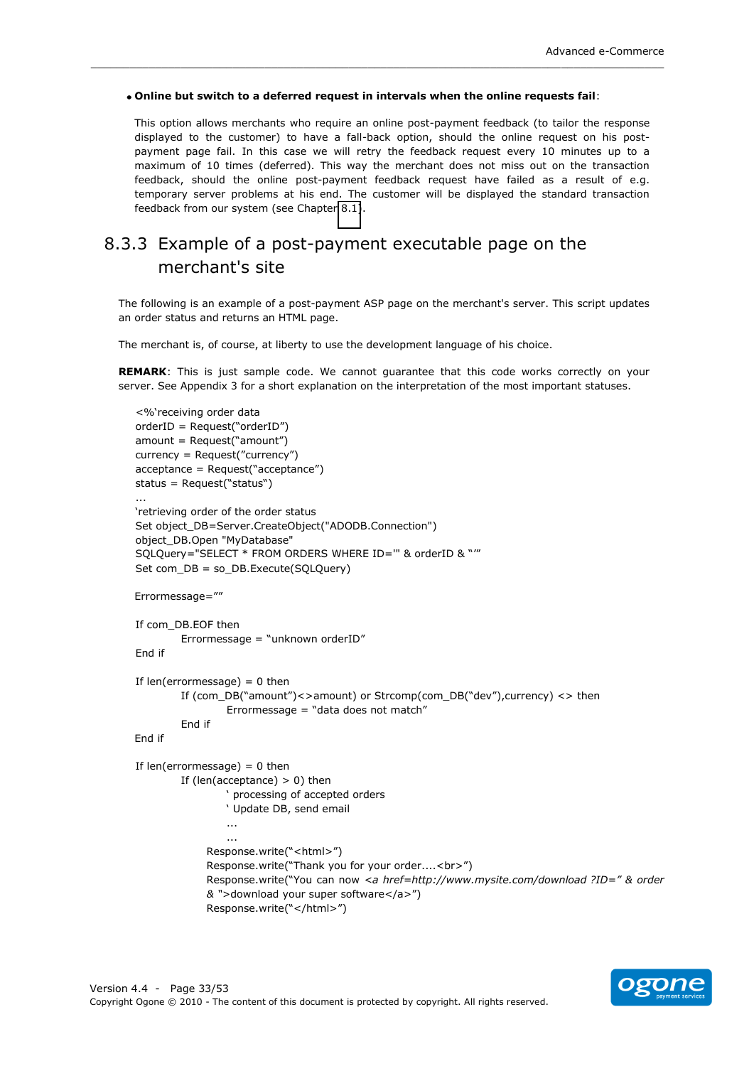- **Online but switch to a deferred request in intervals when the online requests fail**:

  This option allows merchants who require an online post-payment feedback (to tailor the response displayed to the customer) to have a fall-back option, should the online request on his post-payment page fail. In this case we will retry the feedback request every 10 minutes up to a maximum of 10 times (deferred). This way the merchant does not miss out on the transaction feedback, should the online post-payment feedback request have failed as a result of e.g. temporary server problems at his end. The customer will be displayed the standard transaction feedback from our system (see Chapter 8.1).

### 8.3.3 Example of a post-payment executable page on the merchant's site

The following is an example of a post-payment ASP page on the merchant's server. This script updates an order status and returns an HTML page.

The merchant is, of course, at liberty to use the development language of his choice.

**REMARK**: This is just sample code. We cannot guarantee that this code works correctly on your server. See Appendix 3 for a short explanation on the interpretation of the most important statuses.

```
<%'receiving order data
orderID = Request("orderID")
amount = Request("amount")
currency = Request("currency")
acceptance = Request("acceptance")
status = Request("status")
...
'retrieving order of the order status
Set object_DB=Server.CreateObject("ADODB.Connection")
object_DB.Open "MyDatabase"
SQLQuery="SELECT * FROM ORDERS WHERE ID='" & orderID & "'"
Set com_DB = so_DB.Execute(SQLQuery)

Errormessage=""

If com_DB.EOF then
        Errormessage = "unknown orderID"
End if

If len(errormessage) = 0 then
        If (com_DB("amount")<>amount) or Strcomp(com_DB("dev"),currency) <> then
                Errormessage = "data does not match"
        End if
End if

If len(errormessage) = 0 then
        If (len(acceptance) > 0) then
                ' processing of accepted orders
                ' Update DB, send email
                ...
                ...
            Response.write("<html>")
            Response.write("Thank you for your order....<br>")
            Response.write("You can now <a href=http://www.mysite.com/download ?ID=" & order
            & ">download your super software</a>")
            Response.write("</html>")
```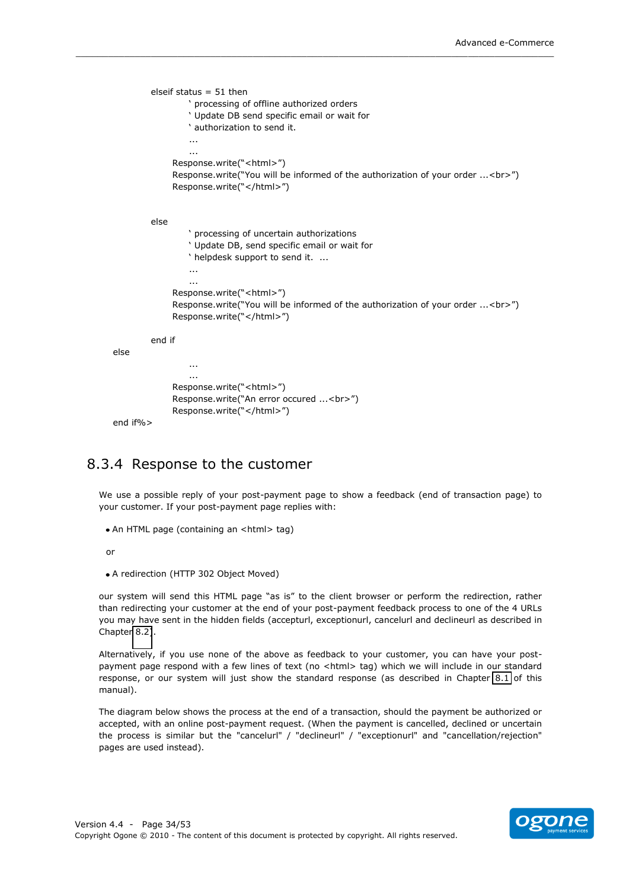```
        elseif status = 51 then
                ' processing of offline authorized orders
                ' Update DB send specific email or wait for
                ' authorization to send it.
                ...
                ...
            Response.write("<html>")
            Response.write("You will be informed of the authorization of your order ...<br>")
            Response.write("</html>")


        else
                ' processing of uncertain authorizations
                ' Update DB, send specific email or wait for
                ' helpdesk support to send it.  ...
                ...
                ...
            Response.write("<html>")
            Response.write("You will be informed of the authorization of your order ...<br>")
            Response.write("</html>")

        end if
else
                ...
                ...
            Response.write("<html>")
            Response.write("An error occured ...<br>")
            Response.write("</html>")
end if%>
```

### 8.3.4 Response to the customer

We use a possible reply of your post-payment page to show a feedback (end of transaction page) to your customer. If your post-payment page replies with:

- An HTML page (containing an <html> tag)

or

- A redirection (HTTP 302 Object Moved)

our system will send this HTML page "as is" to the client browser or perform the redirection, rather than redirecting your customer at the end of your post-payment feedback process to one of the 4 URLs you may have sent in the hidden fields (accepturl, exceptionurl, cancelurl and declineurl as described in Chapter 8.2).

Alternatively, if you use none of the above as feedback to your customer, you can have your post-payment page respond with a few lines of text (no <html> tag) which we will include in our standard response, or our system will just show the standard response (as described in Chapter 8.1 of this manual).

The diagram below shows the process at the end of a transaction, should the payment be authorized or accepted, with an online post-payment request. (When the payment is cancelled, declined or uncertain the process is similar but the "cancelurl" / "declineurl" / "exceptionurl" and "cancellation/rejection" pages are used instead).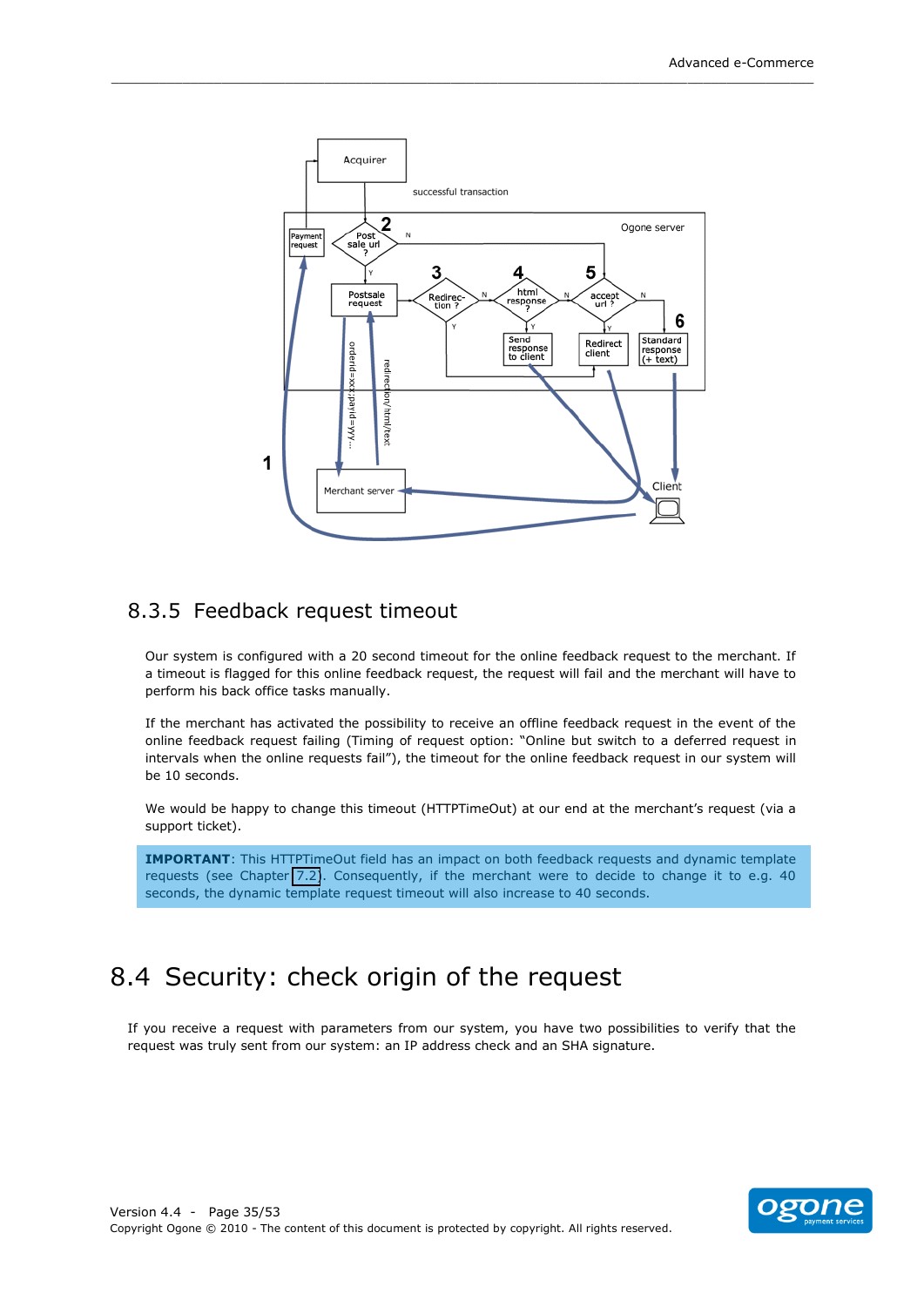## 8.3.5 Feedback request timeout

Our system is configured with a 20 second timeout for the online feedback request to the merchant. If a timeout is flagged for this online feedback request, the request will fail and the merchant will have to perform his back office tasks manually.

If the merchant has activated the possibility to receive an offline feedback request in the event of the online feedback request failing (Timing of request option: "Online but switch to a deferred request in intervals when the online requests fail"), the timeout for the online feedback request in our system will be 10 seconds.

We would be happy to change this timeout (HTTPTimeOut) at our end at the merchant's request (via a support ticket).

**IMPORTANT**: This HTTPTimeOut field has an impact on both feedback requests and dynamic template requests (see Chapter 7.2). Consequently, if the merchant were to decide to change it to e.g. 40 seconds, the dynamic template request timeout will also increase to 40 seconds.

# 8.4 Security: check origin of the request

If you receive a request with parameters from our system, you have two possibilities to verify that the request was truly sent from our system: an IP address check and an SHA signature.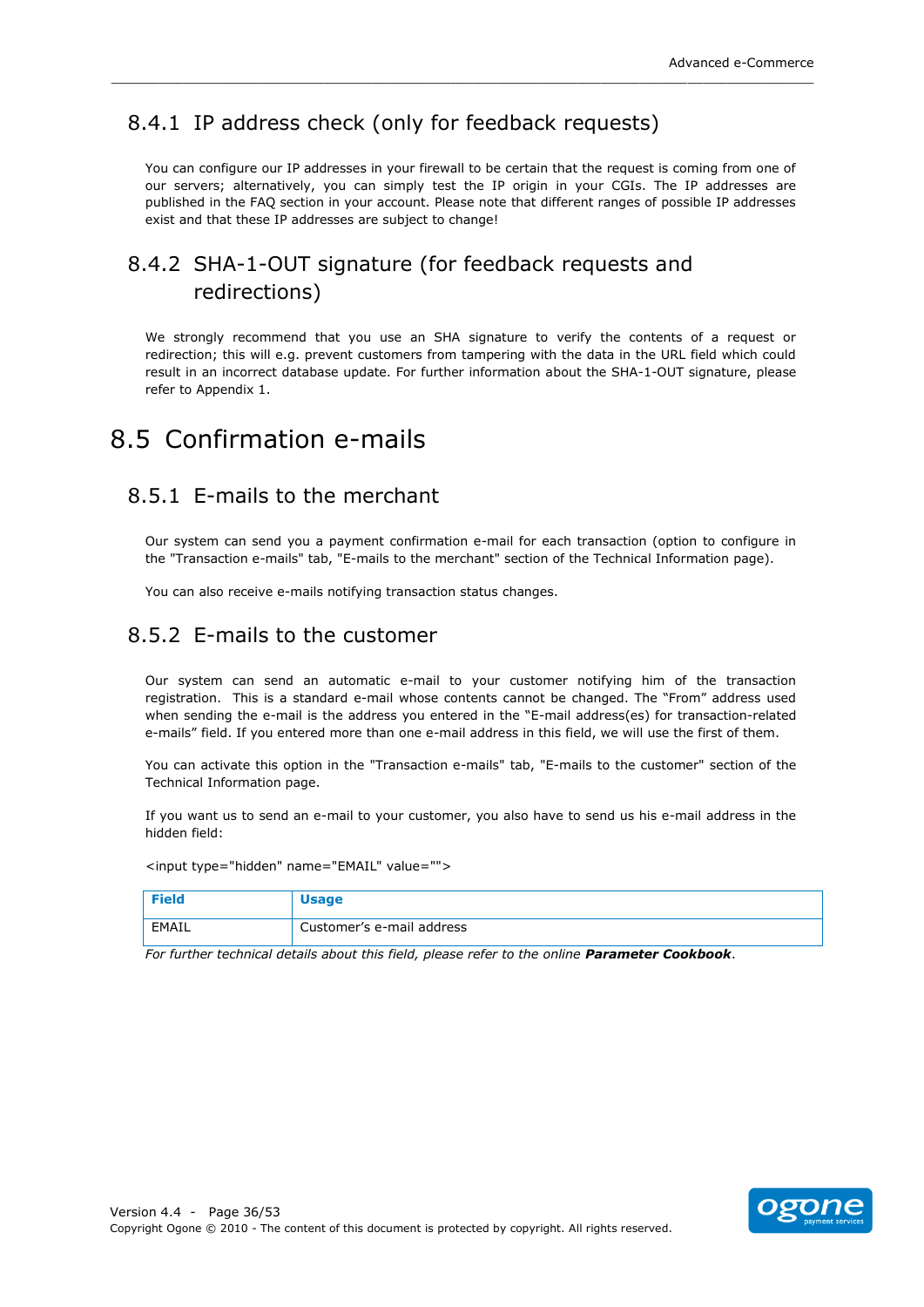### 8.4.1 IP address check (only for feedback requests)

You can configure our IP addresses in your firewall to be certain that the request is coming from one of our servers; alternatively, you can simply test the IP origin in your CGIs. The IP addresses are published in the FAQ section in your account. Please note that different ranges of possible IP addresses exist and that these IP addresses are subject to change!

### 8.4.2 SHA-1-OUT signature (for feedback requests and redirections)

We strongly recommend that you use an SHA signature to verify the contents of a request or redirection; this will e.g. prevent customers from tampering with the data in the URL field which could result in an incorrect database update. For further information about the SHA-1-OUT signature, please refer to Appendix 1.

## 8.5 Confirmation e-mails

### 8.5.1 E-mails to the merchant

Our system can send you a payment confirmation e-mail for each transaction (option to configure in the "Transaction e-mails" tab, "E-mails to the merchant" section of the Technical Information page).

You can also receive e-mails notifying transaction status changes.

### 8.5.2 E-mails to the customer

Our system can send an automatic e-mail to your customer notifying him of the transaction registration. This is a standard e-mail whose contents cannot be changed. The “From” address used when sending the e-mail is the address you entered in the “E-mail address(es) for transaction-related e-mails” field. If you entered more than one e-mail address in this field, we will use the first of them.

You can activate this option in the "Transaction e-mails" tab, "E-mails to the customer" section of the Technical Information page.

If you want us to send an e-mail to your customer, you also have to send us his e-mail address in the hidden field:

```
<input type="hidden" name="EMAIL" value="">
```

| Field | Usage |
|---|---|
| EMAIL | Customer’s e-mail address |

*For further technical details about this field, please refer to the online* ***Parameter Cookbook****.*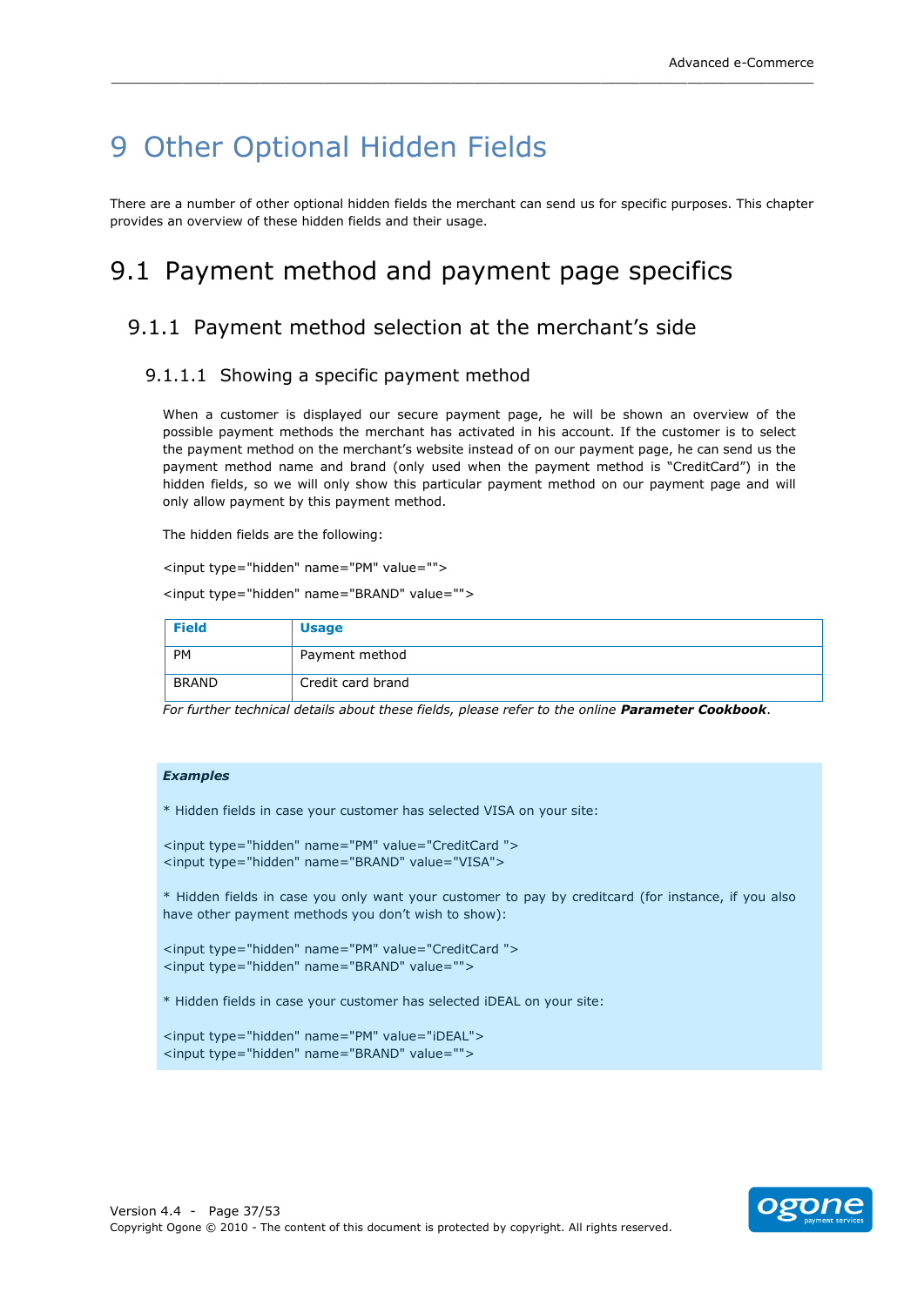# 9 Other Optional Hidden Fields

There are a number of other optional hidden fields the merchant can send us for specific purposes. This chapter provides an overview of these hidden fields and their usage.

## 9.1 Payment method and payment page specifics

### 9.1.1 Payment method selection at the merchant's side

#### 9.1.1.1 Showing a specific payment method

When a customer is displayed our secure payment page, he will be shown an overview of the possible payment methods the merchant has activated in his account. If the customer is to select the payment method on the merchant's website instead of on our payment page, he can send us the payment method name and brand (only used when the payment method is "CreditCard") in the hidden fields, so we will only show this particular payment method on our payment page and will only allow payment by this payment method.

The hidden fields are the following:

```
<input type="hidden" name="PM" value="">
<input type="hidden" name="BRAND" value="">
```

| Field | Usage |
|---|---|
| PM | Payment method |
| BRAND | Credit card brand |

*For further technical details about these fields, please refer to the online* ***Parameter Cookbook****.*

***Examples***

* Hidden fields in case your customer has selected VISA on your site:

```
<input type="hidden" name="PM" value="CreditCard ">
<input type="hidden" name="BRAND" value="VISA">
```

* Hidden fields in case you only want your customer to pay by creditcard (for instance, if you also have other payment methods you don't wish to show):

```
<input type="hidden" name="PM" value="CreditCard ">
<input type="hidden" name="BRAND" value="">
```

* Hidden fields in case your customer has selected iDEAL on your site:

```
<input type="hidden" name="PM" value="iDEAL">
<input type="hidden" name="BRAND" value="">
```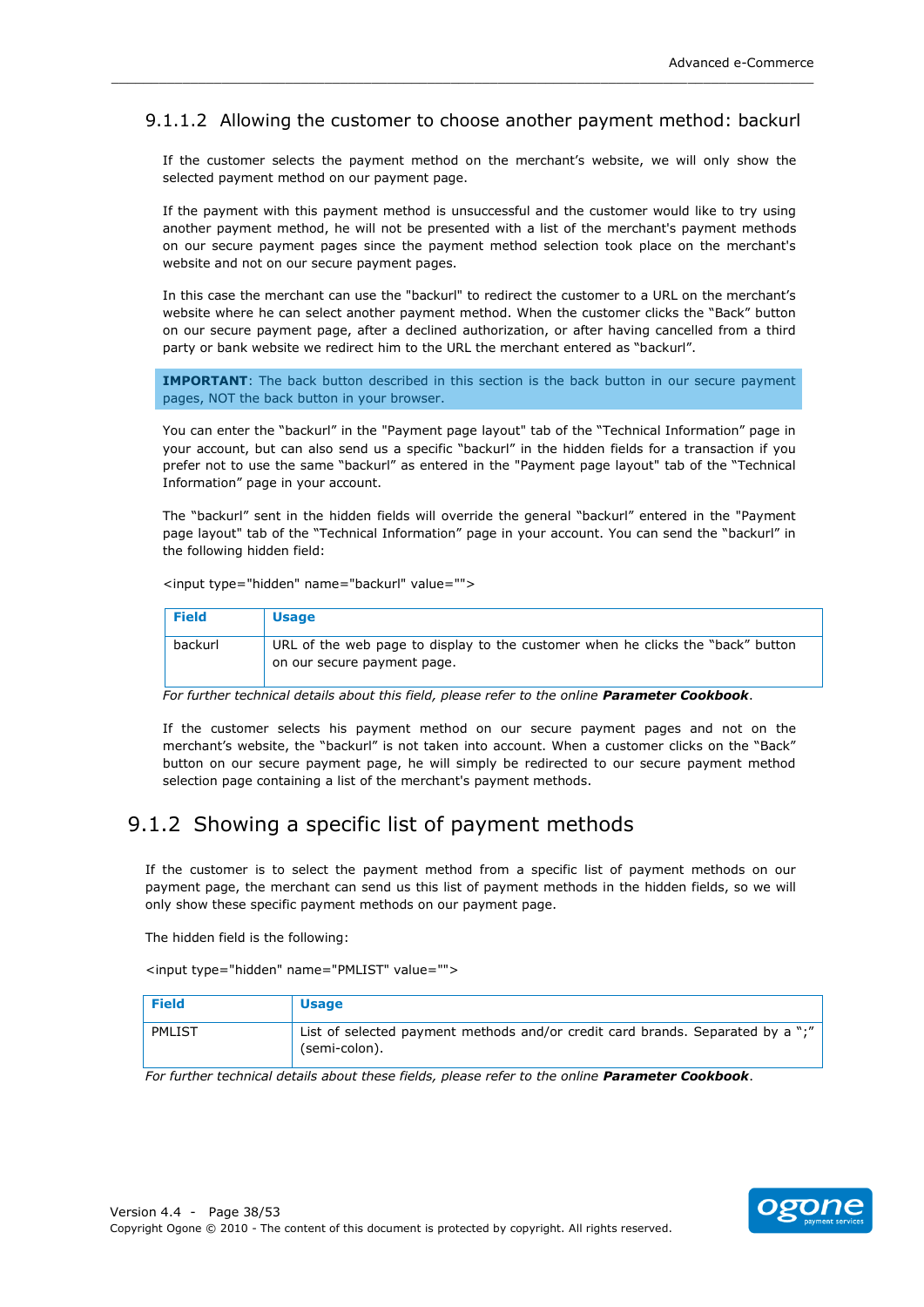#### 9.1.1.2 Allowing the customer to choose another payment method: backurl

If the customer selects the payment method on the merchant’s website, we will only show the selected payment method on our payment page.

If the payment with this payment method is unsuccessful and the customer would like to try using another payment method, he will not be presented with a list of the merchant's payment methods on our secure payment pages since the payment method selection took place on the merchant's website and not on our secure payment pages.

In this case the merchant can use the "backurl" to redirect the customer to a URL on the merchant’s website where he can select another payment method. When the customer clicks the “Back” button on our secure payment page, after a declined authorization, or after having cancelled from a third party or bank website we redirect him to the URL the merchant entered as “backurl”.

**IMPORTANT**: The back button described in this section is the back button in our secure payment pages, NOT the back button in your browser.

You can enter the “backurl” in the "Payment page layout" tab of the “Technical Information” page in your account, but can also send us a specific “backurl” in the hidden fields for a transaction if you prefer not to use the same “backurl” as entered in the "Payment page layout" tab of the “Technical Information” page in your account.

The “backurl” sent in the hidden fields will override the general “backurl” entered in the "Payment page layout" tab of the “Technical Information” page in your account. You can send the “backurl” in the following hidden field:

```
<input type="hidden" name="backurl" value="">
```

| Field | Usage |
|---|---|
| backurl | URL of the web page to display to the customer when he clicks the “back” button on our secure payment page. |

*For further technical details about this field, please refer to the online* ***Parameter Cookbook***.

If the customer selects his payment method on our secure payment pages and not on the merchant’s website, the “backurl” is not taken into account. When a customer clicks on the “Back” button on our secure payment page, he will simply be redirected to our secure payment method selection page containing a list of the merchant's payment methods.

### 9.1.2 Showing a specific list of payment methods

If the customer is to select the payment method from a specific list of payment methods on our payment page, the merchant can send us this list of payment methods in the hidden fields, so we will only show these specific payment methods on our payment page.

The hidden field is the following:

```
<input type="hidden" name="PMLIST" value="">
```

| Field | Usage |
|---|---|
| PMLIST | List of selected payment methods and/or credit card brands. Separated by a “;” (semi-colon). |

*For further technical details about these fields, please refer to the online* ***Parameter Cookbook***.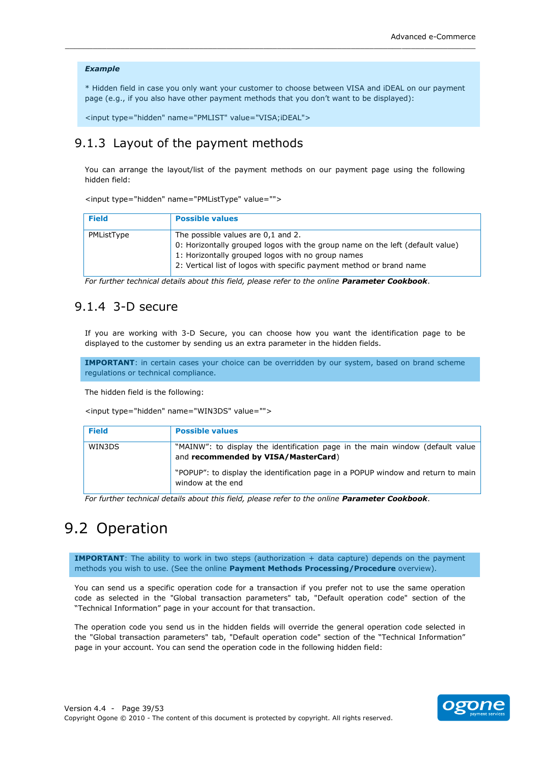***Example***

\* Hidden field in case you only want your customer to choose between VISA and iDEAL on our payment page (e.g., if you also have other payment methods that you don't want to be displayed):

```
<input type="hidden" name="PMLIST" value="VISA;iDEAL">
```

### 9.1.3 Layout of the payment methods

You can arrange the layout/list of the payment methods on our payment page using the following hidden field:

```
<input type="hidden" name="PMListType" value="">
```

| Field | Possible values |
|---|---|
| PMListType | The possible values are 0,1 and 2.<br>0: Horizontally grouped logos with the group name on the left (default value)<br>1: Horizontally grouped logos with no group names<br>2: Vertical list of logos with specific payment method or brand name |

*For further technical details about this field, please refer to the online* ***Parameter Cookbook****.*

### 9.1.4 3-D secure

If you are working with 3-D Secure, you can choose how you want the identification page to be displayed to the customer by sending us an extra parameter in the hidden fields.

**IMPORTANT**: in certain cases your choice can be overridden by our system, based on brand scheme regulations or technical compliance.

The hidden field is the following:

```
<input type="hidden" name="WIN3DS" value="">
```

| Field | Possible values |
|---|---|
| WIN3DS | "MAINW": to display the identification page in the main window (default value and **recommended by VISA/MasterCard**)<br><br>"POPUP": to display the identification page in a POPUP window and return to main window at the end |

*For further technical details about this field, please refer to the online* ***Parameter Cookbook****.*

## 9.2 Operation

**IMPORTANT**: The ability to work in two steps (authorization + data capture) depends on the payment methods you wish to use. (See the online **Payment Methods Processing/Procedure** overview).

You can send us a specific operation code for a transaction if you prefer not to use the same operation code as selected in the "Global transaction parameters" tab, "Default operation code" section of the "Technical Information" page in your account for that transaction.

The operation code you send us in the hidden fields will override the general operation code selected in the "Global transaction parameters" tab, "Default operation code" section of the "Technical Information" page in your account. You can send the operation code in the following hidden field: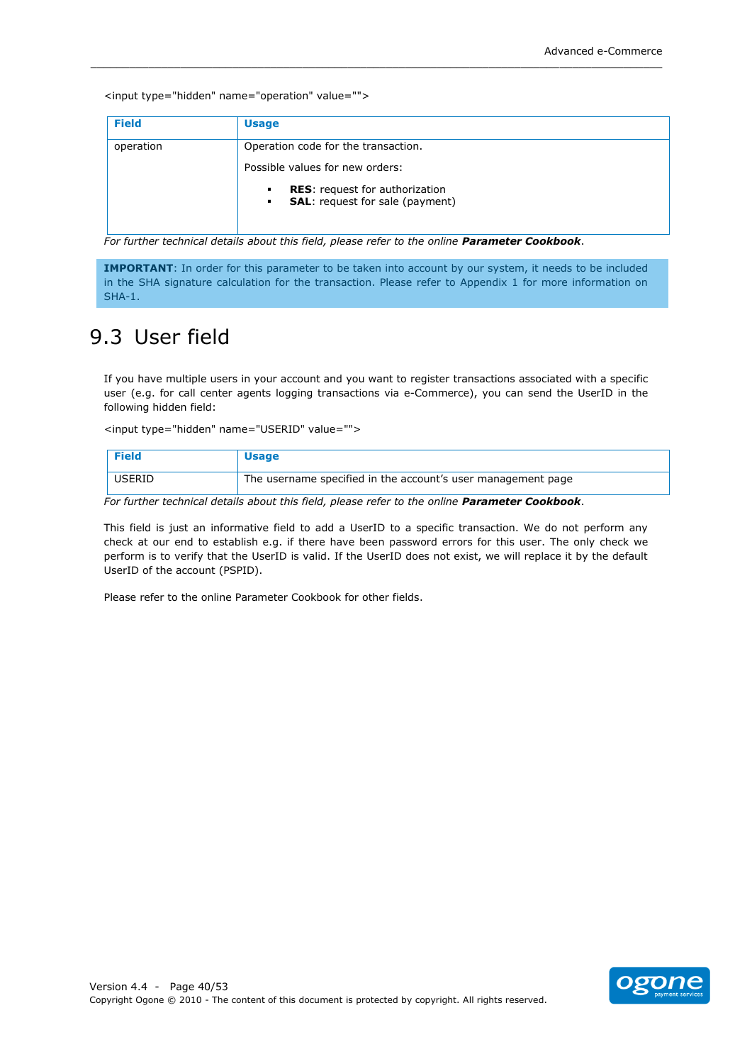<input type="hidden" name="operation" value="">

| Field | Usage |
| --- | --- |
| operation | Operation code for the transaction.<br><br>Possible values for new orders:<br><br>▪ **RES**: request for authorization<br>▪ **SAL**: request for sale (payment) |

*For further technical details about this field, please refer to the online **Parameter Cookbook**.*

**IMPORTANT**: In order for this parameter to be taken into account by our system, it needs to be included in the SHA signature calculation for the transaction. Please refer to Appendix 1 for more information on SHA-1.

## 9.3 User field

If you have multiple users in your account and you want to register transactions associated with a specific user (e.g. for call center agents logging transactions via e-Commerce), you can send the UserID in the following hidden field:

<input type="hidden" name="USERID" value="">

| Field | Usage |
| --- | --- |
| USERID | The username specified in the account's user management page |

*For further technical details about this field, please refer to the online **Parameter Cookbook**.*

This field is just an informative field to add a UserID to a specific transaction. We do not perform any check at our end to establish e.g. if there have been password errors for this user. The only check we perform is to verify that the UserID is valid. If the UserID does not exist, we will replace it by the default UserID of the account (PSPID).

Please refer to the online Parameter Cookbook for other fields.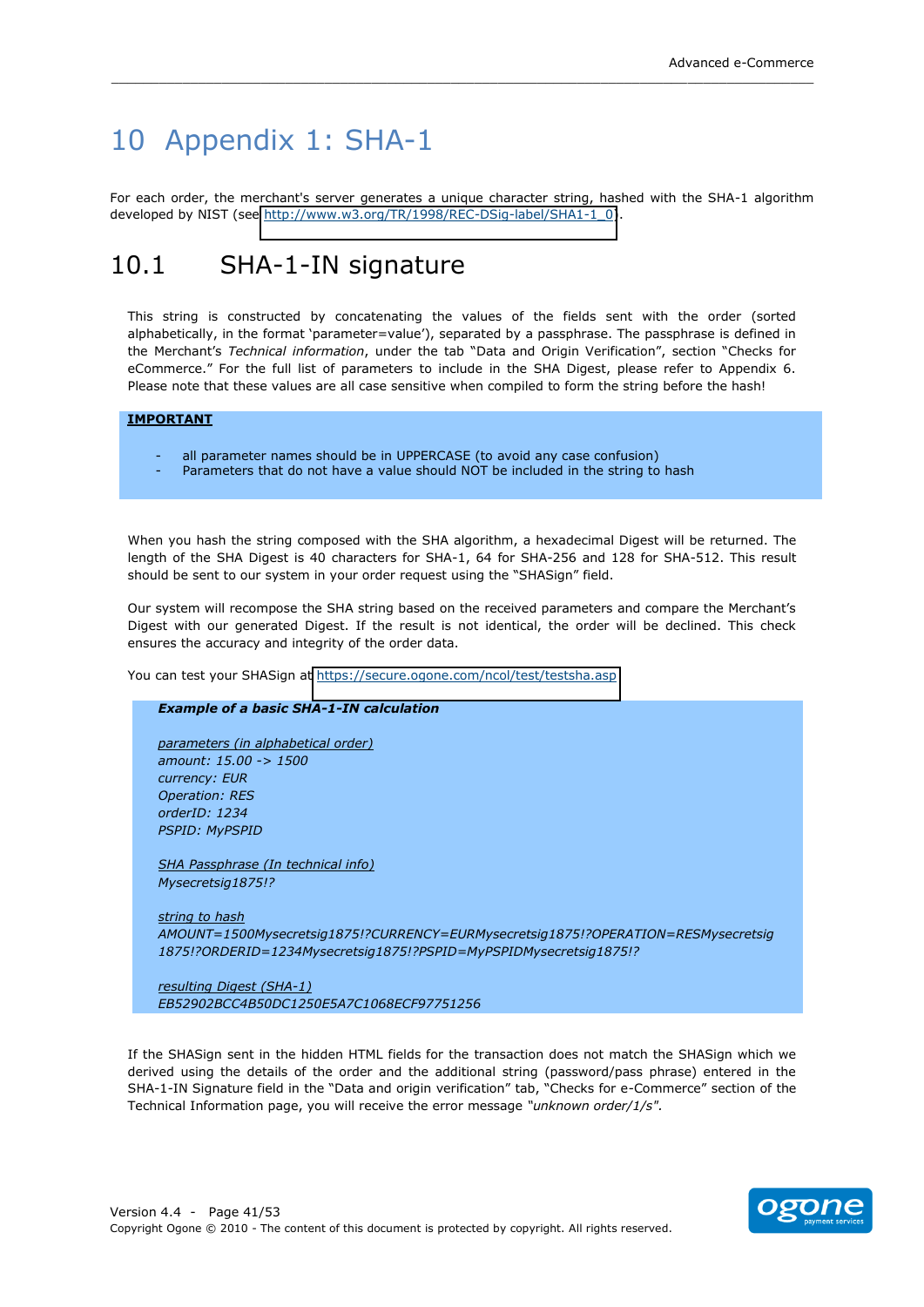# 10 Appendix 1: SHA-1

For each order, the merchant's server generates a unique character string, hashed with the SHA-1 algorithm developed by NIST (see http://www.w3.org/TR/1998/REC-DSig-label/SHA1-1_0).

## 10.1 SHA-1-IN signature

This string is constructed by concatenating the values of the fields sent with the order (sorted alphabetically, in the format 'parameter=value'), separated by a passphrase. The passphrase is defined in the Merchant's *Technical information*, under the tab "Data and Origin Verification", section "Checks for eCommerce." For the full list of parameters to include in the SHA Digest, please refer to Appendix 6. Please note that these values are all case sensitive when compiled to form the string before the hash!

**IMPORTANT**

- all parameter names should be in UPPERCASE (to avoid any case confusion)
- Parameters that do not have a value should NOT be included in the string to hash

When you hash the string composed with the SHA algorithm, a hexadecimal Digest will be returned. The length of the SHA Digest is 40 characters for SHA-1, 64 for SHA-256 and 128 for SHA-512. This result should be sent to our system in your order request using the "SHASign" field.

Our system will recompose the SHA string based on the received parameters and compare the Merchant's Digest with our generated Digest. If the result is not identical, the order will be declined. This check ensures the accuracy and integrity of the order data.

You can test your SHASign at https://secure.ogone.com/ncol/test/testsha.asp

***Example of a basic SHA-1-IN calculation***

*parameters (in alphabetical order)*
*amount: 15.00 -> 1500*
*currency: EUR*
*Operation: RES*
*orderID: 1234*
*PSPID: MyPSPID*

*SHA Passphrase (In technical info)*
*Mysecretsig1875!?*

*string to hash*
*AMOUNT=1500Mysecretsig1875!?CURRENCY=EURMysecretsig1875!?OPERATION=RESMysecretsig1875!?ORDERID=1234Mysecretsig1875!?PSPID=MyPSPIDMysecretsig1875!?*

*resulting Digest (SHA-1)*
*EB52902BCC4B50DC1250E5A7C1068ECF97751256*

If the SHASign sent in the hidden HTML fields for the transaction does not match the SHASign which we derived using the details of the order and the additional string (password/pass phrase) entered in the SHA-1-IN Signature field in the "Data and origin verification" tab, "Checks for e-Commerce" section of the Technical Information page, you will receive the error message *"unknown order/1/s"*.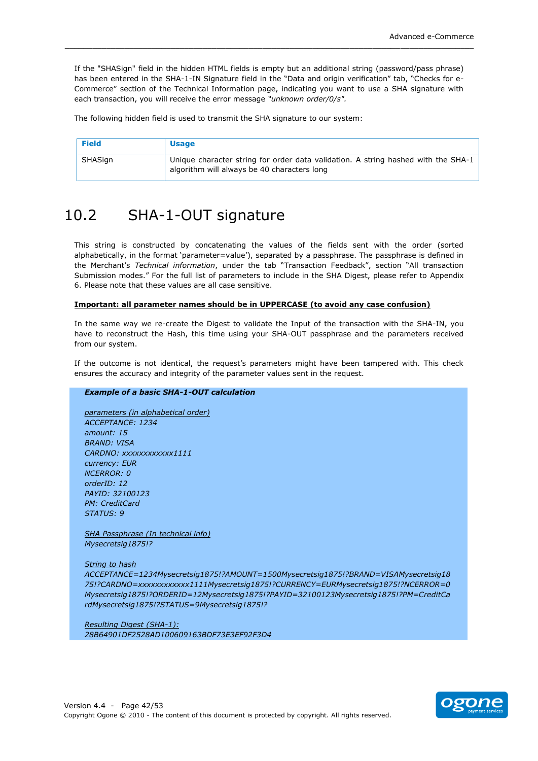If the "SHASign" field in the hidden HTML fields is empty but an additional string (password/pass phrase) has been entered in the SHA-1-IN Signature field in the "Data and origin verification" tab, "Checks for e-Commerce" section of the Technical Information page, indicating you want to use a SHA signature with each transaction, you will receive the error message *"unknown order/0/s"*.

The following hidden field is used to transmit the SHA signature to our system:

| Field | Usage |
|---|---|
| SHASign | Unique character string for order data validation. A string hashed with the SHA-1 algorithm will always be 40 characters long |

## 10.2 SHA-1-OUT signature

This string is constructed by concatenating the values of the fields sent with the order (sorted alphabetically, in the format 'parameter=value'), separated by a passphrase. The passphrase is defined in the Merchant's *Technical information*, under the tab "Transaction Feedback", section "All transaction Submission modes." For the full list of parameters to include in the SHA Digest, please refer to Appendix 6. Please note that these values are all case sensitive.

**Important: all parameter names should be in UPPERCASE (to avoid any case confusion)**

In the same way we re-create the Digest to validate the Input of the transaction with the SHA-IN, you have to reconstruct the Hash, this time using your SHA-OUT passphrase and the parameters received from our system.

If the outcome is not identical, the request's parameters might have been tampered with. This check ensures the accuracy and integrity of the parameter values sent in the request.

***Example of a basic SHA-1-OUT calculation***

*parameters (in alphabetical order)*
*ACCEPTANCE: 1234*
*amount: 15*
*BRAND: VISA*
*CARDNO: xxxxxxxxxxxx1111*
*currency: EUR*
*NCERROR: 0*
*orderID: 12*
*PAYID: 32100123*
*PM: CreditCard*
*STATUS: 9*

*SHA Passphrase (In technical info)*
*Mysecretsig1875!?*

*String to hash*
*ACCEPTANCE=1234Mysecretsig1875!?AMOUNT=1500Mysecretsig1875!?BRAND=VISAMysecretsig1875!?CARDNO=xxxxxxxxxxxx1111Mysecretsig1875!?CURRENCY=EURMysecretsig1875!?NCERROR=0Mysecretsig1875!?ORDERID=12Mysecretsig1875!?PAYID=32100123Mysecretsig1875!?PM=CreditCardMysecretsig1875!?STATUS=9Mysecretsig1875!?*

*Resulting Digest (SHA-1):*
*28B64901DF2528AD100609163BDF73E3EF92F3D4*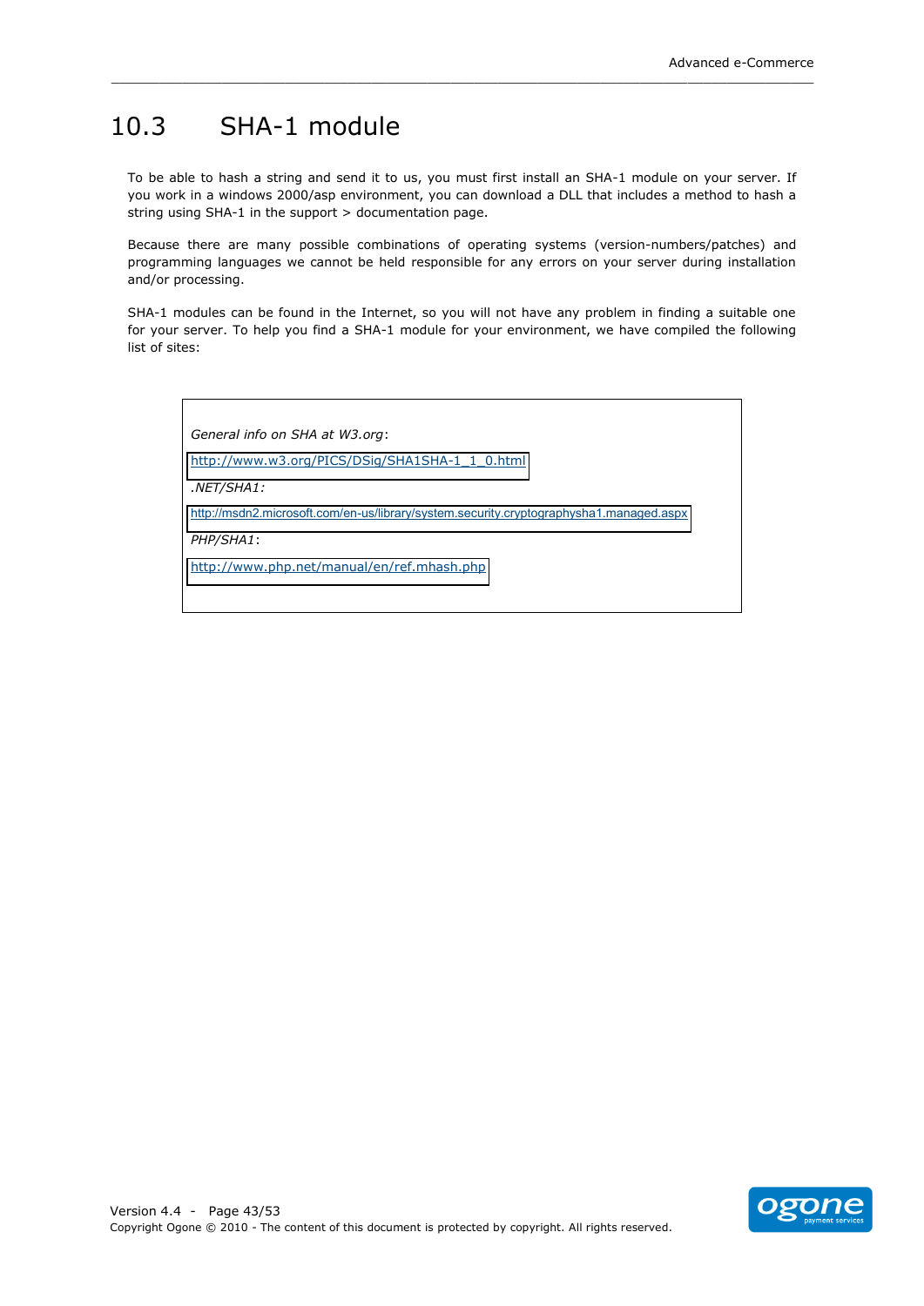## 10.3 SHA-1 module

To be able to hash a string and send it to us, you must first install an SHA-1 module on your server. If you work in a windows 2000/asp environment, you can download a DLL that includes a method to hash a string using SHA-1 in the support > documentation page.

Because there are many possible combinations of operating systems (version-numbers/patches) and programming languages we cannot be held responsible for any errors on your server during installation and/or processing.

SHA-1 modules can be found in the Internet, so you will not have any problem in finding a suitable one for your server. To help you find a SHA-1 module for your environment, we have compiled the following list of sites:

*General info on SHA at W3.org*:

http://www.w3.org/PICS/DSig/SHA1SHA-1_1_0.html

*.NET/SHA1:*

http://msdn2.microsoft.com/en-us/library/system.security.cryptographysha1.managed.aspx

*PHP/SHA1*:

http://www.php.net/manual/en/ref.mhash.php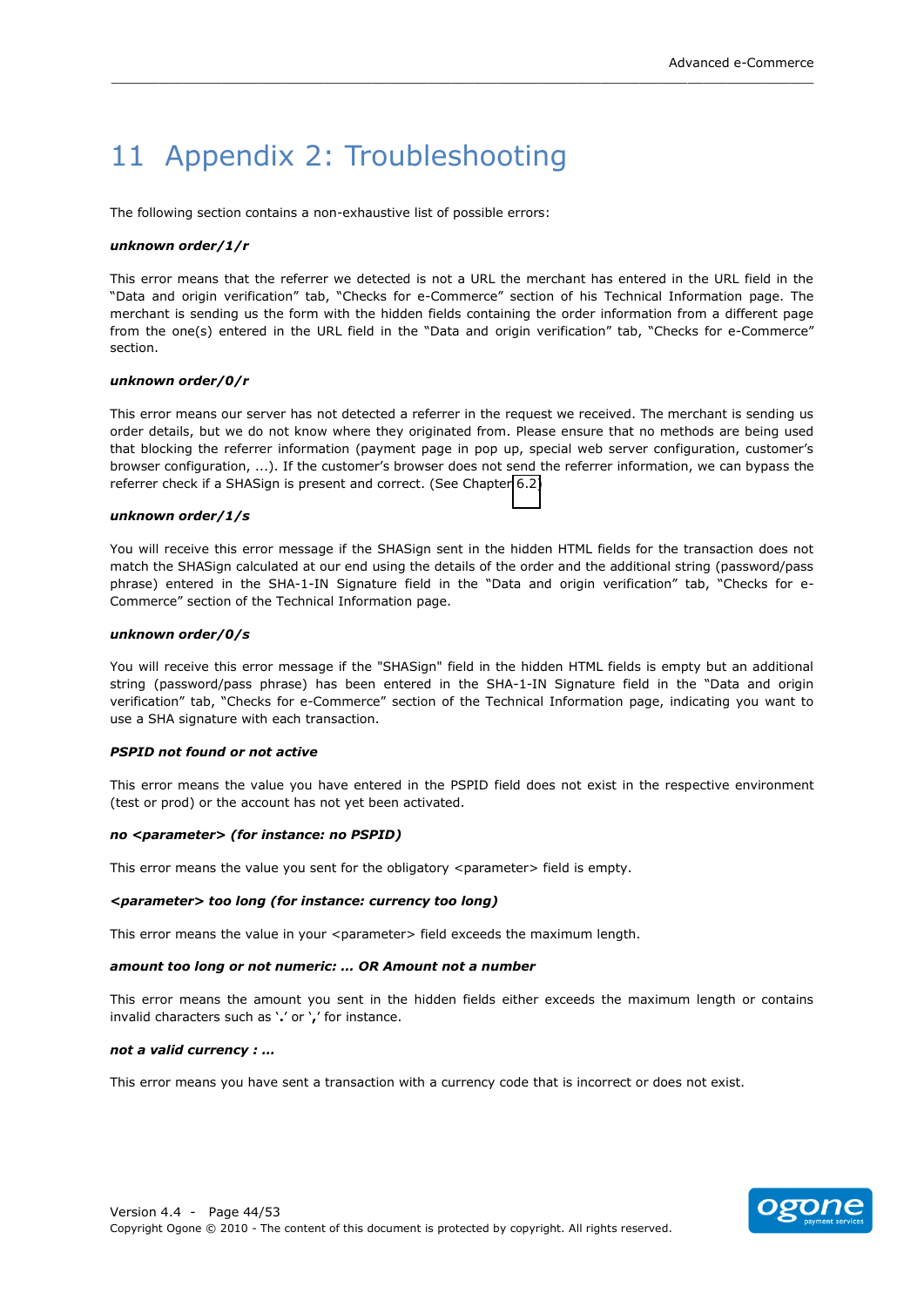# 11 Appendix 2: Troubleshooting

The following section contains a non-exhaustive list of possible errors:

***unknown order/1/r***

This error means that the referrer we detected is not a URL the merchant has entered in the URL field in the "Data and origin verification" tab, "Checks for e-Commerce" section of his Technical Information page. The merchant is sending us the form with the hidden fields containing the order information from a different page from the one(s) entered in the URL field in the "Data and origin verification" tab, "Checks for e-Commerce" section.

***unknown order/0/r***

This error means our server has not detected a referrer in the request we received. The merchant is sending us order details, but we do not know where they originated from. Please ensure that no methods are being used that blocking the referrer information (payment page in pop up, special web server configuration, customer's browser configuration, ...). If the customer's browser does not send the referrer information, we can bypass the referrer check if a SHASign is present and correct. (See Chapter 6.2)

***unknown order/1/s***

You will receive this error message if the SHASign sent in the hidden HTML fields for the transaction does not match the SHASign calculated at our end using the details of the order and the additional string (password/pass phrase) entered in the SHA-1-IN Signature field in the "Data and origin verification" tab, "Checks for e-Commerce" section of the Technical Information page.

***unknown order/0/s***

You will receive this error message if the "SHASign" field in the hidden HTML fields is empty but an additional string (password/pass phrase) has been entered in the SHA-1-IN Signature field in the "Data and origin verification" tab, "Checks for e-Commerce" section of the Technical Information page, indicating you want to use a SHA signature with each transaction.

***PSPID not found or not active***

This error means the value you have entered in the PSPID field does not exist in the respective environment (test or prod) or the account has not yet been activated.

***no <parameter> (for instance: no PSPID)***

This error means the value you sent for the obligatory <parameter> field is empty.

***<parameter> too long (for instance: currency too long)***

This error means the value in your <parameter> field exceeds the maximum length.

***amount too long or not numeric: ... OR Amount not a number***

This error means the amount you sent in the hidden fields either exceeds the maximum length or contains invalid characters such as '**.**' or '**,**' for instance.

***not a valid currency : ...***

This error means you have sent a transaction with a currency code that is incorrect or does not exist.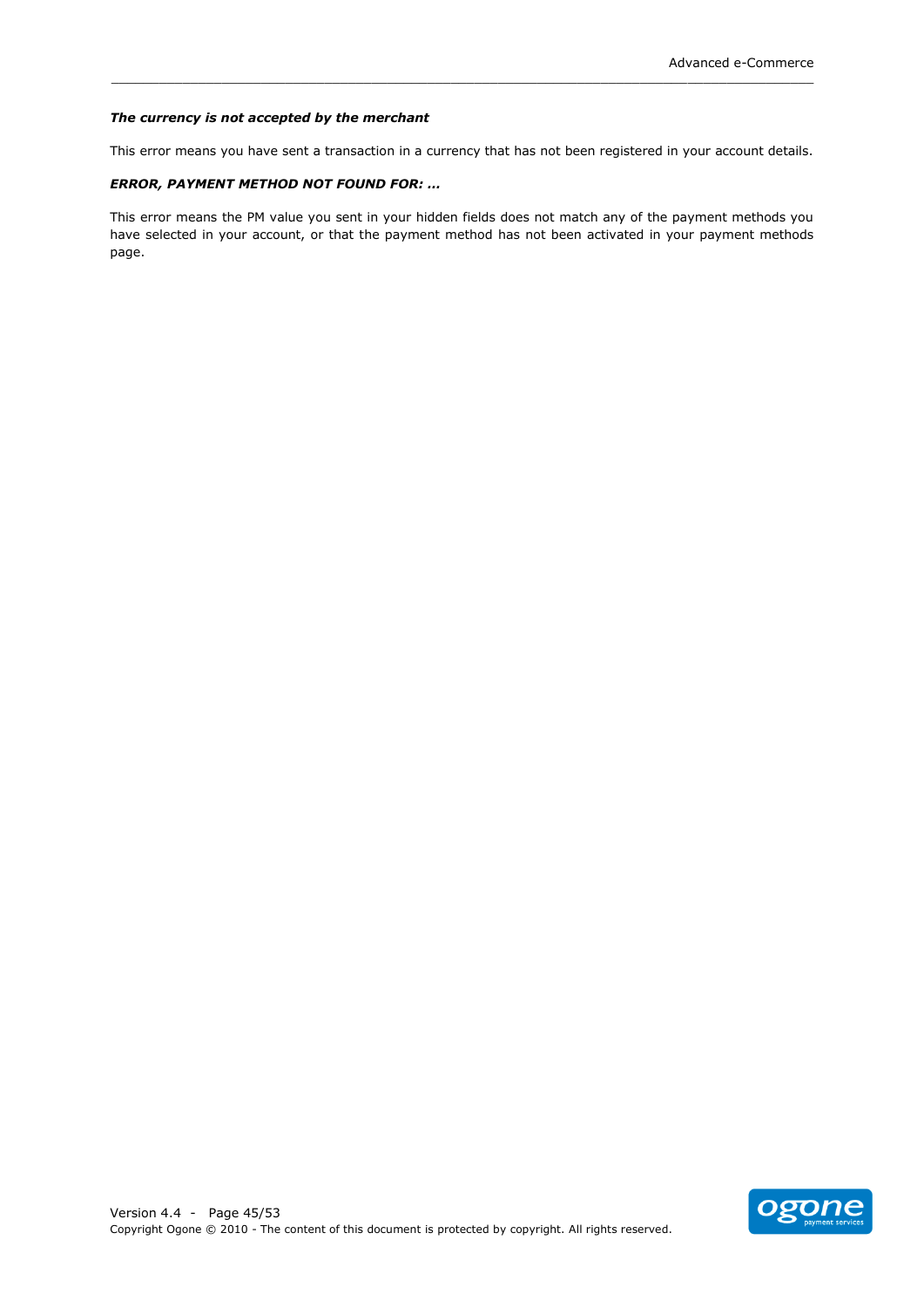***The currency is not accepted by the merchant***

This error means you have sent a transaction in a currency that has not been registered in your account details.

***ERROR, PAYMENT METHOD NOT FOUND FOR: …***

This error means the PM value you sent in your hidden fields does not match any of the payment methods you have selected in your account, or that the payment method has not been activated in your payment methods page.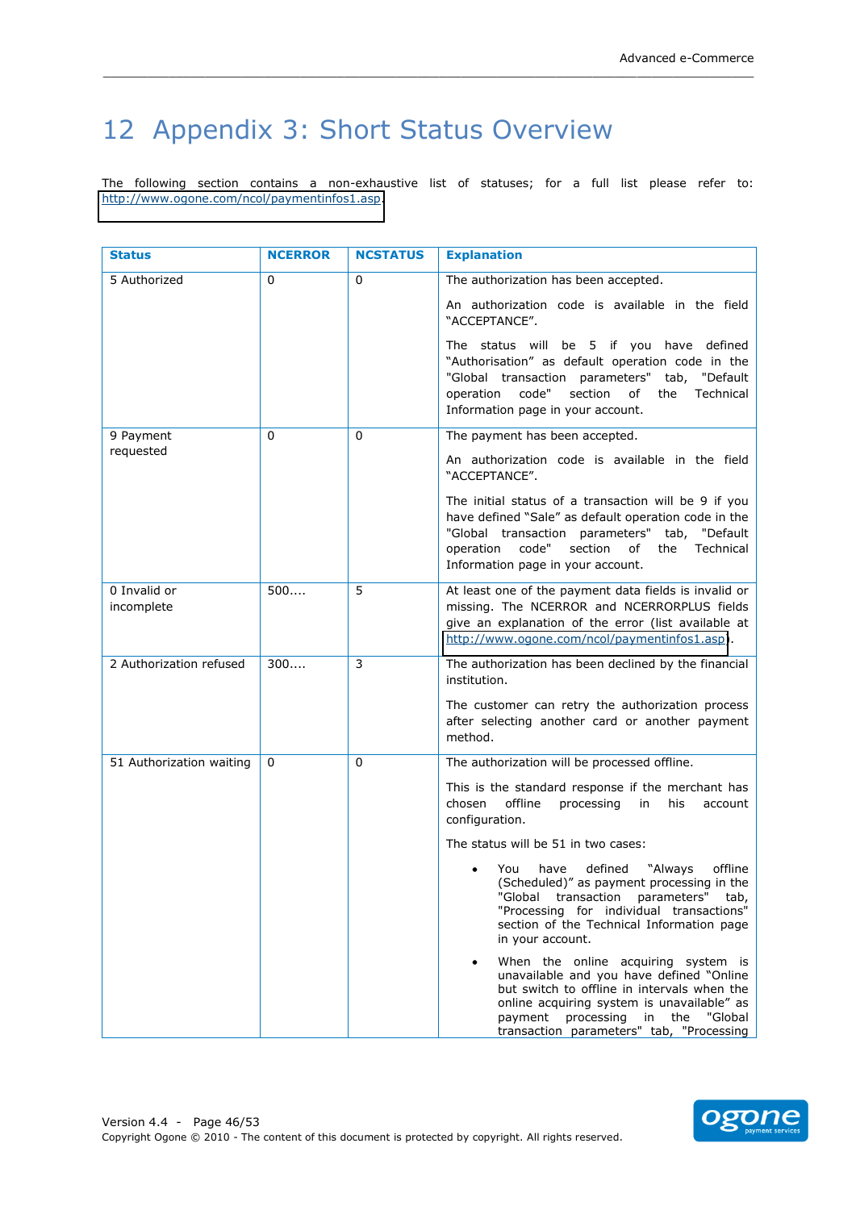# 12 Appendix 3: Short Status Overview

The following section contains a non-exhaustive list of statuses; for a full list please refer to: http://www.ogone.com/ncol/paymentinfos1.asp.

| Status | NCERROR | NCSTATUS | Explanation |
|---|---|---|---|
| 5 Authorized | 0 | 0 | The authorization has been accepted.<br><br>An authorization code is available in the field "ACCEPTANCE".<br><br>The status will be 5 if you have defined "Authorisation" as default operation code in the "Global transaction parameters" tab, "Default operation code" section of the Technical Information page in your account. |
| 9 Payment requested | 0 | 0 | The payment has been accepted.<br><br>An authorization code is available in the field "ACCEPTANCE".<br><br>The initial status of a transaction will be 9 if you have defined "Sale" as default operation code in the "Global transaction parameters" tab, "Default operation code" section of the Technical Information page in your account. |
| 0 Invalid or incomplete | 500.... | 5 | At least one of the payment data fields is invalid or missing. The NCERROR and NCERRORPLUS fields give an explanation of the error (list available at http://www.ogone.com/ncol/paymentinfos1.asp). |
| 2 Authorization refused | 300.... | 3 | The authorization has been declined by the financial institution.<br><br>The customer can retry the authorization process after selecting another card or another payment method. |
| 51 Authorization waiting | 0 | 0 | The authorization will be processed offline.<br><br>This is the standard response if the merchant has chosen offline processing in his account configuration.<br><br>The status will be 51 in two cases:<br><br>• You have defined "Always offline (Scheduled)" as payment processing in the "Global transaction parameters" tab, "Processing for individual transactions" section of the Technical Information page in your account.<br><br>• When the online acquiring system is unavailable and you have defined "Online but switch to offline in intervals when the online acquiring system is unavailable" as payment processing in the "Global transaction parameters" tab, "Processing |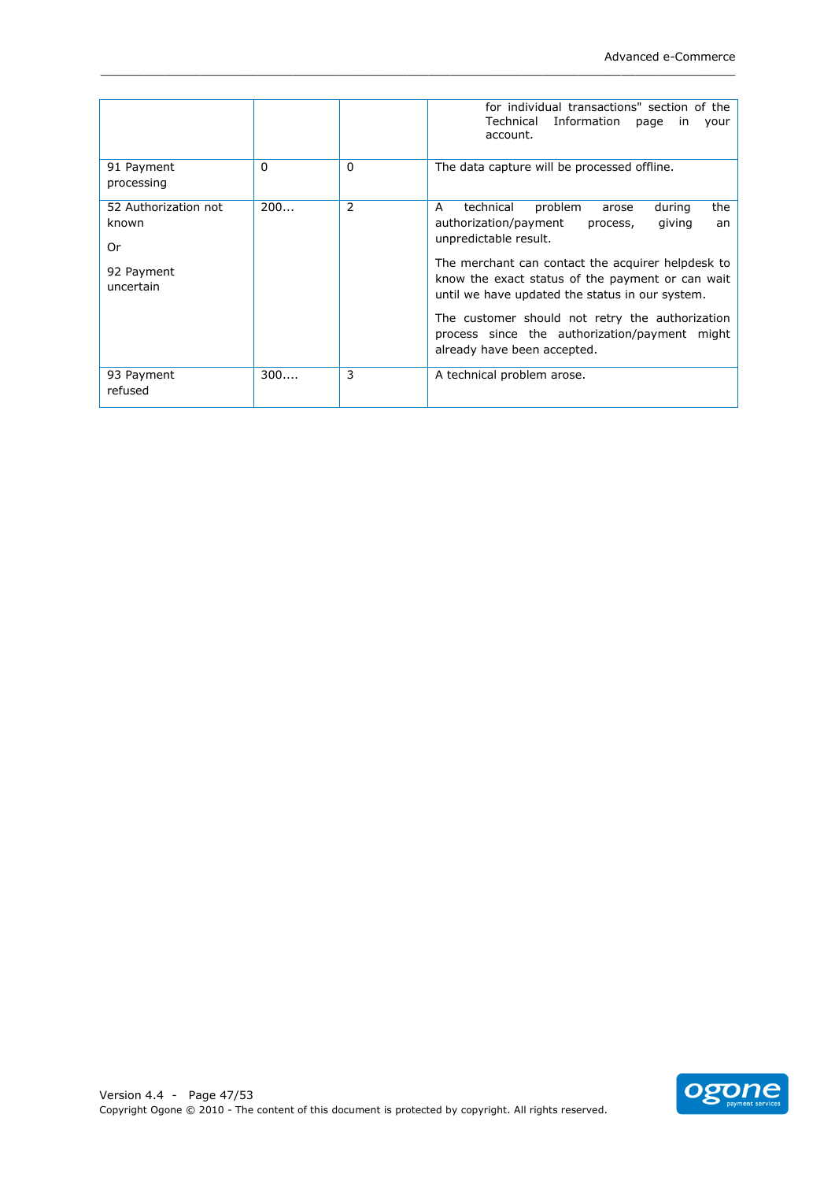| | | | |
|---|---|---|---|
| | | | for individual transactions" section of the Technical Information page in your account. |
| 91 Payment processing | 0 | 0 | The data capture will be processed offline. |
| 52 Authorization not known<br><br>Or<br><br>92 Payment uncertain | 200... | 2 | A technical problem arose during the authorization/payment process, giving an unpredictable result.<br><br>The merchant can contact the acquirer helpdesk to know the exact status of the payment or can wait until we have updated the status in our system.<br><br>The customer should not retry the authorization process since the authorization/payment might already have been accepted. |
| 93 Payment refused | 300.... | 3 | A technical problem arose. |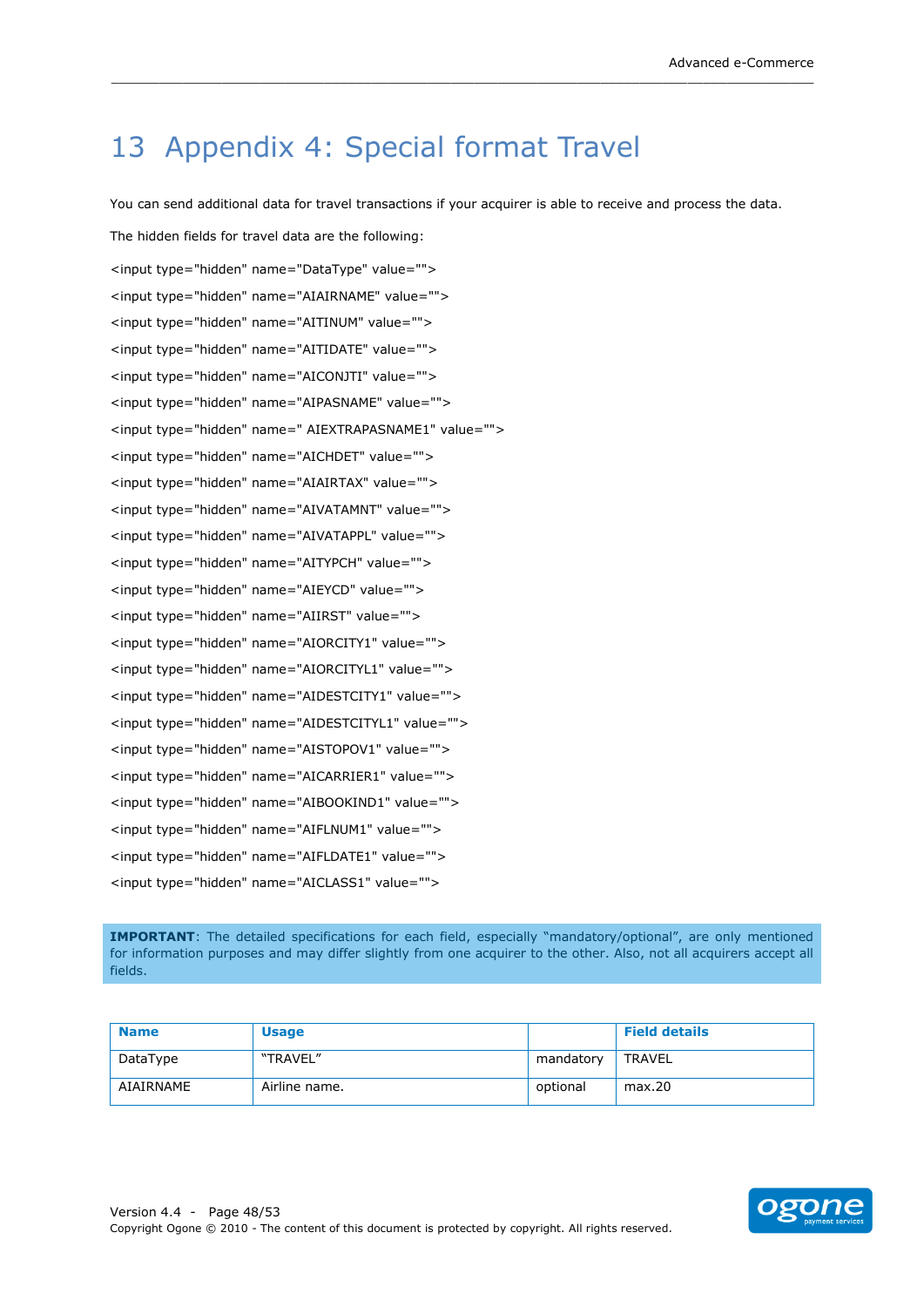# 13 Appendix 4: Special format Travel

You can send additional data for travel transactions if your acquirer is able to receive and process the data.

The hidden fields for travel data are the following:

```
<input type="hidden" name="DataType" value="">
<input type="hidden" name="AIAIRNAME" value="">
<input type="hidden" name="AITINUM" value="">
<input type="hidden" name="AITIDATE" value="">
<input type="hidden" name="AICONJTI" value="">
<input type="hidden" name="AIPASNAME" value="">
<input type="hidden" name=" AIEXTRAPASNAME1" value="">
<input type="hidden" name="AICHDET" value="">
<input type="hidden" name="AIAIRTAX" value="">
<input type="hidden" name="AIVATAMNT" value="">
<input type="hidden" name="AIVATAPPL" value="">
<input type="hidden" name="AITYPCH" value="">
<input type="hidden" name="AIEYCD" value="">
<input type="hidden" name="AIIRST" value="">
<input type="hidden" name="AIORCITY1" value="">
<input type="hidden" name="AIORCITYL1" value="">
<input type="hidden" name="AIDESTCITY1" value="">
<input type="hidden" name="AIDESTCITYL1" value="">
<input type="hidden" name="AISTOPOV1" value="">
<input type="hidden" name="AICARRIER1" value="">
<input type="hidden" name="AIBOOKIND1" value="">
<input type="hidden" name="AIFLNUM1" value="">
<input type="hidden" name="AIFLDATE1" value="">
<input type="hidden" name="AICLASS1" value="">
```

**IMPORTANT**: The detailed specifications for each field, especially "mandatory/optional", are only mentioned for information purposes and may differ slightly from one acquirer to the other. Also, not all acquirers accept all fields.

| Name | Usage | | Field details |
|---|---|---|---|
| DataType | "TRAVEL" | mandatory | TRAVEL |
| AIAIRNAME | Airline name. | optional | max.20 |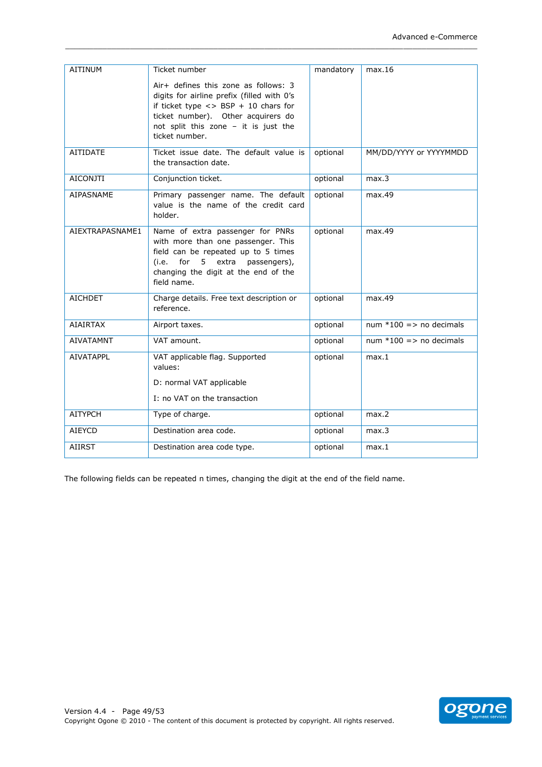| AITINUM | Ticket number<br><br>Air+ defines this zone as follows: 3 digits for airline prefix (filled with 0's if ticket type <> BSP + 10 chars for ticket number). Other acquirers do not split this zone – it is just the ticket number. | mandatory | max.16 |
|---|---|---|---|
| AITIDATE | Ticket issue date. The default value is the transaction date. | optional | MM/DD/YYYY or YYYYMMDD |
| AICONJTI | Conjunction ticket. | optional | max.3 |
| AIPASNAME | Primary passenger name. The default value is the name of the credit card holder. | optional | max.49 |
| AIEXTRAPASNAME1 | Name of extra passenger for PNRs with more than one passenger. This field can be repeated up to 5 times (i.e. for 5 extra passengers), changing the digit at the end of the field name. | optional | max.49 |
| AICHDET | Charge details. Free text description or reference. | optional | max.49 |
| AIAIRTAX | Airport taxes. | optional | num *100 => no decimals |
| AIVATAMNT | VAT amount. | optional | num *100 => no decimals |
| AIVATAPPL | VAT applicable flag. Supported values:<br><br>D: normal VAT applicable<br><br>I: no VAT on the transaction | optional | max.1 |
| AITYPCH | Type of charge. | optional | max.2 |
| AIEYCD | Destination area code. | optional | max.3 |
| AIIRST | Destination area code type. | optional | max.1 |

The following fields can be repeated n times, changing the digit at the end of the field name.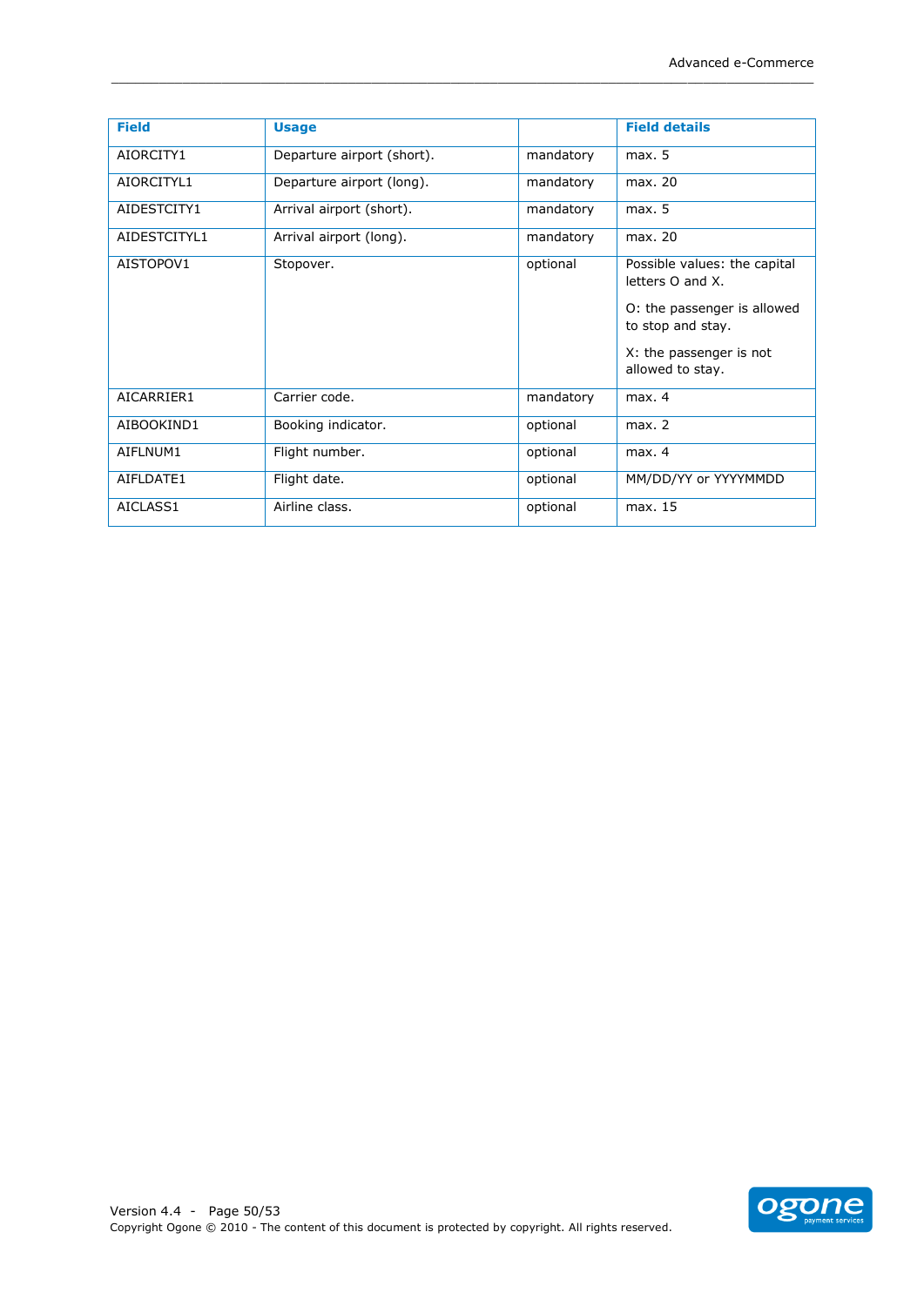| Field | Usage | | Field details |
|---|---|---|---|
| AIORCITY1 | Departure airport (short). | mandatory | max. 5 |
| AIORCITYL1 | Departure airport (long). | mandatory | max. 20 |
| AIDESTCITY1 | Arrival airport (short). | mandatory | max. 5 |
| AIDESTCITYL1 | Arrival airport (long). | mandatory | max. 20 |
| AISTOPOV1 | Stopover. | optional | Possible values: the capital letters O and X.<br><br>O: the passenger is allowed to stop and stay.<br><br>X: the passenger is not allowed to stay. |
| AICARRIER1 | Carrier code. | mandatory | max. 4 |
| AIBOOKIND1 | Booking indicator. | optional | max. 2 |
| AIFLNUM1 | Flight number. | optional | max. 4 |
| AIFLDATE1 | Flight date. | optional | MM/DD/YY or YYYYMMDD |
| AICLASS1 | Airline class. | optional | max. 15 |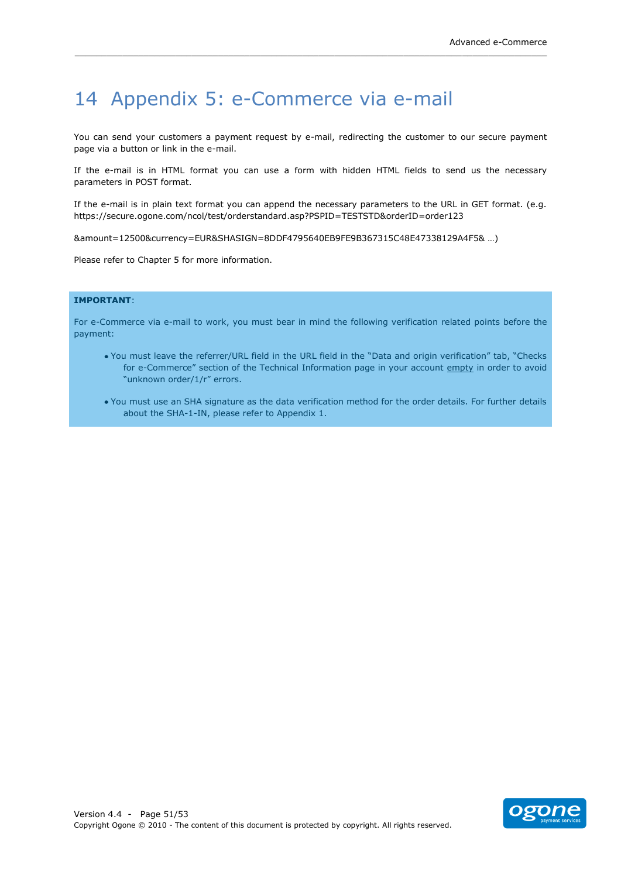# 14 Appendix 5: e-Commerce via e-mail

You can send your customers a payment request by e-mail, redirecting the customer to our secure payment page via a button or link in the e-mail.

If the e-mail is in HTML format you can use a form with hidden HTML fields to send us the necessary parameters in POST format.

If the e-mail is in plain text format you can append the necessary parameters to the URL in GET format. (e.g. https://secure.ogone.com/ncol/test/orderstandard.asp?PSPID=TESTSTD&orderID=order123

&amount=12500&currency=EUR&SHASIGN=8DDF4795640EB9FE9B367315C48E47338129A4F5& …)

Please refer to Chapter 5 for more information.

**IMPORTANT**:

For e-Commerce via e-mail to work, you must bear in mind the following verification related points before the payment:

- You must leave the referrer/URL field in the URL field in the "Data and origin verification" tab, "Checks for e-Commerce" section of the Technical Information page in your account empty in order to avoid "unknown order/1/r" errors.
- You must use an SHA signature as the data verification method for the order details. For further details about the SHA-1-IN, please refer to Appendix 1.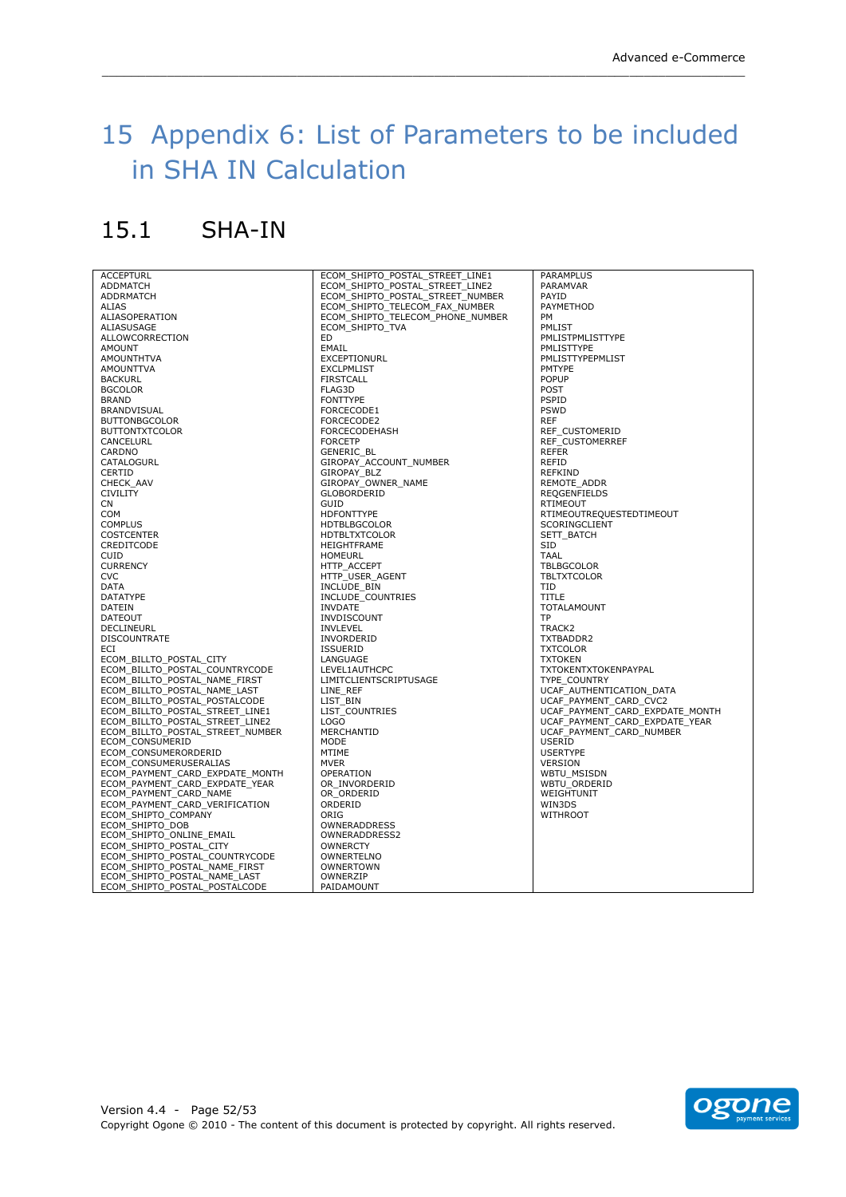# 15 Appendix 6: List of Parameters to be included in SHA IN Calculation

## 15.1 SHA-IN

| | | |
|---|---|---|
| ACCEPTURL | ECOM_SHIPTO_POSTAL_STREET_LINE1 | PARAMPLUS |
| ADDMATCH | ECOM_SHIPTO_POSTAL_STREET_LINE2 | PARAMVAR |
| ADDRMATCH | ECOM_SHIPTO_POSTAL_STREET_NUMBER | PAYID |
| ALIAS | ECOM_SHIPTO_TELECOM_FAX_NUMBER | PAYMETHOD |
| ALIASOPERATION | ECOM_SHIPTO_TELECOM_PHONE_NUMBER | PM |
| ALIASUSAGE | ECOM_SHIPTO_TVA | PMLIST |
| ALLOWCORRECTION | ED | PMLISTPMLISTTYPE |
| AMOUNT | EMAIL | PMLISTTYPE |
| AMOUNTHTVA | EXCEPTIONURL | PMLISTTYPEPMLIST |
| AMOUNTTVA | EXCLPMLIST | PMTYPE |
| BACKURL | FIRSTCALL | POPUP |
| BGCOLOR | FLAG3D | POST |
| BRAND | FONTTYPE | PSPID |
| BRANDVISUAL | FORCECODE1 | PSWD |
| BUTTONBGCOLOR | FORCECODE2 | REF |
| BUTTONTXTCOLOR | FORCECODEHASH | REF_CUSTOMERID |
| CANCELURL | FORCETP | REF_CUSTOMERREF |
| CARDNO | GENERIC_BL | REFER |
| CATALOGURL | GIROPAY_ACCOUNT_NUMBER | REFID |
| CERTID | GIROPAY_BLZ | REFKIND |
| CHECK_AAV | GIROPAY_OWNER_NAME | REMOTE_ADDR |
| CIVILITY | GLOBORDERID | REQGENFIELDS |
| CN | GUID | RTIMEOUT |
| COM | HDFONTTYPE | RTIMEOUTREQUESTEDTIMEOUT |
| COMPLUS | HDTBLBGCOLOR | SCORINGCLIENT |
| COSTCENTER | HDTBLTXTCOLOR | SETT_BATCH |
| CREDITCODE | HEIGHTFRAME | SID |
| CUID | HOMEURL | TAAL |
| CURRENCY | HTTP_ACCEPT | TBLBGCOLOR |
| CVC | HTTP_USER_AGENT | TBLTXTCOLOR |
| DATA | INCLUDE_BIN | TID |
| DATATYPE | INCLUDE_COUNTRIES | TITLE |
| DATEIN | INVDATE | TOTALAMOUNT |
| DATEOUT | INVDISCOUNT | TP |
| DECLINEURL | INVLEVEL | TRACK2 |
| DISCOUNTRATE | INVORDERID | TXTBADDR2 |
| ECI | ISSUERID | TXTCOLOR |
| ECOM_BILLTO_POSTAL_CITY | LANGUAGE | TXTOKEN |
| ECOM_BILLTO_POSTAL_COUNTRYCODE | LEVEL1AUTHCPC | TXTOKENTXTOKENPAYPAL |
| ECOM_BILLTO_POSTAL_NAME_FIRST | LIMITCLIENTSCRIPTUSAGE | TYPE_COUNTRY |
| ECOM_BILLTO_POSTAL_NAME_LAST | LINE_REF | UCAF_AUTHENTICATION_DATA |
| ECOM_BILLTO_POSTAL_POSTALCODE | LIST_BIN | UCAF_PAYMENT_CARD_CVC2 |
| ECOM_BILLTO_POSTAL_STREET_LINE1 | LIST_COUNTRIES | UCAF_PAYMENT_CARD_EXPDATE_MONTH |
| ECOM_BILLTO_POSTAL_STREET_LINE2 | LOGO | UCAF_PAYMENT_CARD_EXPDATE_YEAR |
| ECOM_BILLTO_POSTAL_STREET_NUMBER | MERCHANTID | UCAF_PAYMENT_CARD_NUMBER |
| ECOM_CONSUMERID | MODE | USERID |
| ECOM_CONSUMERORDERID | MTIME | USERTYPE |
| ECOM_CONSUMERUSERALIAS | MVER | VERSION |
| ECOM_PAYMENT_CARD_EXPDATE_MONTH | OPERATION | WBTU_MSISDN |
| ECOM_PAYMENT_CARD_EXPDATE_YEAR | OR_INVORDERID | WBTU_ORDERID |
| ECOM_PAYMENT_CARD_NAME | OR_ORDERID | WEIGHTUNIT |
| ECOM_PAYMENT_CARD_VERIFICATION | ORDERID | WIN3DS |
| ECOM_SHIPTO_COMPANY | ORIG | WITHROOT |
| ECOM_SHIPTO_DOB | OWNERADDRESS | |
| ECOM_SHIPTO_ONLINE_EMAIL | OWNERADDRESS2 | |
| ECOM_SHIPTO_POSTAL_CITY | OWNERCTY | |
| ECOM_SHIPTO_POSTAL_COUNTRYCODE | OWNERTELNO | |
| ECOM_SHIPTO_POSTAL_NAME_FIRST | OWNERTOWN | |
| ECOM_SHIPTO_POSTAL_NAME_LAST | OWNERZIP | |
| ECOM_SHIPTO_POSTAL_POSTALCODE | PAIDAMOUNT | |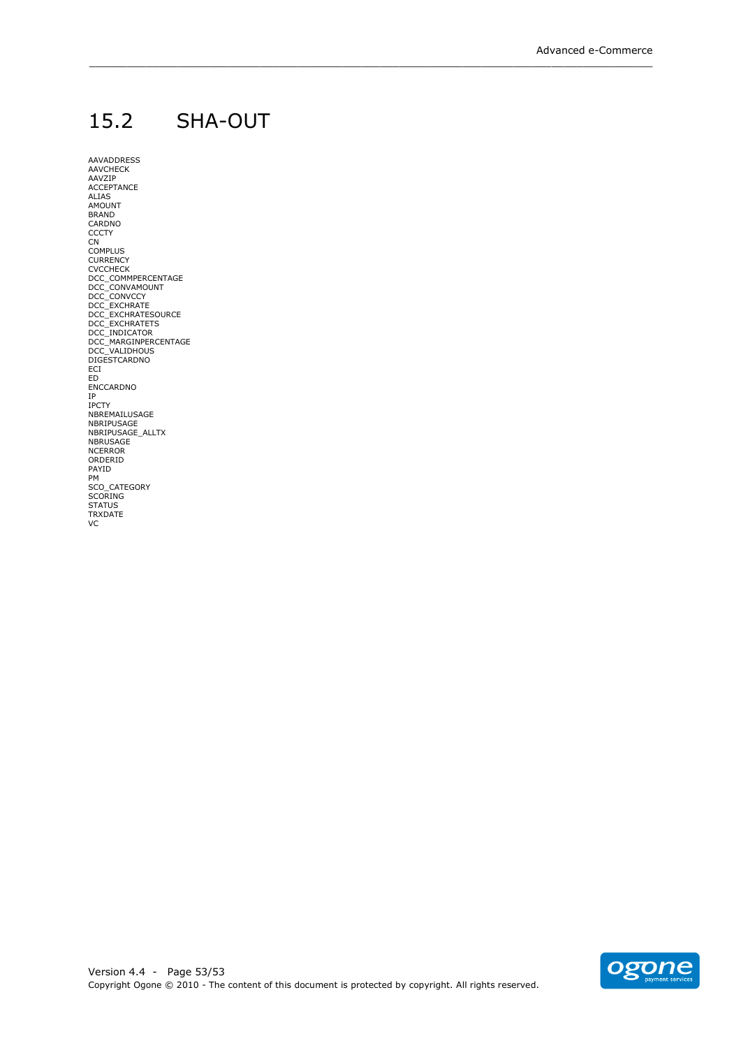## 15.2 SHA-OUT

AAVADDRESS
AAVCHECK
AAVZIP
ACCEPTANCE
ALIAS
AMOUNT
BRAND
CARDNO
CCCTY
CN
COMPLUS
CURRENCY
CVCCHECK
DCC_COMMPERCENTAGE
DCC_CONVAMOUNT
DCC_CONVCCY
DCC_EXCHRATE
DCC_EXCHRATESOURCE
DCC_EXCHRATETS
DCC_INDICATOR
DCC_MARGINPERCENTAGE
DCC_VALIDHOUS
DIGESTCARDNO
ECI
ED
ENCCARDNO
IP
IPCTY
NBREMAILUSAGE
NBRIPUSAGE
NBRIPUSAGE_ALLTX
NBRUSAGE
NCERROR
ORDERID
PAYID
PM
SCO_CATEGORY
SCORING
STATUS
TRXDATE
VC